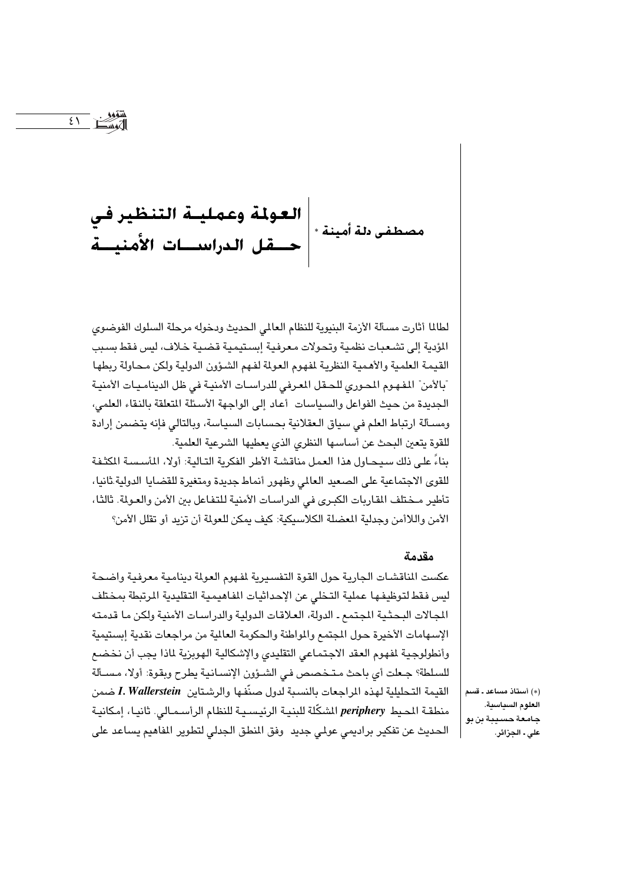# العولمة وعملية التنظير في حقل الدراسات الأمنية

**مصطفى دلة أمينة** *

لطالما أثارت مسألة الأزمة البنيوية للنظام العالمي الحديث ودخوله مرحلة السلوك الفوضوي المؤدية إلى تشعبات نظمية وتحولات معرفية إبستيمية قضية خلاف، ليس فقط بسبب القيمة العلمية والأهمية النظرية لمفهوم العولمة لفهم الشؤون الدولية ولكن محاولة ربطها "بالأمن" المفهوم المحوري للحقل المعرفي للدراسات الأمنية في ظل الديناميات الأمنية الجديدة من حيث الفواعل والسياسات أعاد إلى الواجهة الأسئلة المتعلقة بالنقاء العلمي، ومسألة ارتباط العلم في سياق العقلانية بحسابات السياسة، وبالتالي فإنه يتضمن إرادة للقوة يتعين البحث عن أساسها النظري الذي يعطيها الشرعية العلمية.

بناءً على ذلك سيحاول هذا العمل مناقشة الأطر الفكرية التالية: أولا، المأسسة المكثفة للقوى الاجتماعية على الصعيد العالمي وظهور أنماط جديدة ومتغيرة للقضايا الدولية.ثانيا، تأطير مختلف المقاربات الكبرى في الدراسات الأمنية للتفاعل بين الأمن والعولمة. ثالثا، الأمن واللاأمن وجدلية المعضلة الكلاسيكية: كيف يمكن للعولمة أن تزيد أو تقلل الأمن؟

## مقدمة

عكست المناقشات الجارية حول القوة التفسيرية لمفهوم العولمة دينامية معرفية واضحة ليس فقط لتوظيفها عملية التخلي عن الإحداثيات المفاهيمية التقليدية المرتبطة بمختلف المجالات البحثية المجتمع ـ الدولة، العلاقات الدولية والدراسات الأمنية ولكن ما قدمته الإسهامات الأخيرة حول المجتمع والمواطنة والحكومة العالمية من مراجعات نقدية إبستيمية وأنطولوجية لمفهوم العقد الاجتماعي التقليدي والإشكالية الهوبزية لماذا يجب أن نخضع للسلطة؟ جعلت أي باحث متخصص في الشؤون الإنسانية يطرح وبقوة: أولا، مسألة القيمة التحليلية لهذه المراجعات بالنسبة لدول صنّفها والرشتاين ***I. Wallerstein*** ضمن منطقة المحيط ***periphery*** المشكّلة للبنية الرئيسية للنظام الرأسمالي. ثانيا، إمكانية الحديث عن تفكير براديمي عولمي جديد وفق المنطق الجدلي لتطوير المفاهيم يساعد على

(*) أستاذ مساعد ـ قسم العلوم السياسية. جامعة حسيبة بن بو علي ـ الجزائر.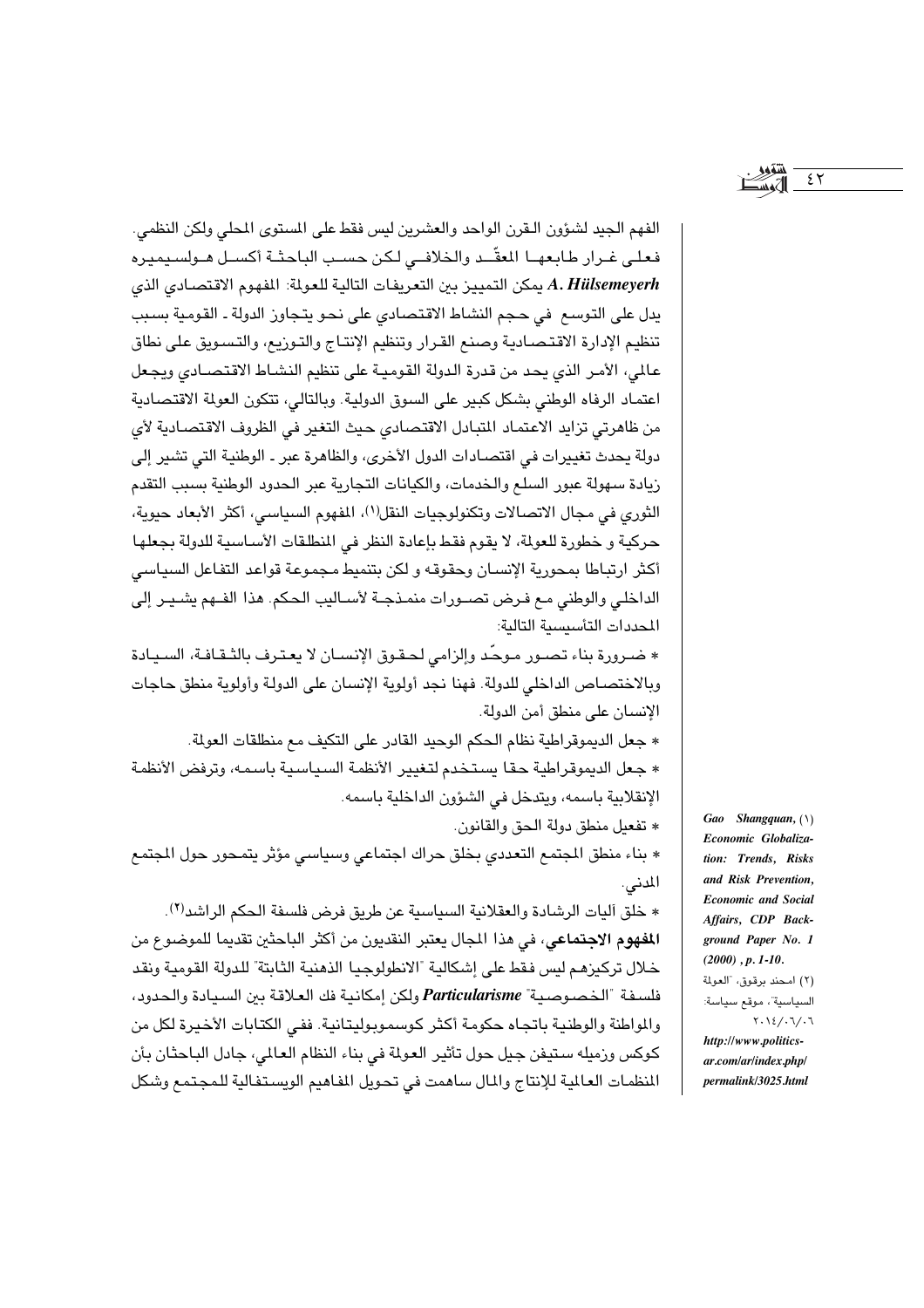الفهم الجيد لشؤون القرن الواحد والعشرين ليس فقط على المستوى المحلي ولكن النظمي. فعلى غرار طابعها المعقّد والخلافي لكن حسب الباحثة أكسل هولسيميره *A. Hülsemeyerh* يمكن التمييز بين التعريفات التالية للعولمة: المفهوم الاقتصادي الذي يدل على التوسع في حجم النشاط الاقتصادي على نحو يتجاوز الدولة ـ القومية بسبب تنظيم الإدارة الاقتصادية وصنع القرار وتنظيم الإنتاج والتوزيع، والتسويق على نطاق عالمي، الأمر الذي يحد من قدرة الدولة القومية على تنظيم النشاط الاقتصادي ويجعل اعتماد الرفاه الوطني بشكل كبير على السوق الدولية. وبالتالي، تتكون العولمة الاقتصادية من ظاهرتي تزايد الاعتماد المتبادل الاقتصادي حيث التغير في الظروف الاقتصادية لأي دولة يحدث تغييرات في اقتصادات الدول الأخرى، والظاهرة عبر ـ الوطنية التي تشير إلى زيادة سهولة عبور السلع والخدمات، والكيانات التجارية عبر الحدود الوطنية بسبب التقدم الثوري في مجال الاتصالات وتكنولوجيات النقل[1]، المفهوم السياسي، أكثر الأبعاد حيوية، حركية و خطورة للعولمة، لا يقوم فقط بإعادة النظر في المنطلقات الأساسية للدولة بجعلها أكثر ارتباطا بمحورية الإنسان وحقوقه و لكن بتنميط مجموعة قواعد التفاعل السياسي الداخلي والوطني مع فرض تصورات منمذجة لأساليب الحكم. هذا الفهم يشير إلى المحددات التأسيسية التالية:

* ضرورة بناء تصور موحّد وإلزامي لحقوق الإنسان لا يعترف بالثقافة، السيادة وبالاختصاص الداخلي للدولة. فهنا نجد أولوية الإنسان على الدولة وأولوية منطق حاجات الإنسان على منطق أمن الدولة.
* جعل الديموقراطية نظام الحكم الوحيد القادر على التكيف مع منطلقات العولمة.
* جعل الديموقراطية حقا يستخدم لتغيير الأنظمة السياسية باسمه، وترفض الأنظمة الإنقلابية باسمه، ويتدخل في الشؤون الداخلية باسمه.
* تفعيل منطق دولة الحق والقانون.
* بناء منطق المجتمع التعددي بخلق حراك اجتماعي وسياسي مؤثر يتمحور حول المجتمع المدني.
* خلق آليات الرشادة والعقلانية السياسية عن طريق فرض فلسفة الحكم الراشد[2].

**المفهوم الاجتماعي**، في هذا المجال يعتبر النقديون من أكثر الباحثين تقديما للموضوع من خلال تركيزهم ليس فقط على إشكالية "الانطولوجيا الذهنية الثابتة" للدولة القومية ونقد فلسفة "الخصوصية" *Particularisme* ولكن إمكانية فك العلاقة بين السيادة والحدود، والمواطنة والوطنية باتجاه حكومة أكثر كوسموبوليتانية. ففي الكتابات الأخيرة لكل من كوكس وزميله ستيفن جيل حول تأثير العولمة في بناء النظام العالمي، جادل الباحثان بأن المنظمات العالمية للإنتاج والمال ساهمت في تحويل المفاهيم الويستفالية للمجتمع وشكل

---

(1) *Gao Shangquan, Economic Globalization: Trends, Risks and Risk Prevention, Economic and Social Affairs, CDP Background Paper No. 1 (2000) , p. 1-10.*

(2) امحند برقوق، "العولمة السياسية"، موقع سياسة: ٢٠١٤/٠٦/٠٦ *http://www.politics-ar.com/ar/index.php/permalink/3025.html*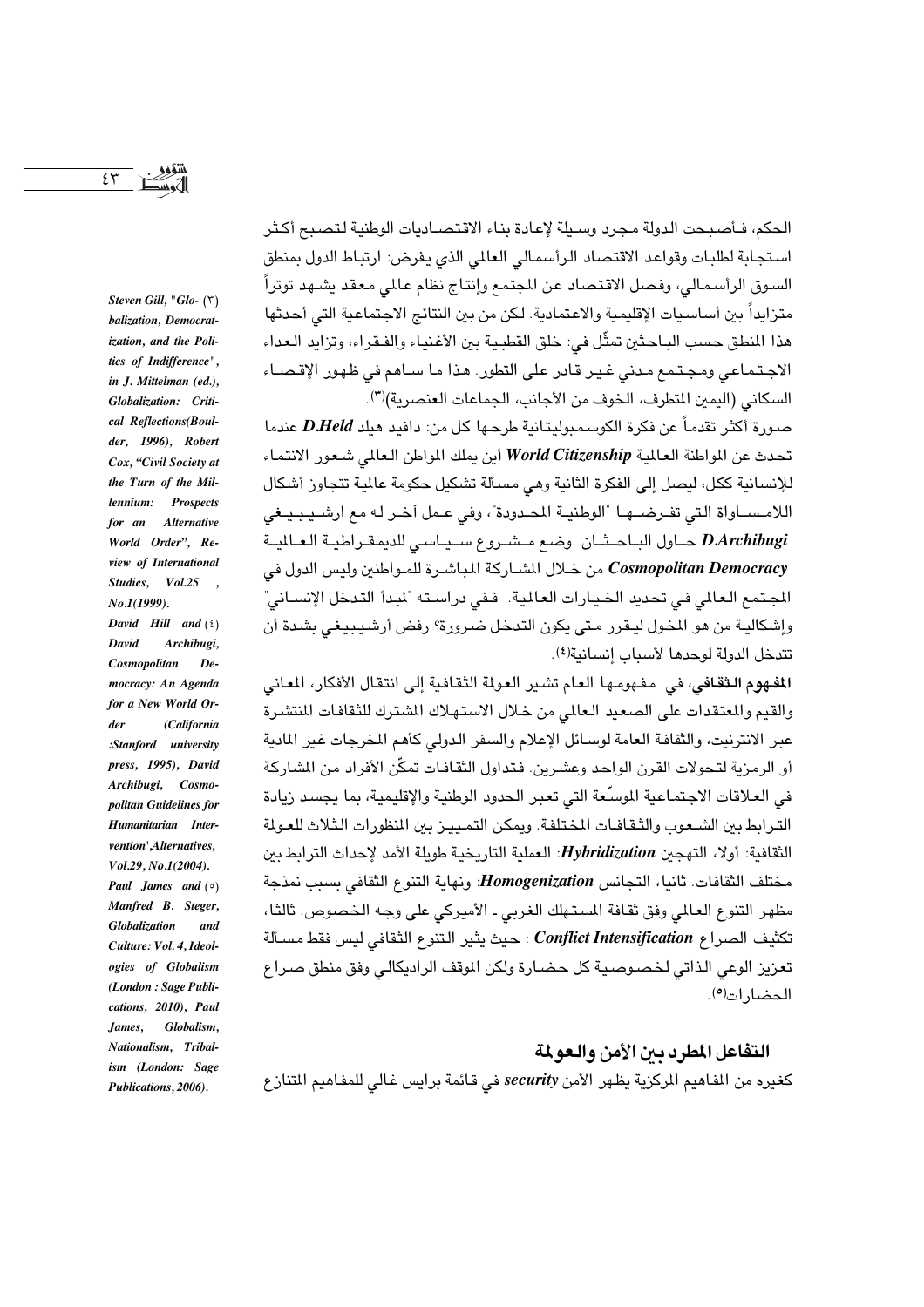الحكم، فأصبحت الدولة مجرد وسيلة لإعادة بناء الاقتصاديات الوطنية لتصبح أكثر استجابة لطلبات وقواعد الاقتصاد الرأسمالي العالمي الذي يفرض: ارتباط الدول بمنطق السوق الرأسمالي، وفصل الاقتصاد عن المجتمع وإنتاج نظام عالمي معقد يشهد توتراً متزايداً بين أساسيات الإقليمية والاعتمادية. لكن من بين النتائج الاجتماعية التي أحدثها هذا المنطق حسب الباحثين تمثّل في: خلق القطبية بين الأغنياء والفقراء، وتزايد العداء الاجتماعي ومجتمع مدني غير قادر على التطور. هذا ما ساهم في ظهور الإقصاء السكاني (اليمين المتطرف، الخوف من الأجانب، الجماعات العنصرية)(٣).

صورة أكثر تقدماً عن فكرة الكوسمبوليتانية طرحها كل من: دافيد هيلد ***D.Held*** عندما تحدث عن المواطنة العالمية ***World Citizenship*** أين يملك المواطن العالمي شعور الانتماء للإنسانية ككل، ليصل إلى الفكرة الثانية وهي مسألة تشكيل حكومة عالمية تتجاوز أشكال اللامساواة التي تفرضها "الوطنية المحدودة"، وفي عمل آخر له مع ارشيبيغي ***D.Archibugi*** حاول الباحثان وضع مشروع سياسي للديمقراطية العالمية ***Cosmopolitan Democracy*** من خلال المشاركة المباشرة للمواطنين وليس الدول في المجتمع العالمي في تحديد الخيارات العالمية. ففي دراسته "لمبدأ التدخل الإنساني" وإشكالية من هو المخول ليقرر متى يكون التدخل ضرورة؟ رفض أرشيبيغي بشدة أن تتدخل الدولة لوحدها لأسباب إنسانية(٤).

**المفهوم الثقافي**، في مفهومها العام تشير العولمة الثقافية إلى انتقال الأفكار، المعاني والقيم والمعتقدات على الصعيد العالمي من خلال الاستهلاك المشترك للثقافات المنتشرة عبر الانترنيت، والثقافة العامة لوسائل الإعلام والسفر الدولي كأهم المخرجات غير المادية أو الرمزية لتحولات القرن الواحد وعشرين. فتداول الثقافات تمكّن الأفراد من المشاركة في العلاقات الاجتماعية الموسّعة التي تعبر الحدود الوطنية والإقليمية، بما يجسد زيادة الترابط بين الشعوب والثقافات المختلفة. ويمكن التمييز بين المنظورات الثلاث للعولمة الثقافية: أولا، التهجين ***Hybridization***: العملية التاريخية طويلة الأمد لإحداث الترابط بين مختلف الثقافات. ثانيا، التجانس ***Homogenization***: ونهاية التنوع الثقافي بسبب نمذجة مظهر التنوع العالمي وفق ثقافة المستهلك الغربي ـ الأميركي على وجه الخصوص. ثالثا، تكثيف الصراع ***Conflict Intensification*** : حيث يثير التنوع الثقافي ليس فقط مسألة تعزيز الوعي الذاتي لخصوصية كل حضارة ولكن الموقف الراديكالي وفق منطق صراع الحضارات(٥).

## التفاعل المطرد بين الأمن والعولمة

كغيره من المفاهيم المركزية يظهر الأمن ***security*** في قائمة برايس غالي للمفاهيم المتنازع

---

(٣) *Steven Gill, "Globalization, Democratization, and the Politics of Indifference", in J. Mittelman (ed.), Globalization: Critical Reflections(Boulder, 1996), Robert Cox, "Civil Society at the Turn of the Millennium: Prospects for an Alternative World Order", Review of International Studies, Vol.25 , No.1(1999).*

(٤) *David Hill and David Archibugi, Cosmopolitan Democracy: An Agenda for a New World Order (California :Stanford university press, 1995), David Archibugi, Cosmopolitan Guidelines for Humanitarian Intervention',Alternatives, Vol.29, No.1(2004).*

(٥) *Paul James and Manfred B. Steger, Globalization and Culture: Vol. 4, Ideologies of Globalism (London : Sage Publications, 2010), Paul James, Globalism, Nationalism, Tribalism (London: Sage Publications, 2006).*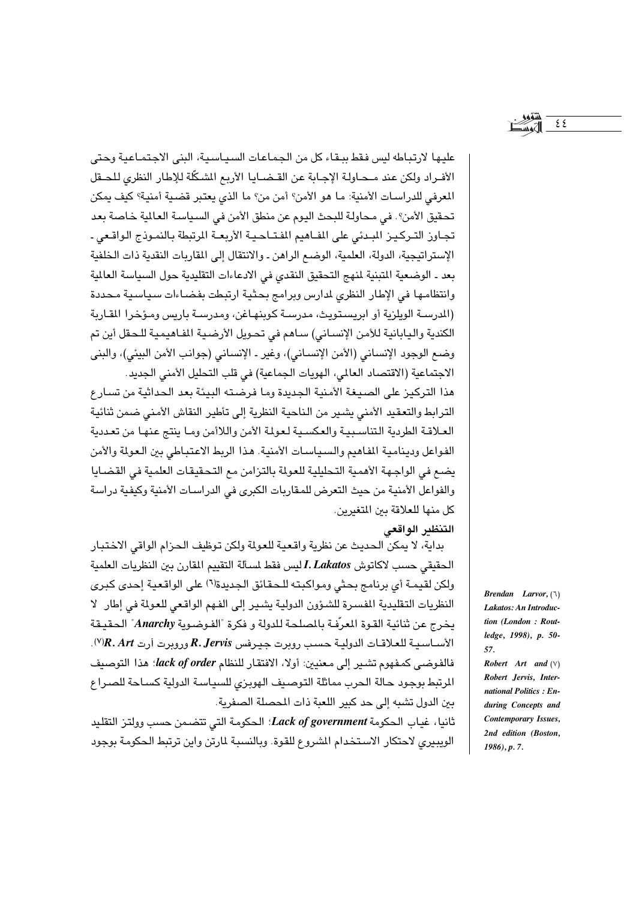عليها لارتباطه ليس فقط ببقاء كل من الجماعات السياسية، البنى الاجتماعية وحتى الأفراد ولكن عند محاولة الإجابة عن القضايا الأربع المشكّلة للإطار النظري للحقل المعرفي للدراسات الأمنية: ما هو الأمن؟ أمن من؟ ما الذي يعتبر قضية أمنية؟ كيف يمكن تحقيق الأمن؟. في محاولة للبحث اليوم عن منطق الأمن في السياسة العالمية خاصة بعد تجاوز التركيز المبدئي على المفاهيم المفتاحية الأربعة المرتبطة بالنموذج الواقعي ـ الإستراتيجية، الدولة، العلمية، الوضع الراهن ـ والانتقال إلى المقاربات النقدية ذات الخلفية بعد ـ الوضعية المتبنية لمنهج التحقيق النقدي في الادعاءات التقليدية حول السياسة العالمية وانتظامها في الإطار النظري لمدارس وبرامج بحثية ارتبطت بفضاءات سياسية محددة (المدرسة الويلزية أو ابريستويث، مدرسة كوبنهاغن، ومدرسة باريس ومؤخرا المقاربة الكندية واليابانية للأمن الإنساني) ساهم في تحويل الأرضية المفاهيمية للحقل أين تم وضع الوجود الإنساني (الأمن الإنساني)، وغير ـ الإنساني (جوانب الأمن البيئي)، والبنى الاجتماعية (الاقتصاد العالمي، الهويات الجماعية) في قلب التحليل الأمني الجديد.

هذا التركيز على الصيغة الأمنية الجديدة وما فرضته البيئة بعد الحداثية من تسارع الترابط والتعقيد الأمني يشير من الناحية النظرية إلى تأطير النقاش الأمني ضمن ثنائية العلاقة الطردية التناسبية والعكسية لعولمة الأمن واللاأمن وما ينتج عنها من تعددية الفواعل وديناميية المفاهيم والسياسات الأمنية. هذا الربط الاعتباطي بين العولمة والأمن يضع في الواجهة الأهمية التحليلية للعولمة بالتزامن مع التحقيقات العلمية في القضايا والفواعل الأمنية من حيث التعرض للمقاربات الكبرى في الدراسات الأمنية وكيفية دراسة كل منها للعلاقة بين المتغيرين.

### التنظير الواقعي

بداية، لا يمكن الحديث عن نظرية واقعية للعولمة ولكن توظيف الحزام الواقي الاختبار الحقيقي حسب لاكاتوش ***I. Lakatos*** ليس فقط لمسألة التقييم المقارن بين النظريات العلمية ولكن لقيمة أي برنامج بحثي ومواكبته للحقائق الجديدة[6] على الواقعية إحدى كبرى النظريات التقليدية المفسرة للشؤون الدولية يشير إلى الفهم الواقعي للعولمة في إطار لا يخرج عن ثنائية القوة المعرّفة بالمصلحة للدولة و فكرة "الفوضوية ***Anarchy***" الحقيقة الأساسية للعلاقات الدولية حسب روبرت جيرفس ***R. Jervis*** وروبرت آرت ***R. Art***[7].

فالفوضى كمفهوم تشير إلى معنيين: أولا، الافتقار للنظام ***lack of order***؛ هذا التوصيف المرتبط بوجود حالة الحرب مماثلة التوصيف الهوبزي للسياسة الدولية كساحة للصراع بين الدول تشبه إلى حد كبير اللعبة ذات المحصلة الصفرية.

ثانيا، غياب الحكومة ***Lack of government***؛ الحكومة التي تتضمن حسب وولتز التقليد الويبيري لاحتكار الاستخدام المشروع للقوة. وبالنسبة لمارتن واين ترتبط الحكومة بوجود

---

(6) ***Brendan Larvor, Lakatos: An Introduction (London : Routledge, 1998), p. 50-57.***

(7) ***Robert Art and Robert Jervis, International Politics : Enduring Concepts and Contemporary Issues, 2nd edition (Boston, 1986), p. 7.***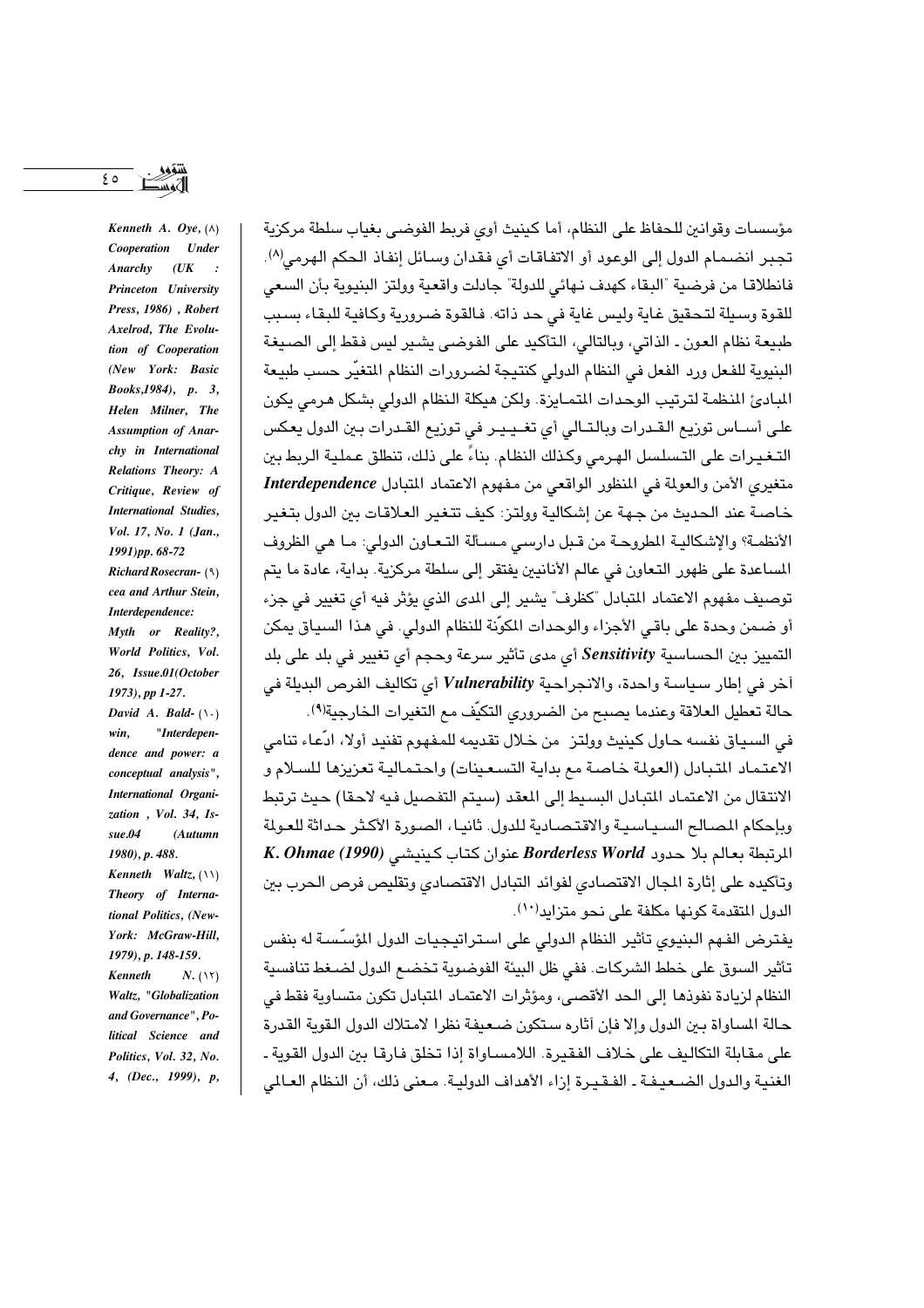مؤسسات وقوانين للحفاظ على النظام، أما كينيث أوي فربط الفوضى بغياب سلطة مركزية تجبر انضمام الدول إلى الوعود أو الاتفاقات أي فقدان وسائل إنفاذ الحكم الهرمي(8). فانطلاقا من فرضية "البقاء كهدف نهائي للدولة" جادلت واقعية وولتز البنيوية بأن السعي للقوة وسيلة لتحقيق غاية وليس غاية في حد ذاته. فالقوة ضرورية وكافية للبقاء بسبب طبيعة نظام العون ـ الذاتي، وبالتالي، التأكيد على الفوضى يشير ليس فقط إلى الصيغة البنيوية للفعل ورد الفعل في النظام الدولي كنتيجة لضرورات النظام المتغيّر حسب طبيعة المبادئ المنظمة لترتيب الوحدات المتمايزة. ولكن هيكلة النظام الدولي بشكل هرمي يكون على أساس توزيع القدرات وبالتالي أي تغيير في توزيع القدرات بين الدول يعكس التغيرات على التسلسل الهرمي وكذلك النظام. بناءً على ذلك، تنطلق عملية الربط بين متغيري الأمن والعولمة في المنظور الواقعي من مفهوم الاعتماد المتبادل ***Interdependence*** خاصة عند الحديث من جهة عن إشكالية وولتز: كيف تتغير العلاقات بين الدول بتغير الأنظمة؟ والإشكالية المطروحة من قبل دارسي مسألة التعاون الدولي: ما هي الظروف المساعدة على ظهور التعاون في عالم الأنانيين يفتقر إلى سلطة مركزية. بداية، عادة ما يتم توصيف مفهوم الاعتماد المتبادل "كظرف" يشير إلى المدى الذي يؤثر فيه أي تغيير في جزء أو ضمن وحدة على باقي الأجزاء والوحدات المكوّنة للنظام الدولي. في هذا السياق يمكن التمييز بين الحساسية ***Sensitivity*** أي مدى تأثير سرعة وحجم أي تغيير في بلد على بلد آخر في إطار سياسة واحدة، والانجراحية ***Vulnerability*** أي تكاليف الفرص البديلة في حالة تعطيل العلاقة وعندما يصبح من الضروري التكيّف مع التغيرات الخارجية(9).

في السياق نفسه حاول كينيث وولتز من خلال تقديمه للمفهوم تفنيد أولا، ادّعاء تنامي الاعتماد المتبادل (العولمة خاصة مع بداية التسعينات) واحتمالية تعزيزها للسلام و الانتقال من الاعتماد المتبادل البسيط إلى المعقد (سيتم التفصيل فيه لاحقا) حيث ترتبط وبإحكام المصالح السياسية والاقتصادية للدول. ثانيا، الصورة الاكثر حداثة للعولمة المرتبطة بعالم بلا حدود ***Borderless World*** عنوان كتاب كينيشي ***K. Ohmae (1990)*** وتأكيده على إثارة المجال الاقتصادي لفوائد التبادل الاقتصادي وتقليص فرص الحرب بين الدول المتقدمة كونها مكلفة على نحو متزايد(10).

يفترض الفهم البنيوي تأثير النظام الدولي على استراتيجيات الدول المؤسّسة له بنفس تأثير السوق على خطط الشركات. ففي ظل البيئة الفوضوية تخضع الدول لضغط تنافسية النظام لزيادة نفوذها إلى الحد الأقصى، ومؤثرات الاعتماد المتبادل تكون متساوية فقط في حالة المساواة بين الدول وإلا فإن آثاره ستكون ضعيفة نظرا لامتلاك الدول القوية القدرة على مقابلة التكاليف على خلاف الفقيرة. اللامساواة إذا تخلق فارقا بين الدول القوية ـ الغنية والدول الضعيفة ـ الفقيرة إزاء الأهداف الدولية. معنى ذلك، أن النظام العالمي

---

(8) *Kenneth A. Oye, Cooperation Under Anarchy (UK : Princeton University Press, 1986) , Robert Axelrod, The Evolution of Cooperation (New York: Basic Books,1984), p. 3, Helen Milner, The Assumption of Anarchy in International Relations Theory: A Critique, Review of International Studies, Vol. 17, No. 1 (Jan., 1991)pp. 68-72*

(9) *Richard Rosecrancea and Arthur Stein, Interdependence: Myth or Reality?, World Politics, Vol. 26, Issue.01(October 1973), pp 1-27.*

(10) *David A. Baldwin, "Interdependence and power: a conceptual analysis", International Organization , Vol. 34, Issue.04 (Autumn 1980), p. 488.*

(11) *Kenneth Waltz, Theory of International Politics, (New-York: McGraw-Hill, 1979), p. 148-159.*

(12) *Kenneth N. Waltz, "Globalization and Governance", Political Science and Politics, Vol. 32, No. 4, (Dec., 1999), p,*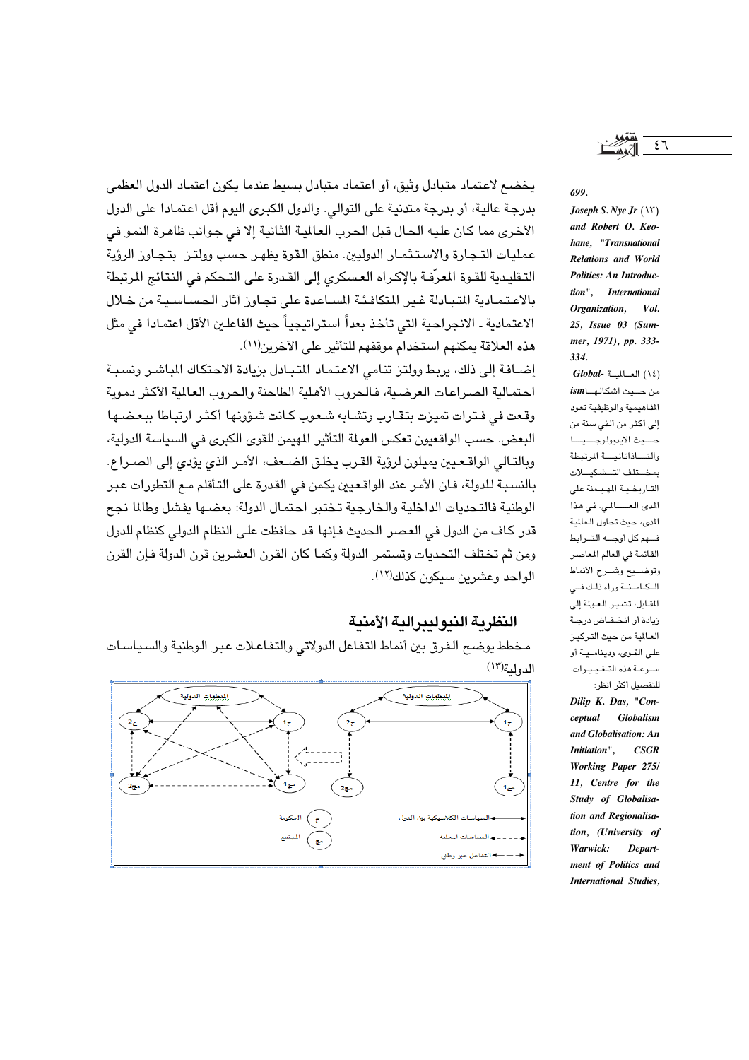يخضع لاعتماد متبادل وثيق، أو اعتماد متبادل بسيط عندما يكون اعتماد الدول العظمى بدرجة عالية، أو بدرجة متدنية على التوالي. والدول الكبرى اليوم أقل اعتمادا على الدول الأخرى مما كان عليه الحال قبل الحرب العالمية الثانية إلا في جوانب ظاهرة النمو في عمليات التجارة والاستثمار الدوليين. منطق القوة يظهر حسب وولتز بتجاوز الرؤية التقليدية للقوة المعرّفة بالإكراه العسكري إلى القدرة على التحكم في النتائج المرتبطة بالاعتمادية المتبادلة غير المتكافئة المساعدة على تجاوز آثار الحساسية من خلال الاعتمادية ـ الانجراحية التي تأخذ بعداً استراتيجياً حيث الفاعلين الأقل اعتمادا في مثل هذه العلاقة يمكنهم استخدام موقفهم للتأثير على الآخرين[11].

إضافة إلى ذلك، يربط وولتز تنامي الاعتماد المتبادل بزيادة الاحتكاك المباشر ونسبة احتمالية الصراعات العرضية، فالحروب الأهلية الطاحنة والحروب العالمية الأكثر دموية وقعت في فترات تميزت بتقارب وتشابه شعوب كانت شؤونها أكثر ارتباطا ببعضها البعض. حسب الواقعيون تعكس العولمة التأثير المهيمن للقوى الكبرى في السياسة الدولية، وبالتالي الواقعيين يميلون لرؤية القرب يخلق الضعف، الأمر الذي يؤدي إلى الصراع. بالنسبة للدولة، فان الأمر عند الواقعيين يكمن في القدرة على التأقلم مع التطورات عبر الوطنية فالتحديات الداخلية والخارجية تختبر احتمال الدولة: بعضها يفشل وطالما نجح قدر كاف من الدول في العصر الحديث فإنها قد حافظت على النظام الدولي كنظام للدول ومن ثم تختلف التحديات وتستمر الدولة وكما كان القرن العشرين قرن الدولة فإن القرن الواحد وعشرين سيكون كذلك[12].

## النظرية النيوليبرالية الأمنية

مخطط يوضح الفرق بين أنماط التفاعل الدولاتي والتفاعلات عبر الوطنية والسياسات الدولية[13]

---

699.

(١٣) *Joseph S. Nye Jr and Robert O. Keohane, "Transnational Relations and World Politics: An Introduction", International Organization, Vol. 25, Issue 03 (Summer, 1971), pp. 333-334.*

(١٤) العالمية *Global-ism* من حيث أشكالها المفاهيمية والوظيفية تعود إلى أكثر من ألفي سنة من حيث الايديولوجيا والتاذاتانية المرتبطة بمختلف التشكيلات التاريخية المهيمنة على المدى العالمي. في هذا المدى، حيث تحاول العالمية فهم كل أوجه الترابط القائمة في العالم المعاصر وتوضيح وشرح الأنماط الكامنة وراء ذلك في المقابل، تشير العولمة إلى زيادة أو انخفاض درجة العالمية من حيث التركيز على القوى، وديناميكية أو سرعة هذه التغييرات. للتفصيل أكثر انظر:

*Dilip K. Das, "Conceptual Globalism and Globalisation: An Initiation", CSGR Working Paper 275/11, Centre for the Study of Globalisation and Regionalisation, (University of Warwick: Department of Politics and International Studies,*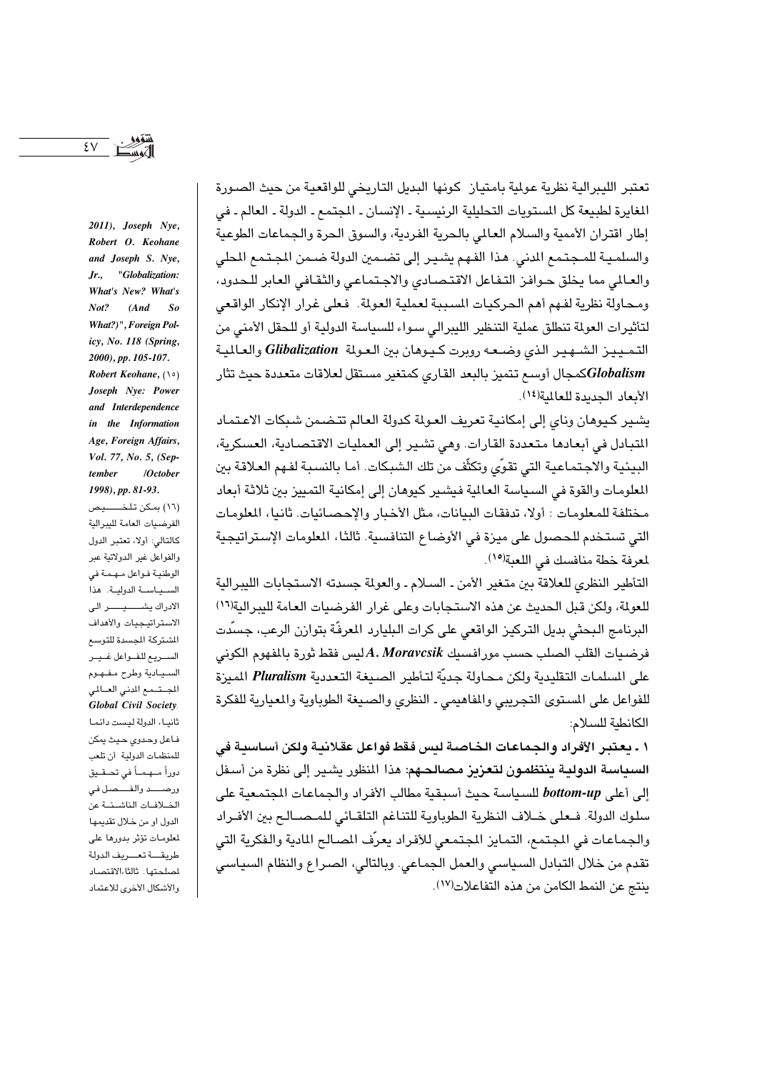تعتبر الليبرالية نظرية عولمية بامتياز كونها البديل التاريخي للواقعية من حيث الصورة المغايرة لطبيعة كل المستويات التحليلية الرئيسية ـ الإنسان ـ المجتمع ـ الدولة ـ العالم ـ في إطار اقتران الأممية والسلام العالمي بالحرية الفردية، والسوق الحرة والجماعات الطوعية والسلمية للمجتمع المدني. هذا الفهم يشير إلى تضمين الدولة ضمن المجتمع المحلي والعالمي مما يخلق حوافز التفاعل الاقتصادي والاجتماعي والثقافي العابر للحدود، ومحاولة نظرية لفهم أهم الحركيات المسببة لعملية العولمة. فعلى غرار الإنكار الواقعي لتأثيرات العولمة تنطلق عملية التنظير الليبرالي سواء للسياسة الدولية أو للحقل الأمني من التمييز الشهير الذي وضعه روبرت كيوهان بين العولمة ***Glibalization*** والعالمية ***Globalism***كمجال أوسع تتميز بالبعد القاري كمتغير مستقل لعلاقات متعددة حيث تثار الأبعاد الجديدة للعالمية[(١٤)].

يشير كيوهان وناي إلى إمكانية تعريف العولمة كدولة العالم تتضمن شبكات الاعتماد المتبادل في أبعادها متعددة القارات. وهي تشير إلى العمليات الاقتصادية، العسكرية، البيئية والاجتماعية التي تقوّي وتكثّف من تلك الشبكات. أما بالنسبة لفهم العلاقة بين المعلومات والقوة في السياسة العالمية فيشير كيوهان إلى إمكانية التمييز بين ثلاثة أبعاد مختلفة للمعلومات : أولا، تدفقات البيانات، مثل الأخبار والإحصائيات. ثانيا، المعلومات التي تستخدم للحصول على ميزة في الأوضاع التنافسية. ثالثا، المعلومات الإستراتيجية لمعرفة خطة منافسك في اللعبة[(١٥)].

التأطير النظري للعلاقة بين متغير الأمن ـ السلام ـ والعولمة جسدته الاستجابات الليبرالية للعولمة، ولكن قبل الحديث عن هذه الاستجابات وعلى غرار الفرضيات العامة لليبرالية[(١٦)] البرنامج البحثي بديل التركيز الواقعي على كرات البليارد المعرفّة بتوازن الرعب، جسّدت فرضيات القلب الصلب حسب مورافسيك ***A. Moravcsik*** ليس فقط ثورة بالمفهوم الكوني على المسلمات التقليدية ولكن محاولة جديّة لتأطير الصيغة التعددية ***Pluralism*** المميزة للفواعل على المستوى التجريبي والمفاهيمي ـ النظري والصيغة الطوباوية والمعيارية للفكرة الكانطية للسلام:

**١ ـ يعتبر الأفراد والجماعات الخاصة ليس فقط فواعل عقلانية ولكن أساسية في السياسة الدولية ينتظمون لتعزيز مصالحهم:** هذا المنظور يشير إلى نظرة من أسفل إلى أعلى ***bottom-up*** للسياسة حيث أسبقية مطالب الأفراد والجماعات المجتمعية على سلوك الدولة. فعلى خلاف النظرية الطوباوية للتناغم التلقائي للمصالح بين الأفراد والجماعات في المجتمع، التمايز المجتمعي للأفراد يعرّف المصالح المادية والفكرية التي تقدم من خلال التبادل السياسي والعمل الجماعي. وبالتالي، الصراع والنظام السياسي ينتج عن النمط الكامن من هذه التفاعلات[(١٧)].

---

*2011), Joseph Nye, Robert O. Keohane and Joseph S. Nye, Jr., "Globalization: What's New? What's Not? (And So What?)", Foreign Policy, No. 118 (Spring, 2000), pp. 105-107.*

(١٥) *Robert Keohane, Joseph Nye: Power and Interdependence in the Information Age, Foreign Affairs, Vol. 77, No. 5, (September /October 1998), pp. 81-93.*

(١٦) يمكن تلخيص الفرضيات العامة لليبرالية كالتالي: أولا، تعتبر الدول والفواعل غير الدولاتية عبر الوطنية فواعل مهمة في السياسة الدولية. هذا الادراك يشير الى الاستراتيجيات والأهداف المشتركة المجسدة للتوسع السريع للفواعل غير السيادية وطرح مفهوم المجتمع المدني العالمي ***Global Civil Society***. ثانيا، الدولة ليست دائما فاعل وحدوي حيث يمكن للمنظمات الدولية أن تلعب دوراً مهماً في تحقيق ورصد والفصل في الخلافات الناشئة عن الدول او من خلال تقديمها لمعلومات تؤثر بدورها على طريقة تعريف الدولة لمصلحتها. ثالثا،الاقتصاد والأشكال الأخرى للاعتماد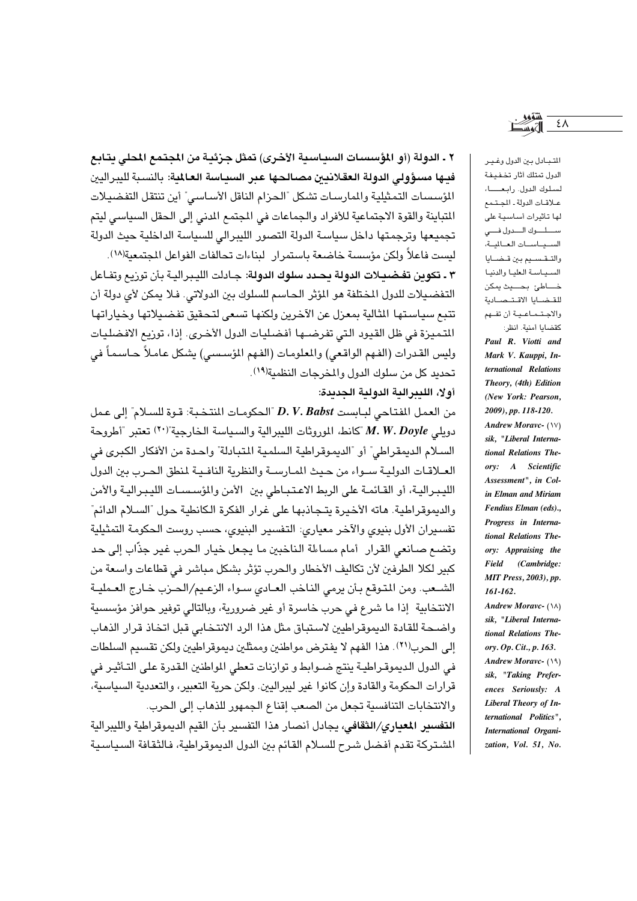٢ ـ **الدولة (أو المؤسسات السياسية الأخرى) تمثل جزئية من المجتمع المحلي يتابع فيها مسؤولي الدولة العقلانيين مصالحها عبر السياسة العالمية:** بالنسبة لليبراليين المؤسسات التمثيلية والممارسات تشكل "الحزام الناقل الأساسي" أين تنتقل التفضيلات المتباينة والقوة الاجتماعية للأفراد والجماعات في المجتمع المدني إلى الحقل السياسي ليتم تجميعها وترجمتها داخل سياسة الدولة التصور الليبرالي للسياسة الداخلية حيث الدولة ليست فاعلاً ولكن مؤسسة خاضعة باستمرار لبناءات تحالفات الفواعل المجتمعية[18].

٣ ـ **تكوين تفضيلات الدولة يحدد سلوك الدولة:** جادلت الليبرالية بأن توزيع وتفاعل التفضيلات للدول المختلفة هو المؤثر الحاسم للسلوك بين الدولاتي. فلا يمكن لأي دولة أن تتبع سياستها المثالية بمعزل عن الآخرين ولكنها تسعى لتحقيق تفضيلاتها وخياراتها المتميزة في ظل القيود التي تفرضها أفضليات الدول الأخرى. إذا، توزيع الافضليات وليس القدرات (الفهم الواقعي) والمعلومات (الفهم المؤسسي) يشكل عاملاً حاسماً في تحديد كل من سلوك الدول والمخرجات النظمية[19].

**أولا، الليبرالية الدولية الجديدة:**

من العمل المفتاحي لبابست ***D. V. Babst*** "الحكومات المنتخبة: قوة للسلام" إلى عمل دويلي ***M. W. Doyle*** "كانط، الموروثات الليبرالية والسياسة الخارجية"[20] تعتبر "أطروحة السلام الديمقراطي" أو "الديموقراطية السلمية المتبادلة" واحدة من الأفكار الكبرى في العلاقات الدولية سواء من حيث الممارسة والنظرية النافية لمنطق الحرب بين الدول الليبرالية، أو القائمة على الربط الاعتباطي بين الأمن والمؤسسات الليبرالية والأمن والديموقراطية. هاته الأخيرة يتجاذبها على غرار الفكرة الكانطية حول "السلام الدائم" تفسيران الأول بنيوي والآخر معياري: التفسير البنيوي، حسب روست الحكومة التمثيلية وتضع صانعي القرار أمام مساءلة الناخبين ما يجعل خيار الحرب غير جذّاب إلى حد كبير لكلا الطرفين لأن تكاليف الأخطار والحرب تؤثر بشكل مباشر في قطاعات واسعة من الشعب. ومن المتوقع بأن يرمي الناخب العادي سواء الزعيم/الحزب خارج العملية الانتخابية إذا ما شرع في حرب خاسرة أو غير ضرورية، وبالتالي توفير حوافز مؤسسية واضحة للقادة الديموقراطيين لاستباق مثل هذا الرد الانتخابي قبل اتخاذ قرار الذهاب إلى الحرب[21]. هذا الفهم لا يفترض مواطنين وممثلين ديموقراطيين ولكن تقسيم السلطات في الدول الديموقراطية ينتج ضوابط و توازنات تعطي المواطنين القدرة على التأثير في قرارات الحكومة والقادة وإن كانوا غير ليبراليين. ولكن حرية التعبير، والتعددية السياسية، والانتخابات التنافسية تجعل من الصعب إقناع الجمهور للذهاب إلى الحرب.

**التفسير المعياري/الثقافي**، يجادل أنصار هذا التفسير بأن القيم الديموقراطية والليبرالية المشتركة تقدم أفضل شرح للسلام القائم بين الدول الديموقراطية، فالثقافة السياسية

---

المتبادل بين الدول وغير الدول تمتلك آثار تخفيفة لسلوك الدول. رابعا، علاقات الدولة ـ المجتمع لها تاثيرات أساسية على سلوك الدول في السياسات العالمية، والتقسيم بين قضايا السياسة العليا والدنيا خاطئ بحيث يمكن للقضايا الاقتصادية والاجتماعية أن تفهم كقضايا أمنية. انظر: *Paul R. Viotti and Mark V. Kauppi, International Relations Theory, (4th) Edition (New York: Pearson, 2009), pp. 118-120.*

(١٧) *Andrew Moravcsik, "Liberal International Relations Theory: A Scientific Assessment", in Colin Elman and Miriam Fendius Elman (eds)., Progress in International Relations Theory: Appraising the Field (Cambridge: MIT Press, 2003), pp. 161-162.*

(١٨) *Andrew Moravcsik, "Liberal International Relations Theory. Op. Cit., p. 163.*

(١٩) *Andrew Moravcsik, "Taking Preferences Seriously: A Liberal Theory of International Politics", International Organization, Vol. 51, No.*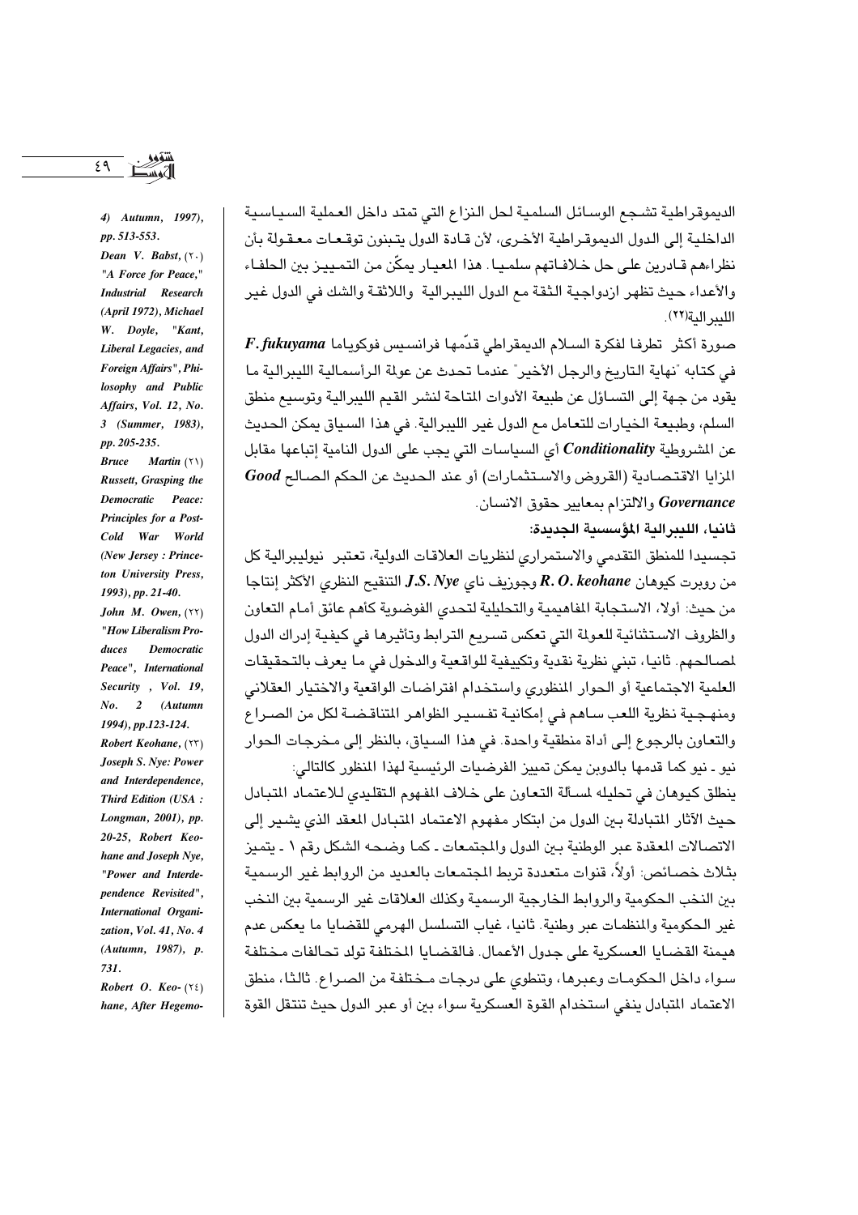الديموقراطية تشجع الوسائل السلمية لحل النزاع التي تمتد داخل العملية السياسية الداخلية إلى الدول الديموقراطية الأخرى، لأن قادة الدول يتبنون توقعات معقولة بأن نظراءهم قادرين على حل خلافاتهم سلميا. هذا المعيار يمكّن من التمييز بين الحلفاء والأعداء حيث تظهر ازدواجية الثقة مع الدول الليبرالية واللاثقة والشك في الدول غير الليبرالية(٢٢).

صورة أكثر تطرفا لفكرة السلام الديمقراطي قدّمها فرانسيس فوكوياما ***F. fukuyama*** في كتابه "نهاية التاريخ والرجل الأخير" عندما تحدث عن عولمة الرأسمالية الليبرالية ما يقود من جهة إلى التساؤل عن طبيعة الأدوات المتاحة لنشر القيم الليبرالية وتوسيع منطق السلم، وطبيعة الخيارات للتعامل مع الدول غير الليبرالية. في هذا السياق يمكن الحديث عن المشروطية ***Conditionality*** أي السياسات التي يجب على الدول النامية إتباعها مقابل المزايا الاقتصادية (القروض والاستثمارات) أو عند الحديث عن الحكم الصالح ***Good Governance*** والالتزام بمعايير حقوق الانسان.

**ثانيا، الليبرالية المؤسسية الجديدة:**

تجسيدا للمنطق التقدمي والاستمراري لنظريات العلاقات الدولية، تعتبر نيوليبرالية كل من روبرت كيوهان ***R. O. keohane*** وجوزيف ناي ***J.S. Nye*** التنقيح النظري الأكثر إنتاجا من حيث: أولا، الاستجابة المفاهيمية والتحليلية لتحدي الفوضوية كأهم عائق أمام التعاون والظروف الاستثنائية للعولمة التي تعكس تسريع الترابط وتأثيرها في كيفية إدراك الدول لمصالحهم. ثانيا، تبني نظرية نقدية وتكييفية للواقعية والدخول في ما يعرف بالتحقيقات العلمية الاجتماعية أو الحوار المنظوري واستخدام افتراضات الواقعية والاختيار العقلاني ومنهجية نظرية اللعب ساهم في إمكانية تفسير الظواهر المتناقضة لكل من الصراع والتعاون بالرجوع إلى أداة منطقية واحدة. في هذا السياق، بالنظر إلى مخرجات الحوار نيو - نيو كما قدمها بالدوين يمكن تمييز الفرضيات الرئيسية لهذا المنظور كالتالي:

ينطلق كيوهان في تحليله لمسألة التعاون على خلاف المفهوم التقليدي للاعتماد المتبادل حيث الآثار المتبادلة بين الدول من ابتكار مفهوم الاعتماد المتبادل المعقد الذي يشير إلى الاتصالات المعقدة عبر الوطنية بين الدول والمجتمعات - كما وضحه الشكل رقم ١ - يتميز بثلاث خصائص: أولاً، قنوات متعددة تربط المجتمعات بالعديد من الروابط غير الرسمية بين النخب الحكومية والروابط الخارجية الرسمية وكذلك العلاقات غير الرسمية بين النخب غير الحكومية والمنظمات عبر وطنية. ثانيا، غياب التسلسل الهرمي للقضايا ما يعكس عدم هيمنة القضايا العسكرية على جدول الأعمال. فالقضايا المختلفة تولد تحالفات مختلفة سواء داخل الحكومات وعبرها، وتنطوي على درجات مختلفة من الصراع. ثالثا، منطق الاعتماد المتبادل ينفي استخدام القوة العسكرية سواء بين أو عبر الدول حيث تنتقل القوة

---

4) Autumn, 1997), pp. 513-553.

(٢٠) *Dean V. Babst, "A Force for Peace," Industrial Research (April 1972), Michael W. Doyle, "Kant, Liberal Legacies, and Foreign Affairs", Philosophy and Public Affairs, Vol. 12, No. 3 (Summer, 1983), pp. 205-235.*

(٢١) *Bruce Martin Russett, Grasping the Democratic Peace: Principles for a Post-Cold War World (New Jersey : Princeton University Press, 1993), pp. 21-40.*

(٢٢) *John M. Owen, "How Liberalism Produces Democratic Peace", International Security , Vol. 19, No. 2 (Autumn 1994), pp.123-124.*

(٢٣) *Robert Keohane, Joseph S. Nye: Power and Interdependence, Third Edition (USA : Longman, 2001), pp. 20-25, Robert Keohane and Joseph Nye, "Power and Interdependence Revisited", International Organization, Vol. 41, No. 4 (Autumn, 1987), p. 731.*

(٢٤) *Robert O. Keohane, After Hegemo-*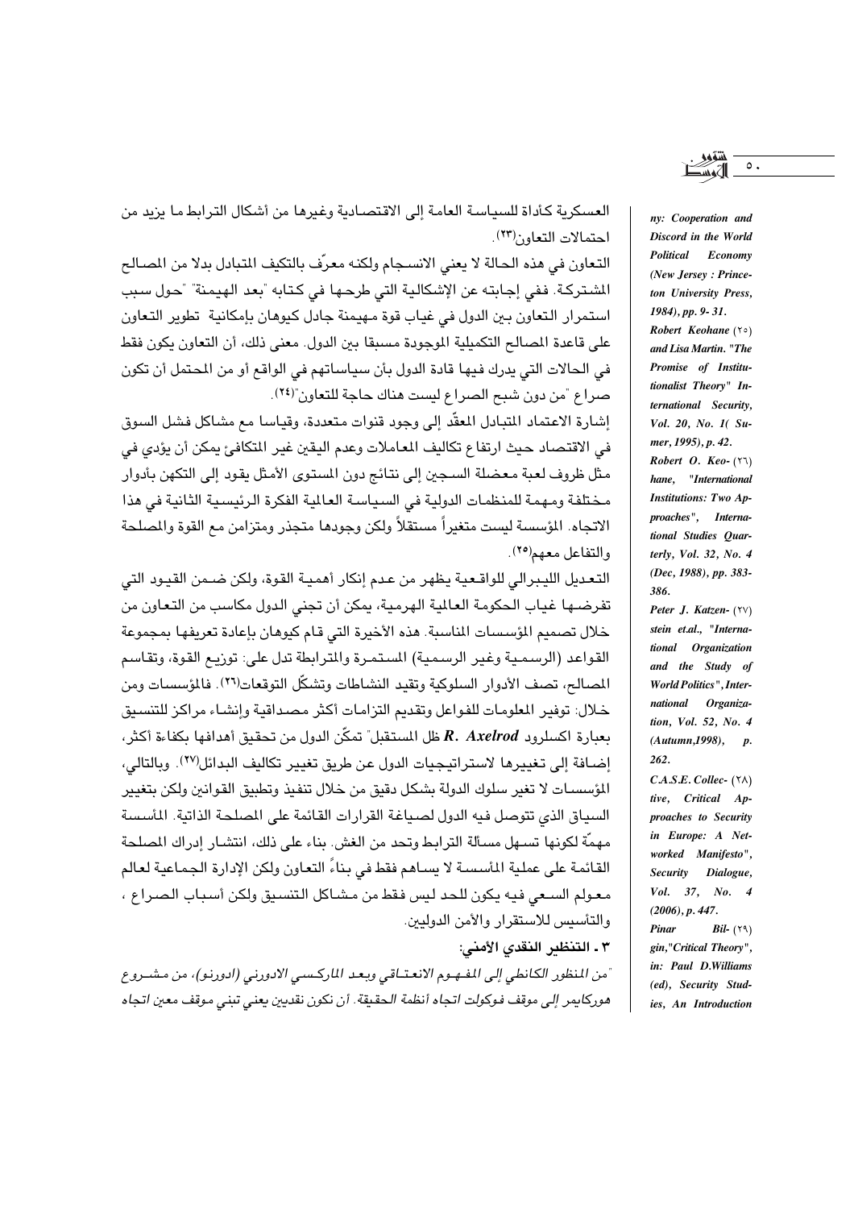العسكرية كأداة للسياسة العامة إلى الاقتصادية وغيرها من أشكال الترابط ما يزيد من احتمالات التعاون[٢٣].

التعاون في هذه الحالة لا يعني الانسجام ولكنه معرّف بالتكيف المتبادل بدلا من المصالح المشتركة. ففي إجابته عن الإشكالية التي طرحها في كتابه "بعد الهيمنة" "حول سبب استمرار التعاون بين الدول في غياب قوة مهيمنة جادل كيوهان بإمكانية تطوير التعاون على قاعدة المصالح التكميلية الموجودة مسبقا بين الدول. معنى ذلك، أن التعاون يكون فقط في الحالات التي يدرك فيها قادة الدول بأن سياساتهم في الواقع أو من المحتمل أن تكون صراع "من دون شبح الصراع ليست هناك حاجة للتعاون"[٢٤].

إشارة الاعتماد المتبادل المعقّد إلى وجود قنوات متعددة، وقياسا مع مشاكل فشل السوق في الاقتصاد حيث ارتفاع تكاليف المعاملات وعدم اليقين غير المتكافئ يمكن أن يؤدي في مثل ظروف لعبة معضلة السجين إلى نتائج دون المستوى الأمثل يقود إلى التكهن بأدوار مختلفة ومهمة للمنظمات الدولية في السياسة العالمية الفكرة الرئيسية الثانية في هذا الاتجاه. المؤسسة ليست متغيراً مستقلاً ولكن وجودها متجذر ومتزامن مع القوة والمصلحة والتفاعل معهم[٢٥].

التعديل الليبرالي للواقعية يظهر من عدم إنكار أهمية القوة، ولكن ضمن القيود التي تفرضها غياب الحكومة العالمية الهرمية، يمكن أن تجني الدول مكاسب من التعاون من خلال تصميم المؤسسات المناسبة. هذه الأخيرة التي قام كيوهان بإعادة تعريفها بمجموعة القواعد (الرسمية وغير الرسمية) المستمرة والمترابطة تدل على: توزيع القوة، وتقاسم المصالح، تصف الأدوار السلوكية وتقيد النشاطات وتشكّل التوقعات[٢٦]. فالمؤسسات ومن خلال: توفير المعلومات للفواعل وتقديم التزامات أكثر مصداقية وإنشاء مراكز للتنسيق بعبارة اكسلرود ***R. Axelrod*** ظل المستقبل" تمكّن الدول من تحقيق أهدافها بكفاءة أكثر، إضافة إلى تغييرها لاستراتيجيات الدول عن طريق تغيير تكاليف البدائل[٢٧]. وبالتالي، المؤسسات لا تغير سلوك الدولة بشكل دقيق من خلال تنفيذ وتطبيق القوانين ولكن بتغيير السياق الذي تتوصل فيه الدول لصياغة القرارات القائمة على المصلحة الذاتية. المأسسة مهمّة لكونها تسهل مسألة الترابط وتحد من الغش. بناء على ذلك، انتشار إدراك المصلحة القائمة على عملية المأسسة لا يساهم فقط في بناءً التعاون ولكن الإدارة الجماعية لعالم معولم السعي فيه يكون للحد ليس فقط من مشاكل التنسيق ولكن أسباب الصراع ، والتأسيس للاستقرار والأمن الدوليين.

### ٣ ـ التنظير النقدي الأمني:

*"من المنظور الكانطي إلى المفهوم الانعتاقي وبعد الماركسي الادورني (ادورنو)، من مشروع هوركايمر إلى موقف فوكولت اتجاه أنظمة الحقيقة. أن نكون نقديين يعني تبني موقف معين اتجاه*

---

*ny: Cooperation and Discord in the World Political Economy (New Jersey : Princeton University Press, 1984), pp. 9- 31.*

(٢٥) *Robert Keohane and Lisa Martin. "The Promise of Institutionalist Theory" International Security, Vol. 20, No. 1( Sumer, 1995), p. 42.*

(٢٦) *Robert O. Keohane, "International Institutions: Two Approaches", International Studies Quarterly, Vol. 32, No. 4 (Dec, 1988), pp. 383- 386.*

(٢٧) *Peter J. Katzenstein et.al., "International Organization and the Study of World Politics", International Organization, Vol. 52, No. 4 (Autumn,1998), p. 262.*

(٢٨) *C.A.S.E. Collective, Critical Approaches to Security in Europe: A Networked Manifesto", Security Dialogue, Vol. 37, No. 4 (2006), p. 447.*

(٢٩) *Pinar Bilgin,"Critical Theory", in: Paul D.Williams (ed), Security Studies, An Introduction*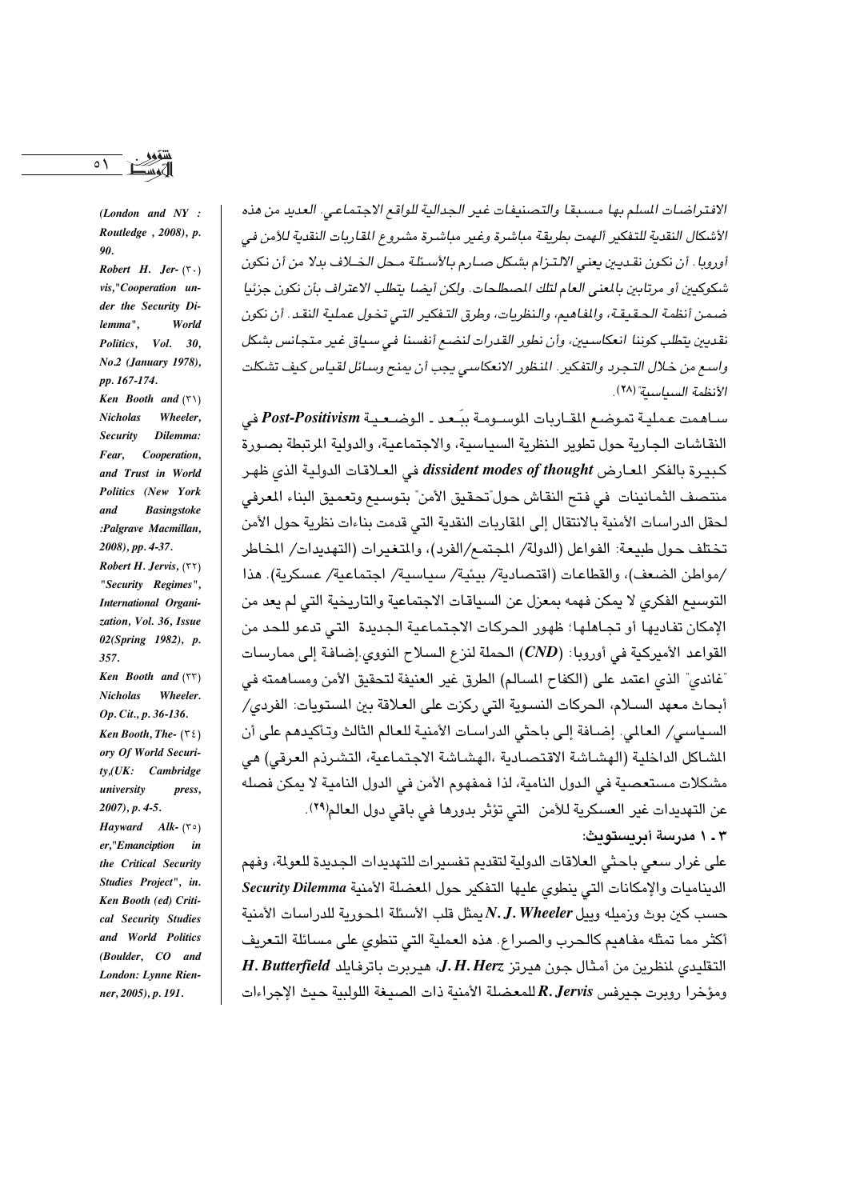*الافتراضات المسلم بها مسبقا والتصنيفات غير الجدالية للواقع الاجتماعي. العديد من هذه الأشكال النقدية للتفكير ألهمت بطريقة مباشرة وغير مباشرة مشروع المقاربات النقدية للأمن في أوروبا. أن نكون نقديين يعني الالتزام بشكل صارم بالأسئلة محل الخلاف بدلا من أن نكون شكوكيين أو مرتابين بالمعنى العام لتلك المصطلحات. ولكن أيضا يتطلب الاعتراف بأن نكون جزئيا ضمن أنظمة الحقيقة، والمفاهيم، والنظريات، وطرق التفكير التي تخول عملية النقد. أن نكون نقديين يتطلب كوننا انعكاسيين، وأن نطور القدرات لنضع أنفسنا في سياق غير متجانس بشكل واسع من خلال التجرد والتفكير. المنظور الانعكاسي يجب أن يمنح وسائل لقياس كيف تشكلت الأنظمة السياسية"* (٢٨).

ساهمت عملية تموضع المقاربات الموسومة ببَعد ـ الوضعية ***Post-Positivism*** في النقاشات الجارية حول تطوير النظرية السياسية، والاجتماعية، والدولية المرتبطة بصورة كبيرة بالفكر المعارض ***dissident modes of thought*** في العلاقات الدولية الذي ظهر منتصف الثمانينات في فتح النقاش حول"تحقيق الأمن" بتوسيع وتعميق البناء المعرفي لحقل الدراسات الأمنية بالانتقال إلى المقاربات النقدية التي قدمت بناءات نظرية حول الأمن تختلف حول طبيعة: الفواعل (الدولة/ المجتمع/الفرد)، والمتغيرات (التهديدات/ المخاطر /مواطن الضعف)، والقطاعات (اقتصادية/ بيئية/ سياسية/ اجتماعية/ عسكرية). هذا التوسيع الفكري لا يمكن فهمه بمعزل عن السياقات الاجتماعية والتاريخية التي لم يعد من الإمكان تفاديها أو تجاهلها؛ ظهور الحركات الاجتماعية الجديدة التي تدعو للحد من القواعد الأميركية في أوروبا: (***CND***) الحملة لنزع السلاح النووي.إضافة إلى ممارسات "غاندي" الذي اعتمد على (الكفاح المسالم) الطرق غير العنيفة لتحقيق الأمن ومساهمته في أبحاث معهد السلام، الحركات النسوية التي ركزت على العلاقة بين المستويات: الفردي/ السياسي/ العالمي. إضافة إلى باحثي الدراسات الأمنية للعالم الثالث وتأكيدهم على أن المشاكل الداخلية (الهشاشة الاقتصادية ،الهشاشة الاجتماعية، التشرذم العرقي) هي مشكلات مستعصية في الدول النامية، لذا فمفهوم الأمن في الدول النامية لا يمكن فصله عن التهديدات غير العسكرية للأمن التي تؤثر بدورها في باقي دول العالم(٢٩).

### ٣ ـ ١ مدرسة أبريستويث:

على غرار سعي باحثي العلاقات الدولية لتقديم تفسيرات للتهديدات الجديدة للعولمة، وفهم الديناميات والإمكانات التي ينطوي عليها التفكير حول المعضلة الأمنية ***Security Dilemma*** حسب كين بوث وزميله ويلر ***N. J. Wheeler*** يمثل قلب الأسئلة المحورية للدراسات الأمنية أكثر مما تمثله مفاهيم كالحرب والصراع. هذه العملية التي تنطوي على مسائلة التعريف التقليدي لمنظرين من أمثال جون هيرتز ***J. H. Herz***، هيربرت باترفايلد ***H. Butterfield*** ومؤخرا روبرت جيرفس ***R. Jervis*** للمعضلة الأمنية ذات الصيغة اللولبية حيث الإجراءات

---

*(London and NY : Routledge , 2008), p. 90.*

(٣٠) *Robert H. Jervis,"Cooperation under the Security Dilemma", World Politics, Vol. 30, No.2 (January 1978), pp. 167-174.*

(٣١) *Ken Booth and Nicholas Wheeler, Security Dilemma: Fear, Cooperation, and Trust in World Politics (New York and Basingstoke :Palgrave Macmillan, 2008), pp. 4-37.*

(٣٢) *Robert H. Jervis, "Security Regimes", International Organization, Vol. 36, Issue 02(Spring 1982), p. 357.*

(٣٣) *Ken Booth and Nicholas Wheeler. Op. Cit., p. 36-136.*

(٣٤) *Ken Booth, The-ory Of World Security,(UK: Cambridge university press, 2007), p. 4-5.*

(٣٥) *Hayward Alker,"Emancipation in the Critical Security Studies Project", in. Ken Booth (ed) Critical Security Studies and World Politics (Boulder, CO and London: Lynne Rienner, 2005), p. 191.*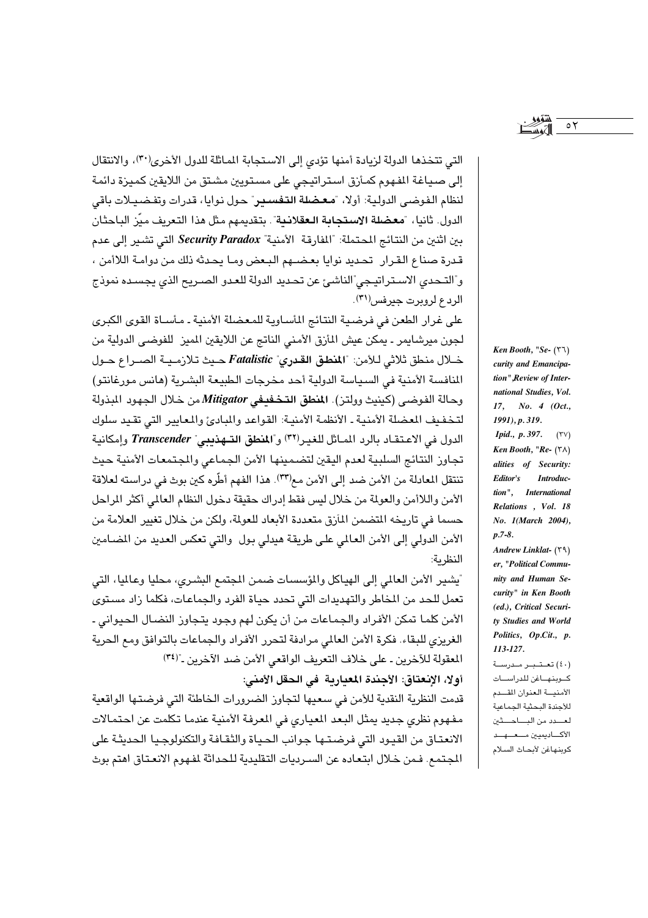التي تتخذها الدولة لزيادة أمنها تؤدي إلى الاستجابة المماثلة للدول الأخرى(٣٠)، والانتقال إلى صياغة المفهوم كمأزق استراتيجي على مستويين مشتق من اللايقين كميزة دائمة لنظام الفوضى الدولية: أولا، "**معضلة التفسير**" حول نوايا، قدرات وتفضيلات باقي الدول. ثانيا، "**معضلة الاستجابة العقلانية**". بتقديمهم مثل هذا التعريف ميّز الباحثان بين اثنين من النتائج المحتملة: "المفارقة الأمنية" ***Security Paradox*** التي تشير إلى عدم قدرة صناع القرار تحديد نوايا بعضهم البعض وما يحدثه ذلك من دوامة اللاأمن ، و"التحدي الاستراتيجي"الناشئ عن تحديد الدولة للعدو الصريح الذي يجسده نموذج الردع لروبرت جيرفس(٣١).

على غرار الطعن في فرضية النتائج المأساوية للمعضلة الأمنية ـ مأساة القوى الكبرى لجون ميرشايمر ـ يمكن عيش المأزق الأمني الناتج عن اللايقين المميز للفوضى الدولية من خلال منطق ثلاثي للأمن: "**المنطق القدري**" ***Fatalistic*** حيث تلازمية الصراع حول المنافسة الأمنية في السياسة الدولية أحد مخرجات الطبيعة البشرية (هانس مورغانتو) وحالة الفوضى (كينيث وولتز). **المنطق التخفيفي** ***Mitigator*** من خلال الجهود المبذولة لتخفيف المعضلة الأمنية ـ الأنظمة الأمنية: القواعد والمبادئ والمعايير التي تقيد سلوك الدول في الاعتقاد بالرد المماثل للغير(٣٢) و"**المنطق التهذيبي**" ***Transcender*** وإمكانية تجاوز النتائج السلبية لعدم اليقين لتضمينها الأمن الجماعي والمجتمعات الأمنية حيث تنتقل المعادلة من الأمن ضد إلى الأمن مع(٣٣). هذا الفهم أطّره كين بوث في دراسته لعلاقة الأمن واللاأمن والعولمة من خلال ليس فقط إدراك حقيقة دخول النظام العالمي أكثر المراحل حسما في تاريخه المتضمن المأزق متعددة الأبعاد للعولمة، ولكن من خلال تغيير العلامة من الأمن الدولي إلى الأمن العالمي على طريقة هيدلي بول والتي تعكس العديد من المضامين النظرية:

"يشير الأمن العالمي إلى الهياكل والمؤسسات ضمن المجتمع البشري، محليا وعالميا، التي تعمل للحد من المخاطر والتهديدات التي تحدد حياة الفرد والجماعات، فكلما زاد مستوى الأمن كلما تمكن الأفراد والجماعات من أن يكون لهم وجود يتجاوز النضال الحيواني ـ الغريزي للبقاء. فكرة الأمن العالمي مرادفة لتحرر الأفراد والجماعات بالتوافق ومع الحرية المعقولة للآخرين ـ على خلاف التعريف الواقعي الأمن ضد الآخرين ـ"(٣٤)

### أولا، الإنعتاق: الأجندة المعيارية في الحقل الأمني:

قدمت النظرية النقدية للأمن في سعيها لتجاوز الضرورات الخاطئة التي فرضتها الواقعية مفهوم نظري جديد يمثل البعد المعياري في المعرفة الأمنية عندما تكلمت عن احتمالات الانعتاق من القيود التي فرضتها جوانب الحياة والثقافة والتكنولوجيا الحديثة على المجتمع. فمن خلال ابتعاده عن السرديات التقليدية للحداثة لمفهوم الانعتاق اهتم بوث

---

(٣٦) *Ken Booth, "Security and Emancipation",Review of International Studies, Vol. 17, No. 4 (Oct., 1991), p. 319.*

(٣٧) *Ipid., p. 397.*

(٣٨) *Ken Booth, "Re-alities of Security: Editor's Introduction", International Relations , Vol. 18 No. 1(March 2004), p.7-8.*

(٣٩) *Andrew Linklater, "Political Community and Human Security" in Ken Booth (ed.), Critical Security Studies and World Politics, Op.Cit., p. 113-127.*

(٤٠) تعتبر مدرسة كوبنهاغن للدراسات الأمنية العنوان المقدم للاجندة البحثية الجماعية لعدد من الباحثين الاكاديميين معهد كوبنهاغن لأبحاث السلام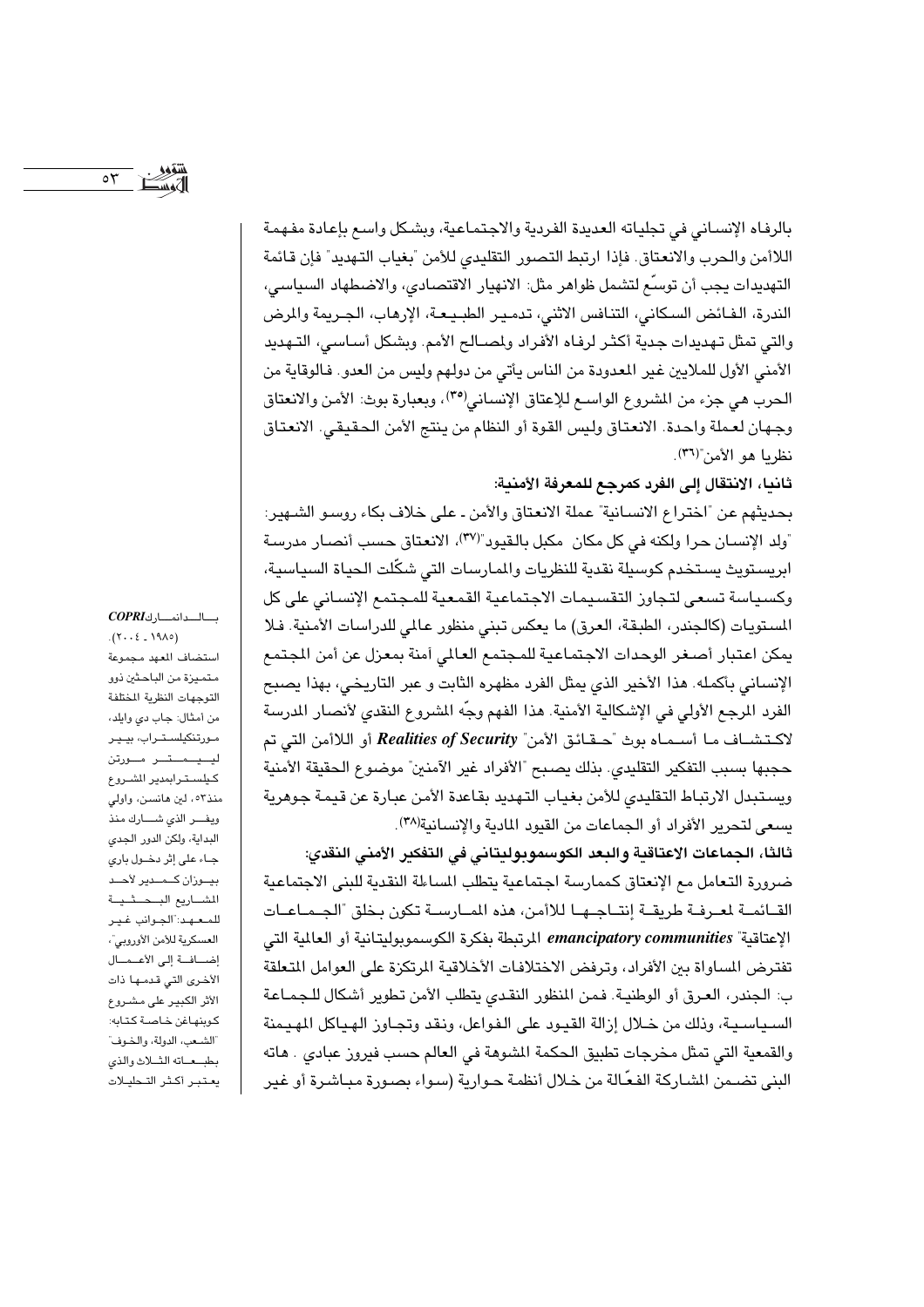بالرفاه الإنساني في تجلياته العديدة الفردية والاجتماعية، وبشكل واسع بإعادة مفهمة اللاأمن والحرب والانعتاق. فإذا ارتبط التصور التقليدي للأمن "بغياب التهديد" فإن قائمة التهديدات يجب أن توسّع لتشمل ظواهر مثل: الانهيار الاقتصادي، والاضطهاد السياسي، الندرة، الفائض السكاني، التنافس الاثني، تدمير الطبيعة، الإرهاب، الجريمة والمرض والتي تمثل تهديدات جدية أكثر لرفاه الأفراد ولمصالح الأمم. وبشكل أساسي، التهديد الأمني الأول للملايين غير المعدودة من الناس يأتي من دولهم وليس من العدو. فالوقاية من الحرب هي جزء من المشروع الواسع للإعتاق الإنساني[٣٥]، وبعبارة بوث: الأمن والانعتاق وجهان لعملة واحدة. الانعتاق وليس القوة أو النظام من ينتج الأمن الحقيقي. الانعتاق نظريا هو الأمن"[٣٦].

### ثانيا، الانتقال إلى الفرد كمرجع للمعرفة الأمنية:

بحديثهم عن "اختراع الانسانية" عملة الانعتاق والأمن ـ على خلاف بكاء روسو الشهير: "ولد الإنسان حرا ولكنه في كل مكان مكبل بالقيود"[٣٧]، الانعتاق حسب أنصار مدرسة ابريستويث يستخدم كوسيلة نقدية للنظريات والممارسات التي شكّلت الحياة السياسية، وكسياسة تسعى لتجاوز التقسيمات الاجتماعية القمعية للمجتمع الإنساني على كل المستويات (كالجندر، الطبقة، العرق) ما يعكس تبني منظور عالمي للدراسات الأمنية. فلا يمكن اعتبار أصغر الوحدات الاجتماعية للمجتمع العالمي آمنة بمعزل عن أمن المجتمع الإنساني بأكمله. هذا الأخير الذي يمثل الفرد مظهره الثابت و عبر التاريخي، بهذا يصبح الفرد المرجع الأولي في الإشكالية الأمنية. هذا الفهم وجّه المشروع النقدي لأنصار المدرسة لاكتشاف ما أسماه بوث "حقائق الأمن" ***Realities of Security*** أو اللاأمن التي تم حجبها بسبب التفكير التقليدي. بذلك يصبح "الأفراد غير الآمنين" موضوع الحقيقة الأمنية ويستبدل الارتباط التقليدي للأمن بغياب التهديد بقاعدة الأمن عبارة عن قيمة جوهرية يسعى لتحرير الأفراد أو الجماعات من القيود المادية والإنسانية[٣٨].

### ثالثا، الجماعات الاعتاقية والبعد الكوسموبوليتاني في التفكير الأمني النقدي:

ضرورة التعامل مع الإنعتاق كممارسة اجتماعية يتطلب المساءلة النقدية للبنى الاجتماعية القائمة لمعرفة طريقة إنتاجها للأمن، هذه الممارسة تكون بخلق "الجماعات الإعتاقية" ***emancipatory communities*** المرتبطة بفكرة الكوسموبوليتانية أو العالمية التي تفترض المساواة بين الأفراد، وترفض الاختلافات الأخلاقية المرتكزة على العوامل المتعلقة ب: الجندر، العرق أو الوطنية. فمن المنظور النقدي يتطلب الأمن تطوير أشكال للجماعة السياسية، وذلك من خلال إزالة القيود على الفواعل، ونقد وتجاوز الهياكل المهيمنة والقمعية التي تمثل مخرجات تطبيق الحكمة المشوهة في العالم حسب فيروز عبادي . هاته البنى تضمن المشاركة الفعّالة من خلال أنظمة حوارية (سواء بصورة مباشرة أو غير

---

بالدانمارك***COPRI*** (١٩٨٥ ـ ٢٠٠٤). استضاف المعهد مجموعة متميزة من الباحثين ذوو التوجهات النظرية المختلفة من أمثال: جاب دي وايلد، مورتنكيلستراب، بيير ليميتر مورتن كيلسترابمدير المشروع منذ٥٣، لين هانسن، اوولي ويفر الذي شارك منذ البداية، ولكن الدور الجدي جاء على إثر دخول باري بيوزان كمدير لأحد المشاريع البحثية للمعهد:"الجوانب غير العسكرية للأمن الأوروبي"، إضافة إلى الأعمال الأخرى التي قدمها ذات الأثر الكبير على مشروع كوبنهاغن خاصة كتابه: "الشعب، الدولة، والخوف" بطبعاته الثلاث والذي يعتبر اكثر التحليلات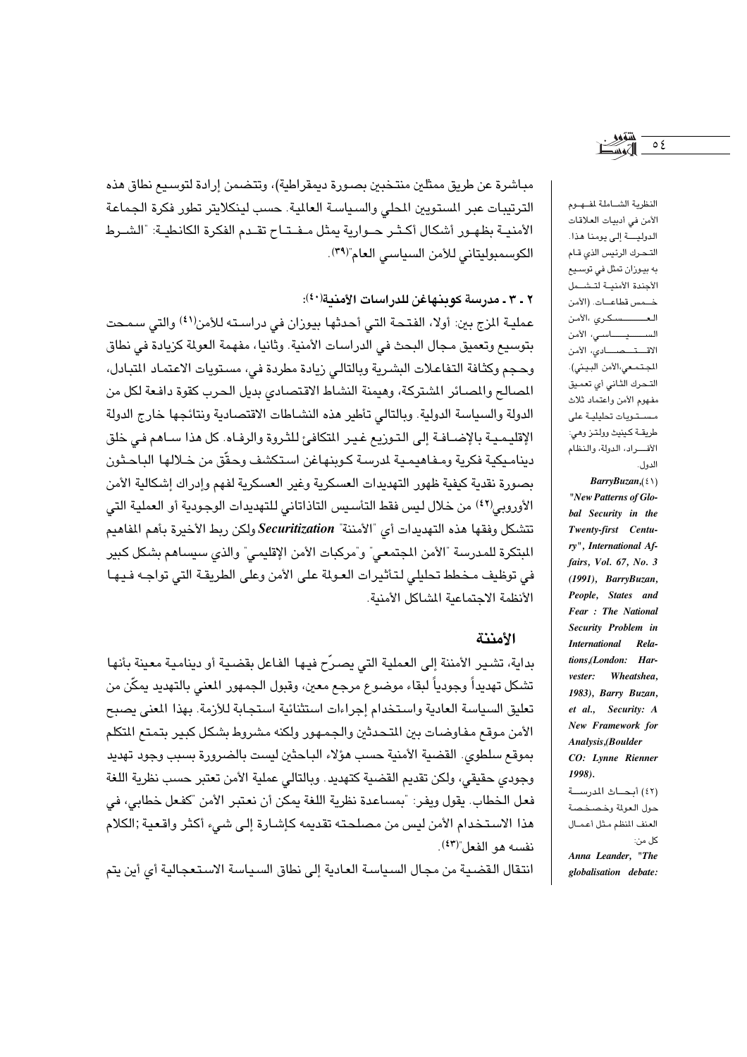مباشرة عن طريق ممثلين منتخبين بصورة ديمقراطية)، وتتضمن إرادة لتوسيع نطاق هذه الترتيبات عبر المستويين المحلي والسياسة العالمية. حسب لينكلايتر تطور فكرة الجماعة الأمنية بظهور أشكال أكثر حوارية يمثل مفتاح تقدم الفكرة الكانطية: "الشرط الكوسمبوليتاني للأمن السياسي العام"(٣٩).

### ٢ ـ ٣ ـ مدرسة كوبنهاغن للدراسات الأمنية(٤٠):

عملية المزج بين: أولا، الفتحة التي أحدثها بيوزان في دراسته للأمن(٤١) والتي سمحت بتوسيع وتعميق مجال البحث في الدراسات الأمنية. وثانيا، مفهمة العولمة كزيادة في نطاق وحجم وكثافة التفاعلات البشرية وبالتالي زيادة مطردة في، مستويات الاعتماد المتبادل، المصالح والمصائر المشتركة، وهيمنة النشاط الاقتصادي بديل الحرب كقوة دافعة لكل من الدولة والسياسة الدولية. وبالتالي تأطير هذه النشاطات الاقتصادية ونتائجها خارج الدولة الإقليمية بالإضافة إلى التوزيع غير المتكافئ للثروة والرفاه. كل هذا ساهم في خلق ديناميكية فكرية ومفاهيمية لمدرسة كوبنهاغن استكشف وحقّق من خلالها الباحثون بصورة نقدية كيفية ظهور التهديدات العسكرية وغير العسكرية لفهم وإدراك إشكالية الأمن الأوروبي(٤٢) من خلال ليس فقط التأسيس التاذاتاني للتهديدات الوجودية أو العملية التي تتشكل وفقها هذه التهديدات أي "الأمننة" ***Securitization*** ولكن ربط الأخيرة بأهم المفاهيم المبتكرة للمدرسة "الأمن المجتمعي" و"مركبات الأمن الإقليمي" والذي سيساهم بشكل كبير في توظيف مخطط تحليلي لتأثيرات العولمة على الأمن وعلى الطريقة التي تواجه فيها الأنظمة الاجتماعية المشاكل الأمنية.

### الأمننة

بداية، تشير الأمننة إلى العملية التي يصرّح فيها الفاعل بقضية أو دينامية معينة بأنها تشكل تهديداً وجودياً لبقاء موضوع مرجع معين، وقبول الجمهور المعني بالتهديد يمكّن من تعليق السياسة العادية واستخدام إجراءات استثنائية استجابة للأزمة. بهذا المعنى يصبح الأمن موقع مفاوضات بين المتحدثين والجمهور ولكنه مشروط بشكل كبير بتمتع المتكلم بموقع سلطوي. القضية الأمنية حسب هؤلاء الباحثين ليست بالضرورة بسبب وجود تهديد وجودي حقيقي، ولكن تقديم القضية كتهديد. وبالتالي عملية الأمن تعتبر حسب نظرية اللغة فعل الخطاب. يقول ويفر: "بمساعدة نظرية اللغة يمكن أن نعتبر الأمن "كفعل خطابي، في هذا الاستخدام الأمن ليس من مصلحته تقديمه كإشارة إلى شيء أكثر واقعية ;الكلام نفسه هو الفعل"(٤٣).

انتقال القضية من مجال السياسة العادية إلى نطاق السياسة الاستعجالية أي أين يتم

---

النظرية الشاملة لمفهوم الأمن في أدبيات العلاقات الدولية إلى يومنا هذا. التحرك الرئيس الذي قام به بيوزان تمثل في توسيع الأجندة الأمنية لتشمل خمس قطاعات. (الأمن العسكري، الأمن السياسي، الأمن الاقتصادي، الأمن المجتمعي، الأمن البيئي). التحرك الثاني أي تعميق مفهوم الأمن واعتماد ثلاث مستويات تحليلية على طريقة كينيث وولتز وهي: الأفراد، الدولة، والنظام الدولي.

(٤١) *BarryBuzan, "New Patterns of Global Security in the Twenty-first Century", International Affairs, Vol. 67, No. 3 (1991), BarryBuzan, People, States and Fear : The National Security Problem in International Relations,(London: Harvester: Wheatshea, 1983), Barry Buzan, et al., Security: A New Framework for Analysis,(Boulder CO: Lynne Rienner 1998).*

(٤٢) أبحاث المدرسة حول العولمة وخصخصة العنف المنظم مثل أعمال كل من: *Anna Leander, "The globalisation debate:*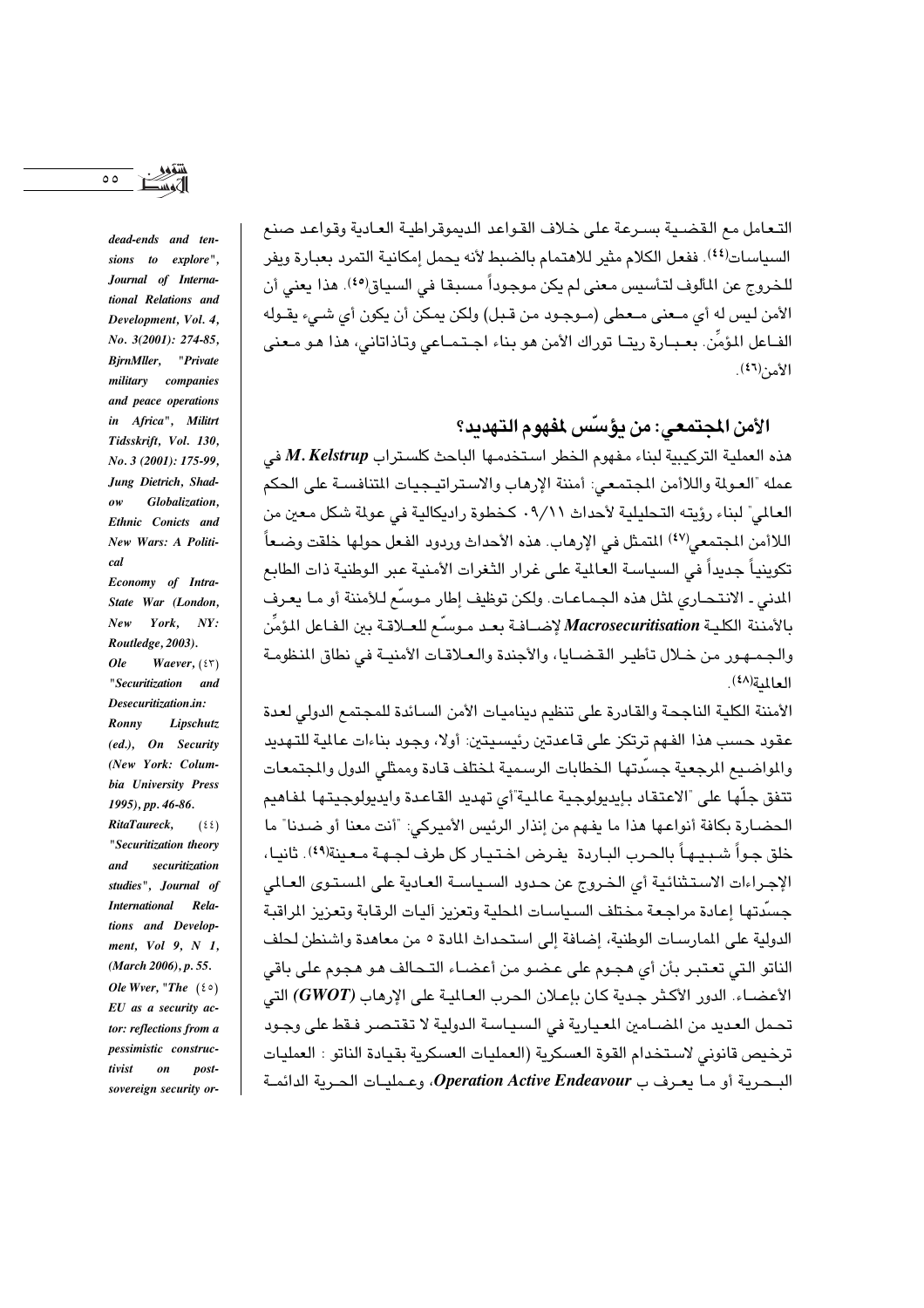التعامل مع القضية بسرعة على خلاف القواعد الديموقراطية العادية وقواعد صنع السياسات[(٤٤)]. ففعل الكلام مثير للاهتمام بالضبط لأنه يحمل إمكانية التمرد بعبارة ويفر للخروج عن المألوف لتأسيس معنى لم يكن موجوداً مسبقا في السياق[(٤٥)]. هذا يعني أن الأمن ليس له أي معنى معطى (موجود من قبل) ولكن يمكن أن يكون أي شيء يقوله الفاعل المؤمِّن. بعبارة ريتا توراك الأمن هو بناء اجتماعي وتاذاتاني، هذا هو معنى الأمن[(٤٦)].

## الأمن المجتمعي: من يؤسّس لمفهوم التهديد؟

هذه العملية التركيبية لبناء مفهوم الخطر استخدمها الباحث كلستراب ***M. Kelstrup*** في عمله "العولمة واللاأمن المجتمعي: أمننة الإرهاب والاستراتيجيات المتنافسة على الحكم العالمي" لبناء رؤيته التحليلية لأحداث ٠٩/١١ كخطوة راديكالية في عولمة شكل معين من اللاأمن المجتمعي[(٤٧)] المتمثل في الإرهاب. هذه الأحداث وردود الفعل حولها خلقت وضعاً تكوينياً جديداً في السياسة العالمية على غرار الثغرات الأمنية عبر الوطنية ذات الطابع المدني ـ الانتحاري لمثل هذه الجماعات. ولكن توظيف إطار موسّع للأمننة أو ما يعرف بالأمننة الكلية ***Macrosecuritisation*** لإضافة بعد موسّع للعلاقة بين الفاعل المؤمِّن والجمهور من خلال تأطير القضايا، والأجندة والعلاقات الأمنية في نطاق المنظومة العالمية[(٤٨)].

الأمننة الكلية الناجحة والقادرة على تنظيم ديناميات الأمن السائدة للمجتمع الدولي لعدة عقود حسب هذا الفهم ترتكز على قاعدتين رئيسيتين: أولا، وجود بناءات عالمية للتهديد والمواضيع المرجعية جسّدتها الخطابات الرسمية لمختلف قادة وممثلي الدول والمجتمعات تتفق جلّها على "الاعتقاد بإيديولوجية عالمية"أي تهديد القاعدة وايديولوجيتها لمفاهيم الحضارة بكافة أنواعها هذا ما يفهم من إنذار الرئيس الأميركي: "أنت معنا أو ضدنا" ما خلق جواً شبيهاً بالحرب الباردة يفرض اختيار كل طرف لجهة معينة[(٤٩)]. ثانيا، الإجراءات الاستثنائية أي الخروج عن حدود السياسة العادية على المستوى العالمي جسّدتها إعادة مراجعة مختلف السياسات المحلية وتعزيز آليات الرقابة وتعزيز المراقبة الدولية على الممارسات الوطنية، إضافة إلى استحداث المادة ٥ من معاهدة واشنطن لحلف الناتو التي تعتبر بأن أي هجوم على عضو من أعضاء التحالف هو هجوم على باقي الأعضاء. الدور الأكثر جدية كان بإعلان الحرب العالمية على الإرهاب ***(GWOT)*** التي تحمل العديد من المضامين المعيارية في السياسة الدولية لا تقتصر فقط على وجود ترخيص قانوني لاستخدام القوة العسكرية (العمليات العسكرية بقيادة الناتو : العمليات البحرية أو ما يعرف ب ***Operation Active Endeavour***، وعمليات الحرية الدائمة

---

*dead-ends and tensions to explore", Journal of International Relations and Development, Vol. 4, No. 3(2001): 274-85, BjrnMller, "Private military companies and peace operations in Africa", Militrt Tidsskrift, Vol. 130, No. 3 (2001): 175-99, Jung Dietrich, Shadow Globalization, Ethnic Conicts and New Wars: A Political Economy of Intra-State War (London, New York, NY: Routledge, 2003).*

(٤٣) *Ole Waever, "Securitization and Desecuritization.in: Ronny Lipschutz (ed.), On Security (New York: Columbia University Press 1995), pp. 46-86.*

(٤٤) *RitaTaureck, "Securitization theory and securitization studies", Journal of International Relations and Development, Vol 9, N 1, (March 2006), p. 55.*

(٤٥) *Ole Wver, "The EU as a security actor: reflections from a pessimistic constructivist on post-sovereign security or-*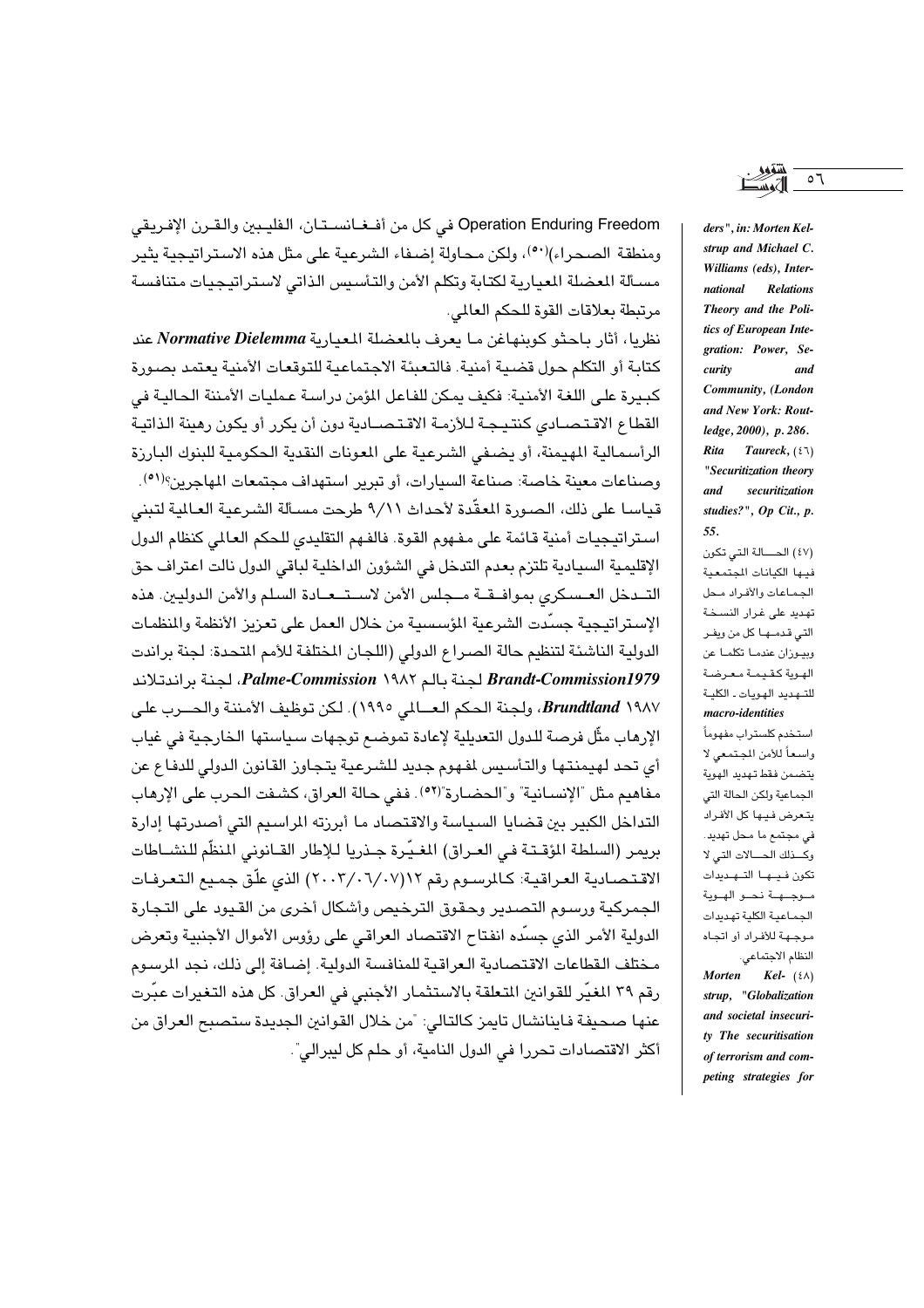Operation Enduring Freedom في كل من أفـغـانسـتـان، الفليـبين والقـرن الإفـريقي ومنطقة الصحراء)(٥٠)، ولكن محـاولة إضفاء الشرعية على مثل هذه الاستراتيجية يثير مسـألة المعضلة المعيارية لكتابة وتكلم الأمن والتأسيس الذاتي لاستراتيجيات متنافسة مرتبطة بعلاقات القوة للحكم العالمي.

نظريا، أثار باحثو كوبنهاغن ما يعرف بالمعضلة المعيارية ***Normative Dielemma*** عند كتابة أو التكلم حول قضية أمنية. فالتعبئة الاجتماعية للتوقعات الأمنية يعتمد بصورة كبيرة على اللغة الأمنية: فكيف يمكن للفاعل المؤمن دراسة عمليات الأمننة الحالية في القطاع الاقتصادي كنتيجة للأزمة الاقتصادية دون أن يكرر أو يكون رهينة الذاتية الرأسمالية المهيمنة، أو يضفي الشرعية على المعونات النقدية الحكومية للبنوك البارزة وصناعات معينة خاصة: صناعة السيارات، أو تبرير استهداف مجتمعات المهاجرين؟(٥١).

قياسا على ذلك، الصورة المعقّدة لأحداث ٩/١١ طرحت مسألة الشرعية العالمية لتبني استراتيجيات أمنية قائمة على مفهوم القوة. فالفهم التقليدي للحكم العالمي كنظام الدول الإقليمية السيادية تلتزم بعدم التدخل في الشؤون الداخلية لباقي الدول نالت اعتراف حق التدخل العسكري بموافقة مجلس الأمن لاستعادة السلم والأمن الدوليين. هذه الإستراتيجية جسّدت الشرعية المؤسسية من خلال العمل على تعزيز الأنظمة والمنظمات الدولية الناشئة لتنظيم حالة الصراع الدولي (اللجان المختلفة للأمم المتحدة: لجنة براندت ***Brandt-Commission1979*** لجنة بالم ١٩٨٢ ***Palme-Commission***، لجنة براندتلاند ***Brundtland*** ١٩٨٧، ولجنة الحكم العالمي ١٩٩٥). لكن توظيف الأمننة والحرب على الإرهاب مثّل فرصة للدول التعديلية لإعادة تموضع توجهات سياستها الخارجية في غياب أي تحد لهيمنتها والتأسيس لمفهوم جديد للشرعية يتجاوز القانون الدولي للدفاع عن مفاهيم مثل "الإنسانية" و"الحضارة"(٥٢). ففي حالة العراق، كشفت الحرب على الإرهاب التداخل الكبير بين قضايا السياسة والاقتصاد ما أبرزته المراسيم التي أصدرتها إدارة بريمر (السلطة المؤقتة في العراق) المغيّرة جذريا للإطار القانوني المنظّم للنشاطات الاقتصادية العراقية: كالمرسوم رقم ١٢(٢٠٠٣/٠٦/٠٧) الذي علّق جميع التعرفات الجمركية ورسوم التصدير وحقوق الترخيص وأشكال أخرى من القيود على التجارة الدولية الأمر الذي جسّده انفتاح الاقتصاد العراقي على رؤوس الأموال الأجنبية وتعرض مختلف القطاعات الاقتصادية العراقية للمنافسة الدولية. إضافة إلى ذلك، نجد المرسوم رقم ٣٩ المغيّر للقوانين المتعلقة بالاستثمار الأجنبي في العراق. كل هذه التغيرات عبّرت عنها صحيفة فاينانشال تايمز كالتالي: "من خلال القوانين الجديدة ستصبح العراق من أكثر الاقتصادات تحررا في الدول النامية، أو حلم كل ليبرالي".

---

*ders", in: Morten Kelstrup and Michael C. Williams (eds), International Relations Theory and the Politics of European Integration: Power, Security and Community, (London and New York: Routledge, 2000), p. 286.*

(٤٦) *Rita Taureck, "Securitization theory and securitization studies?", Op Cit., p. 55.*

(٤٧) الحالة التي تكون فيها الكيانات المجتمعية الجماعات والأفراد محل تهديد على غرار النسخة التي قدمها كل من ويفر وبيوزان عندما تكلما عن الهوية كقيمة معرضة للتهديد الهويات ـ الكلية ***macro-identities*** استخدم كلستراب مفهوماً واسعاً للأمن المجتمعي لا يتضمن فقط تهديد الهوية الجماعية ولكن الحالة التي يتعرض فيها كل الأفراد في مجتمع ما محل تهديد. وكذلك الحالات التي لا تكون فيها التهديدات موجهة نحو الهوية الجماعية الكلية تهديدات موجهة للأفراد أو اتجاه النظام الاجتماعي.

(٤٨) *Morten Kelstrup, "Globalization and societal insecurity The securitisation of terrorism and competing strategies for*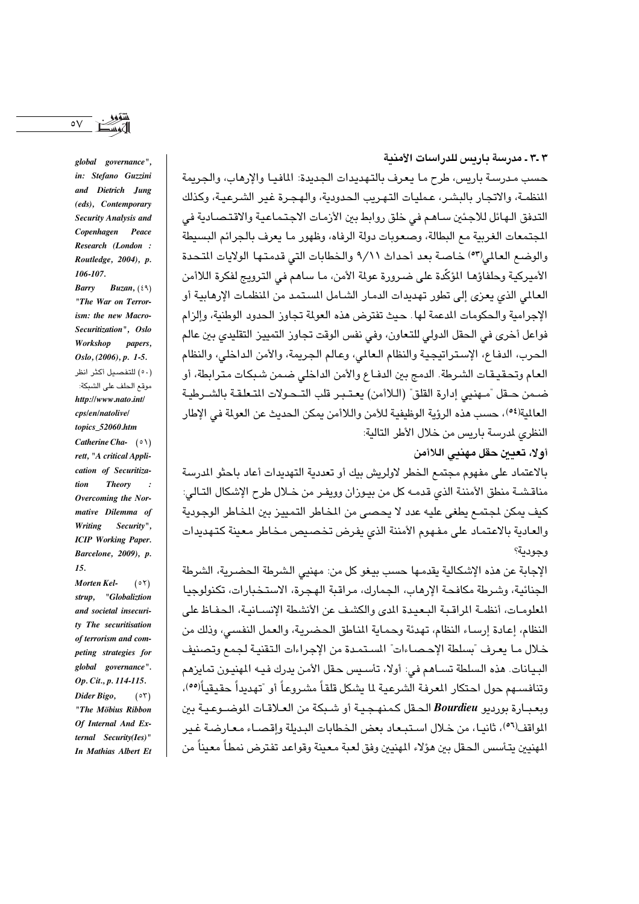### ٣-٣- مدرسة باريس للدراسات الأمنية

حسب مدرسة باريس، طرح ما يعرف بالتهديدات الجديدة: المافيا والإرهاب، والجريمة المنظمة، والاتجار بالبشر، عمليات التهريب الحدودية، والهجرة غير الشرعية، وكذلك التدفق الهائل للاجئين ساهم في خلق روابط بين الأزمات الاجتماعية والاقتصادية في المجتمعات الغربية مع البطالة، وصعوبات دولة الرفاه، وظهور ما يعرف بالجرائم البسيطة والوضع العالمي[٥٣] خاصة بعد أحداث ٩/١١ والخطابات التي قدمتها الولايات المتحدة الأميركية وحلفاؤها المؤكّدة على ضرورة عولمة الأمن، ما ساهم في الترويج لفكرة اللاأمن العالمي الذي يعزى إلى تطور تهديدات الدمار الشامل المستمد من المنظمات الإرهابية أو الإجرامية والحكومات المدعمة لها. حيث تفترض هذه العولمة تجاوز الحدود الوطنية، وإلزام فواعل أخرى في الحقل الدولي للتعاون، وفي نفس الوقت تجاوز التمييز التقليدي بين عالم الحرب، الدفاع، الإستراتيجية والنظام العالمي، وعالم الجريمة، والأمن الداخلي، والنظام العام وتحقيقات الشرطة. الدمج بين الدفاع والأمن الداخلي ضمن شبكات مترابطة، أو ضمن حقل "مهنيي إدارة القلق" (اللاأمن) يعتبر قلب التحولات المتعلقة بالشرطية العالمية[٥٤]، حسب هذه الرؤية الوظيفية للأمن واللاأمن يمكن الحديث عن العولمة في الإطار النظري لمدرسة باريس من خلال الأطر التالية:

#### أولا، تعيين حقل مهنيي اللاأمن

بالاعتماد على مفهوم مجتمع الخطر لاولريش بيك أو تعددية التهديدات أعاد باحثو المدرسة مناقشة منطق الأمننة الذي قدمه كل من بيوزان وويفر من خلال طرح الإشكال التالي: كيف يمكن لمجتمع يطغى عليه عدد لا يحصى من المخاطر التمييز بين المخاطر الوجودية والعادية بالاعتماد على مفهوم الأمننة الذي يفرض تخصيص مخاطر معينة كتهديدات وجودية؟

الإجابة عن هذه الإشكالية يقدمها حسب بيغو كل من: مهنيي الشرطة الحضرية، الشرطة الجنائية، وشرطة مكافحة الإرهاب، الجمارك، مراقبة الهجرة، الاستخبارات، تكنولوجيا المعلومات، أنظمة المراقبة البعيدة المدى والكشف عن الأنشطة الإنسانية، الحفاظ على النظام، إعادة إرساء النظام، تهدئة وحماية المناطق الحضرية، والعمل النفسي، وذلك من خلال ما يعرف "بسلطة الإحصاءات" المستمدة من الإجراءات التقنية لجمع وتصنيف البيانات. هذه السلطة تساهم في: أولا، تأسيس حقل الأمن يدرك فيه المهنيون تمايزهم وتنافسهم حول احتكار المعرفة الشرعية لما يشكل قلقاً مشروعاً أو "تهديداً حقيقياً"[٥٥]، وبعبارة بورديو ***Bourdieu*** الحقل كمنهجية أو شبكة من العلاقات الموضوعية بين المواقف[٥٦]، ثانيا، من خلال استبعاد بعض الخطابات البديلة وإقصاء معارضة غير المهنيين يتأسس الحقل بين هؤلاء المهنيين وفق لعبة معينة وقواعد تفترض نمطاً معيناً من

---

*global governance", in: Stefano Guzzini and Dietrich Jung (eds), Contemporary Security Analysis and Copenhagen Peace Research (London : Routledge, 2004), p. 106-107.*

(٤٩) ***Barry Buzan***, *"The War on Terrorism: the new Macro-Securitization", Oslo Workshop papers, Oslo, (2006), p. 1-5.*

(٥٠) للتفصيل أكثر انظر موقع الحلف على الشبكة: *http://www.nato.int/cps/en/natolive/topics_52060.htm*

(٥١) ***Catherine Charrett***, *"A critical Application of Securitization Theory : Overcoming the Normative Dilemma of Writing Security", ICIP Working Paper. Barcelone, 2009), p. 15.*

(٥٢) ***Morten Kelstrup***, *"Globaliztion and societal insecurity The securitisation of terrorism and competing strategies for global governance". Op. Cit., p. 114-115.*

(٥٣) ***Dider Bigo***, *"The Möbius Ribbon Of Internal And External Security(Ies)" In Mathias Albert Et*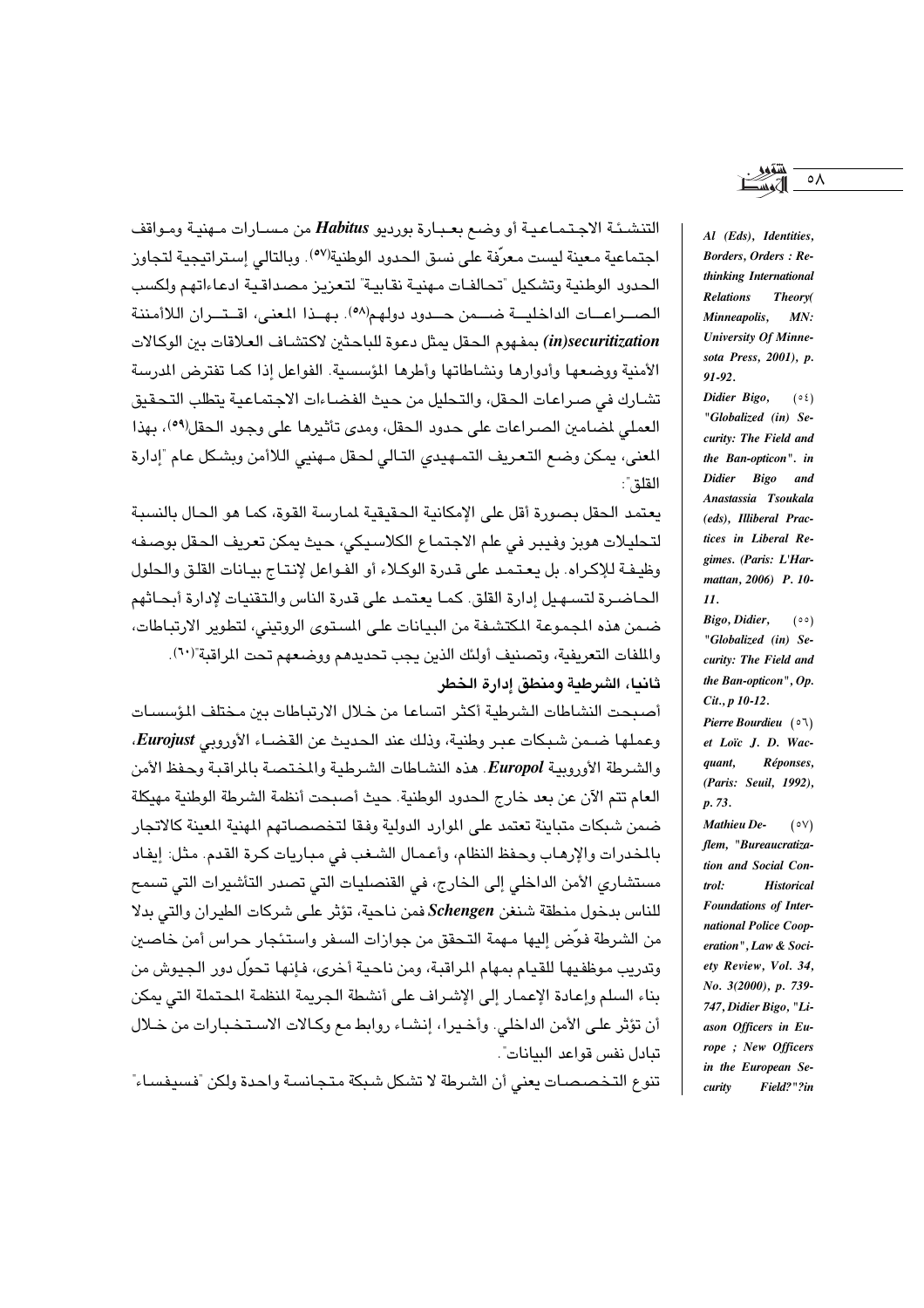التنشئة الاجتماعية أو وضع بعبارة بورديو ***Habitus*** من مسارات مهنية ومواقف اجتماعية معينة ليست معرّفة على نسق الحدود الوطنية(٥٧). وبالتالي إستراتيجية لتجاوز الحدود الوطنية وتشكيل "تحالفات مهنية نقابية" لتعزيز مصداقية ادعاءاتهم ولكسب الصراعات الداخلية ضمن حدود دولهم(٥٨). بهذا المعنى، اقتران اللاأمننة ***(in)securitization*** بمفهوم الحقل يمثل دعوة للباحثين لاكتشاف العلاقات بين الوكالات الأمنية ووضعها وأدوارها ونشاطاتها وأطرها المؤسسية. الفواعل إذا كما تفترض المدرسة تشارك في صراعات الحقل، والتحليل من حيث الفضاءات الاجتماعية يتطلب التحقيق العملي لمضامين الصراعات على حدود الحقل، ومدى تأثيرها على وجود الحقل(٥٩)، بهذا المعنى، يمكن وضع التعريف التمهيدي التالي لحقل مهنيي اللاأمن وبشكل عام "إدارة القلق":

يعتمد الحقل بصورة أقل على الإمكانية الحقيقية لممارسة القوة، كما هو الحال بالنسبة لتحليلات هوبز وفيبر في علم الاجتماع الكلاسيكي، حيث يمكن تعريف الحقل بوصفه وظيفة للإكراه. بل يعتمد على قدرة الوكلاء أو الفواعل لإنتاج بيانات القلق والحلول الحاضرة لتسهيل إدارة القلق. كما يعتمد على قدرة الناس والتقنيات لإدارة أبحاثهم ضمن هذه المجموعة المكتشفة من البيانات على المستوى الروتيني، لتطوير الارتباطات، والملفات التعريفية، وتصنيف أولئك الذين يجب تحديدهم ووضعهم تحت المراقبة"(٦٠).

### ثانيا، الشرطية ومنطق إدارة الخطر

أصبحت النشاطات الشرطية أكثر اتساعا من خلال الارتباطات بين مختلف المؤسسات وعملها ضمن شبكات عبر وطنية، وذلك عند الحديث عن القضاء الأوروبي ***Eurojust***، والشرطة الأوروبية ***Europol***. هذه النشاطات الشرطية والمختصة بالمراقبة وحفظ الأمن العام تتم الآن عن بعد خارج الحدود الوطنية. حيث أصبحت أنظمة الشرطة الوطنية مهيكلة ضمن شبكات متباينة تعتمد على الموارد الدولية وفقا لتخصصاتهم المهنية المعينة كالاتجار بالمخدرات والإرهاب وحفظ النظام، وأعمال الشغب في مباريات كرة القدم. مثل: إيفاد مستشاري الأمن الداخلي إلى الخارج، في القنصليات التي تصدر التأشيرات التي تسمح للناس بدخول منطقة شنغن ***Schengen*** فمن ناحية، تؤثر على شركات الطيران والتي بدلا من الشرطة فوّض إليها مهمة التحقق من جوازات السفر واستئجار حراس أمن خاصين وتدريب موظفيها للقيام بمهام المراقبة، ومن ناحية أخرى، فإنها تحوّل دور الجيوش من بناء السلم وإعادة الإعمار إلى الإشراف على أنشطة الجريمة المنظمة المحتملة التي يمكن أن تؤثر على الأمن الداخلي. وأخيرا، إنشاء روابط مع وكالات الاستخبارات من خلال تبادل نفس قواعد البيانات".

تنوع التخصصات يعني أن الشرطة لا تشكل شبكة متجانسة واحدة ولكن "فسيفساء"

---

***Al (Eds), Identities, Borders, Orders : Rethinking International Relations Theory( Minneapolis, MN: University Of Minnesota Press, 2001), p. 91-92.***

(٥٤) ***Didier Bigo, "Globalized (in) Security: The Field and the Ban-opticon". in Didier Bigo and Anastassia Tsoukala (eds), Illiberal Practices in Liberal Regimes. (Paris: L'Harmattan, 2006) P. 10-11.***

(٥٥) ***Bigo, Didier, "Globalized (in) Security: The Field and the Ban-opticon", Op. Cit., p 10-12.***

(٥٦) ***Pierre Bourdieu et Loïc J. D. Wacquant, Réponses, (Paris: Seuil, 1992), p. 73.***

(٥٧) ***Mathieu Deflem, "Bureaucratization and Social Control: Historical Foundations of International Police Cooperation", Law & Society Review, Vol. 34, No. 3(2000), p. 739-747, Didier Bigo, "Liason Officers in Europe ; New Officers in the European Security Field?"?in***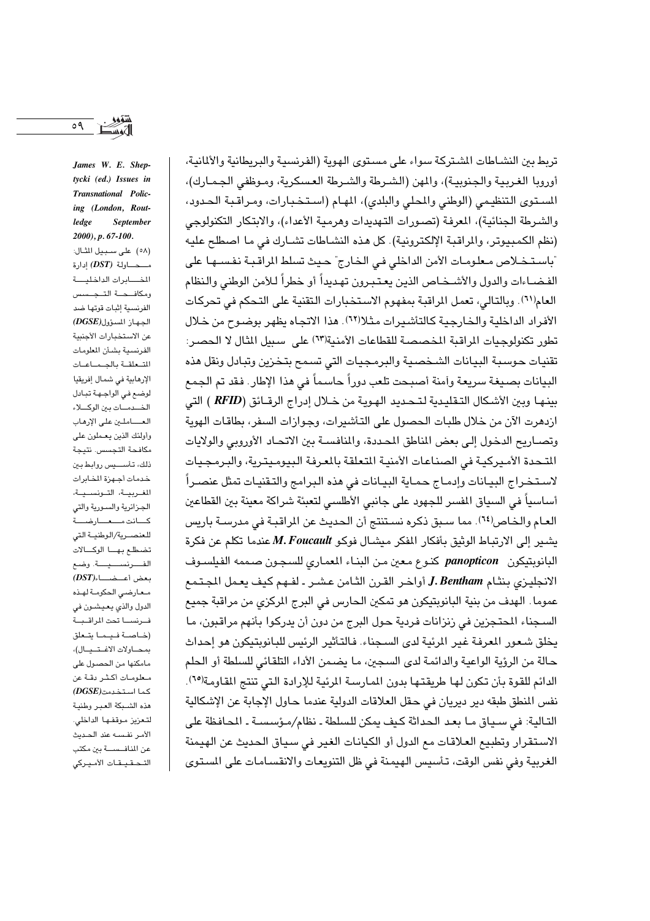تربط بين النشاطات المشتركة سواء على مستوى الهوية (الفرنسية والبريطانية والألمانية، أوروبا الغربية والجنوبية)، والمهن (الشرطة والشرطة العسكرية، وموظفي الجمارك)، المستوى التنظيمي (الوطني والمحلي والبلدي)، المهام (استخبارات، ومراقبة الحدود، والشرطة الجنائية)، المعرفة (تصورات التهديدات وهرمية الأعداء)، والابتكار التكنولوجي (نظم الكمبيوتر، والمراقبة الإلكترونية). كل هذه النشاطات تشارك في ما اصطلح عليه "باستخلاص معلومات الأمن الداخلي في الخارج" حيث تسلط المراقبة نفسها على الفضاءات والدول والأشخاص الذين يعتبرون تهديداً أو خطراً للأمن الوطني والنظام العام(٦١). وبالتالي، تعمل المراقبة بمفهوم الاستخبارات التقنية على التحكم في تحركات الأفراد الداخلية والخارجية كالتأشيرات مثلا(٦٢). هذا الاتجاه يظهر بوضوح من خلال تطور تكنولوجيات المراقبة المخصصة للقطاعات الأمنية(٦٣) على سبيل المثال لا الحصر: تقنيات حوسبة البيانات الشخصية والبرمجيات التي تسمح بتخزين وتبادل ونقل هذه البيانات بصيغة سريعة وآمنة أصبحت تلعب دوراً حاسماً في هذا الإطار. فقد تم الجمع بينها وبين الأشكال التقليدية لتحديد الهوية من خلال إدراج الرقائق (**RFID**) التي ازدهرت الآن من خلال طلبات الحصول على التأشيرات، وجوازات السفر، بطاقات الهوية وتصاريح الدخول إلى بعض المناطق المحددة، والمنافسة بين الاتحاد الأوروبي والولايات المتحدة الأميركية في الصناعات الأمنية المتعلقة بالمعرفة البيوميترية، والبرمجيات لاستخراج البيانات وإدماج حماية البيانات في هذه البرامج والتقنيات تمثل عنصراً أساسياً في السياق المفسر للجهود على جانبي الأطلسي لتعبئة شراكة معينة بين القطاعين العام والخاص(٦٤). مما سبق ذكره نستنتج أن الحديث عن المراقبة في مدرسة باريس يشير إلى الارتباط الوثيق بأفكار المفكر ميشال فوكو ***M. Foucault*** عندما تكلم عن فكرة البانوبتيكون ***panopticon*** كنوع معين من البناء المعماري للسجون صممه الفيلسوف الانجليزي بنثام ***J. Bentham*** أواخر القرن الثامن عشر - لفهم كيف يعمل المجتمع عموما. الهدف من بنية البانوبتيكون هو تمكين الحارس في البرج المركزي من مراقبة جميع السجناء المحتجزين في زنزانات فردية حول البرج من دون أن يدركوا بأنهم مراقبون، ما يخلق شعور المعرفة غير المرئية لدى السجناء. فالتأثير الرئيس للبانوبتيكون هو إحداث حالة من الرؤية الواعية والدائمة لدى السجين، ما يضمن الأداء التلقائي للسلطة أو الحلم الدائم للقوة بأن تكون لها طريقتها بدون الممارسة المرئية للإرادة التي تنتج المقاومة(٦٥). نفس المنطق طبقه دير ديريان في حقل العلاقات الدولية عندما حاول الإجابة عن الإشكالية التالية: في سياق ما بعد الحداثة كيف يمكن للسلطة - نظام/مؤسسة - المحافظة على الاستقرار وتطبيع العلاقات مع الدول أو الكيانات الغير في سياق الحديث عن الهيمنة الغربية وفي نفس الوقت، تأسيس الهيمنة في ظل التنويعات والانقسامات على المستوى

***James W. E. Sheptycki (ed.) Issues in Transnational Policing (London, Routledge September 2000), p. 67-100.***

(٥٨) على سبيل المثال: محاولة (***DST***) إدارة المخابرات الداخلية ومكافحة التجسس الفرنسية إثبات قوتها ضد الجهاز المسؤول(***DGSE***) عن الاستخبارات الأجنبية الفرنسية بشأن المعلومات المتعلقة بالجماعات الإرهابية في شمال إفريقيا لوضع في الواجهة تبادل الخدمات بين الوكلاء العاملين على الإرهاب وأولئك الذين يعملون على مكافحة التجسس. نتيجة ذلك، تأسيس روابط بين خدمات أجهزة المخابرات المغربية، التونسية، الجزائرية والسورية والتي كانت معارضة للعنصرية/الوطنية التي تضطلع بها الوكالات الفرنسية. وضع بعض أعضاء(***DST***) معارضي الحكومة لهذه الدول والذي يعيشون في فرنسا تحت المراقبة (خاصة فيما يتعلق بمحاولات الاغتيال)، ما مكنها من الحصول على معلومات أكثر دقة عن كما استخدمت(***DGSE***) هذه الشبكة العبر وطنية لتعزيز موقفها الداخلي. الأمر نفسه عند الحديث عن المنافسة بين مكتب التحقيقات الأميركي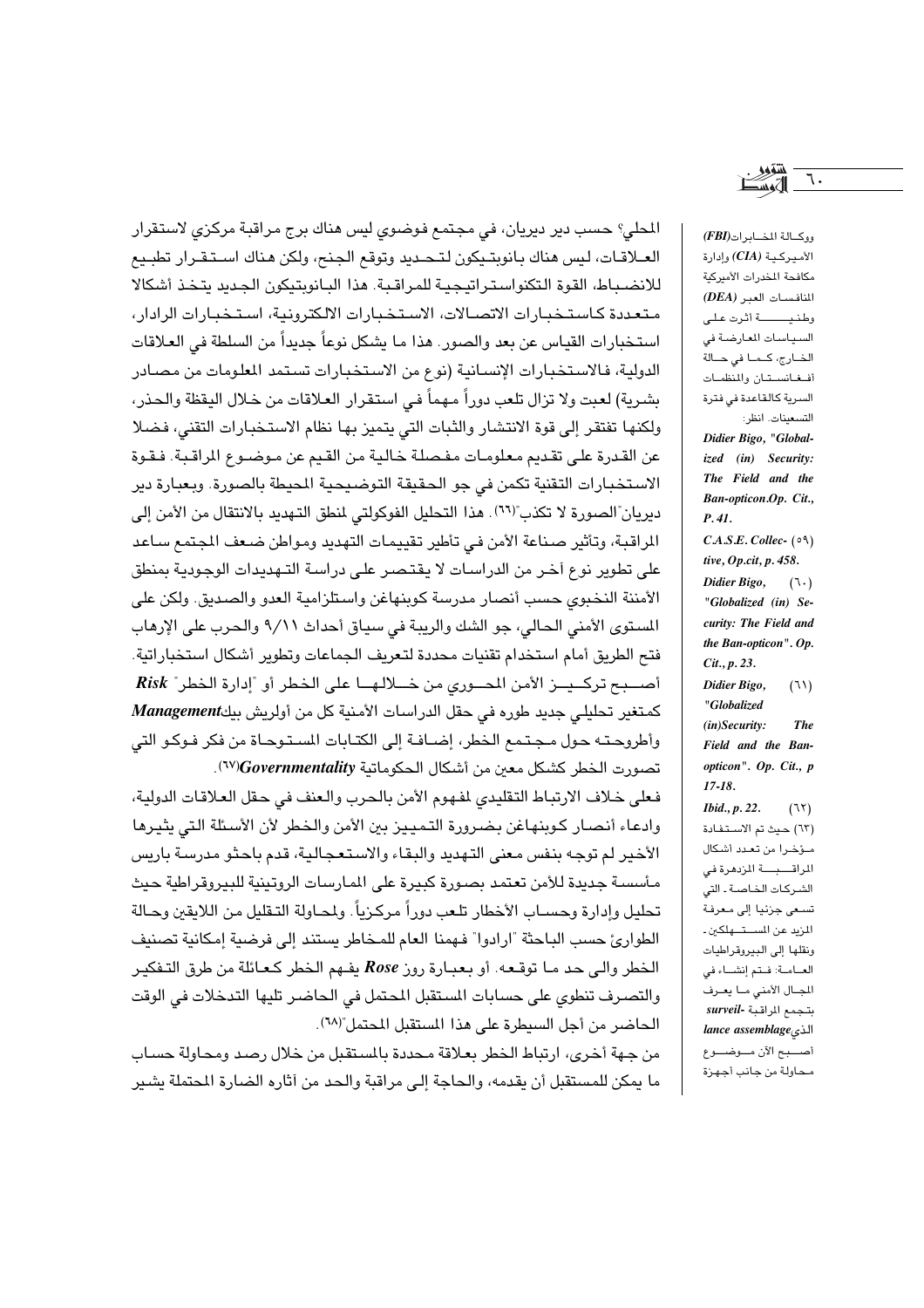المحلي؟ حسب دير ديريان، في مجتمع فوضوي ليس هناك برج مراقبة مركزي لاستقرار العلاقات، ليس هناك بانوبتيكون لتحديد وتوقع الجنح، ولكن هناك استقرار تطبيع للانضباط، القوة التكنواستراتيجية للمراقبة. هذا البانوبتيكون الجديد يتخذ أشكالا متعددة كاستخبارات الاتصالات، الاستخبارات الالكترونية، استخبارات الرادار، استخبارات القياس عن بعد والصور. هذا ما يشكل نوعاً جديداً من السلطة في العلاقات الدولية، فالاستخبارات الإنسانية (نوع من الاستخبارات تستمد المعلومات من مصادر بشرية) لعبت ولا تزال تلعب دوراً مهماً في استقرار العلاقات من خلال اليقظة والحذر، ولكنها تفتقر إلى قوة الانتشار والثبات التي يتميز بها نظام الاستخبارات التقني، فضلا عن القدرة على تقديم معلومات مفصلة خالية من القيم عن موضوع المراقبة. فقوة الاستخبارات التقنية تكمن في جو الحقيقة التوضيحية المحيطة بالصورة. وبعبارة دير ديريان"الصورة لا تكذب"(٦٦). هذا التحليل الفوكولتي لمنطق التهديد بالانتقال من الأمن إلى المراقبة، وتأثير صناعة الأمن في تأطير تقييمات التهديد ومواطن ضعف المجتمع ساعد على تطوير نوع آخر من الدراسات لا يقتصر على دراسة التهديدات الوجودية بمنطق الأمننة النخبوي حسب أنصار مدرسة كوبنهاغن واستلزامية العدو والصديق. ولكن على المستوى الأمني الحالي، جو الشك والريبة في سياق أحداث ٩/١١ والحرب على الإرهاب فتح الطريق أمام استخدام تقنيات محددة لتعريف الجماعات وتطوير أشكال استخباراتية. أصبح تركيز الأمن المحوري من خلالها على الخطر أو "إدارة الخطر" ***Risk Management*** كمتغير تحليلي جديد طوره في حقل الدراسات الأمنية كل من أولريش بيك وأطروحته حول مجتمع الخطر، إضافة إلى الكتابات المستوحاة من فكر فوكو التي تصورت الخطر كشكل معين من أشكال الحكوماتية ***Governmentality***(٦٧).

فعلى خلاف الارتباط التقليدي لمفهوم الأمن بالحرب والعنف في حقل العلاقات الدولية، وادعاء أنصار كوبنهاغن بضرورة التمييز بين الأمن والخطر لأن الأسئلة التي يثيرها الأخير لم توجه بنفس معنى التهديد والبقاء والاستعجالية، قدم باحثو مدرسة باريس مأسسة جديدة للأمن تعتمد بصورة كبيرة على الممارسات الروتينية للبيروقراطية حيث تحليل وإدارة وحساب الأخطار تلعب دوراً مركزياً. ولمحاولة التقليل من اللايقين وحالة الطوارئ حسب الباحثة "ارادوا" فهمنا العام للمخاطر يستند إلى فرضية إمكانية تصنيف الخطر والى حد ما توقعه. أو بعبارة روز ***Rose*** يفهم الخطر كعائلة من طرق التفكير والتصرف تنطوي على حسابات المستقبل المحتمل في الحاضر تليها التدخلات في الوقت الحاضر من أجل السيطرة على هذا المستقبل المحتمل"(٦٨).

من جهة أخرى، ارتباط الخطر بعلاقة محددة بالمستقبل من خلال رصد ومحاولة حساب ما يمكن للمستقبل أن يقدمه، والحاجة إلى مراقبة والحد من آثاره الضارة المحتملة يشير

---

ووكالة المخابرات(***FBI***) الأميركية (***CIA***) وإدارة مكافحة المخدرات الأميركية المنافسات العبر (***DEA***) وطنية أثرت على السياسات المعارضة في الخارج، كما في حالة أفغانستان والمنظمات السرية كالقاعدة في فترة التسعينات. انظر: ***Didier Bigo, "Globalized (in) Security: The Field and the Ban-opticon.Op. Cit., P. 41.***

(٥٩) ***C.A.S.E. Collective, Op.cit, p. 458.***

(٦٠) ***Didier Bigo, "Globalized (in) Security: The Field and the Ban-opticon". Op. Cit., p. 23.***

(٦١) ***Didier Bigo, "Globalized (in)Security: The Field and the Ban-opticon". Op. Cit., p 17-18.***

(٦٢) ***Ibid., p. 22.***

(٦٣) حيث تم الاستفادة مؤخرا من تعدد أشكال المراقبة المزدهرة في الشركات الخاصة - التي تسعى جزئيا إلى معرفة المزيد عن المستهلكين - ونقلها إلى البيروقراطيات العامة: فتم إنشاء في المجال الأمني ما يعرف بتجمع المراقبة ***surveillance assemblage*** الذي أصبح الآن موضوع محاولة من جانب أجهزة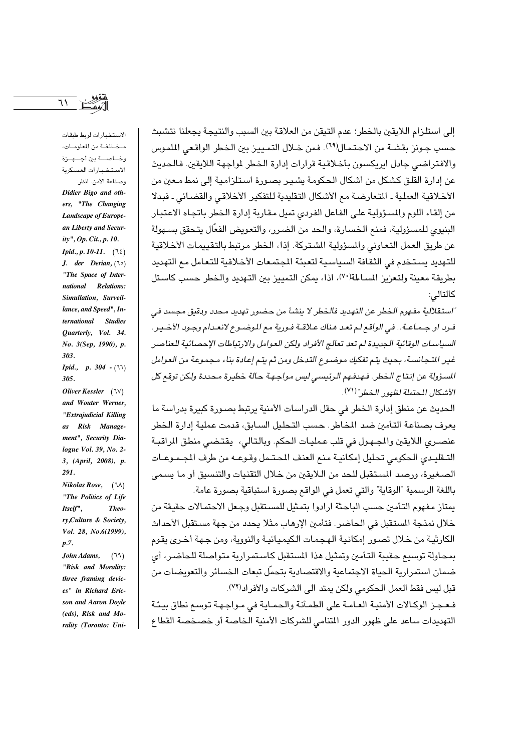إلى استلزام اللايقين بالخطر؛ عدم التيقن من العلاقة بين السبب والنتيجة يجعلنا نتشبث حسب جونز بقشة من الاحتمال(٦٩). فمن خلال التمييز بين الخطر الواقعي الملموس والافتراضي جادل ايريكسون بأخلاقية قرارات إدارة الخطر لمواجهة اللايقين. فالحديث عن إدارة القلق كشكل من أشكال الحكومة يشير بصورة استلزامية إلى نمط معين من الأخلاقية العملية ـ المتعارضة مع الأشكال التقليدية للتفكير الأخلاقي والقضائي ـ فبدلا من إلقاء اللوم والمسؤولية على الفاعل الفردي تميل مقاربة إدارة الخطر باتجاه الاعتبار البنيوي للمسؤولية، فمنع الخسارة، والحد من الضرر، والتعويض الفعّال يتحقق بسهولة عن طريق العمل التعاوني والمسؤولية المشتركة. إذا، الخطر مرتبط بالتقييمات الأخلاقية للتهديد يستخدم في الثقافة السياسية لتعبئة المجتمعات الأخلاقية للتعامل مع التهديد بطريقة معينة ولتعزيز المساءلة(٧٠)، اذا، يمكن التمييز بين التهديد والخطر حسب كاستل كالتالي:

*"استقلالية مفهوم الخطر عن التهديد فالخطر لا ينشأ من حضور تهديد محدد ودقيق مجسد في فرد او جماعة.. في الواقع لم تعد هناك علاقة فورية مع الموضوع لانعدام وجود الأخير. السياسات الوقائية الجديدة لم تعد تعالج الأفراد ولكن العوامل والارتباطات الإحصائية للعناصر غير المتجانسة، بحيث يتم تفكيك موضوع التدخل ومن ثم يتم إعادة بناء مجموعة من العوامل المسؤولة عن إنتاج الخطر. فهدفهم الرئيسي ليس مواجهة حالة خطيرة محددة ولكن توقع كل الأشكال المحتملة لظهور الخطر"(٧١).*

الحديث عن منطق إدارة الخطر في حقل الدراسات الأمنية يرتبط بصورة كبيرة بدراسة ما يعرف بصناعة التأمين ضد المخاطر. حسب التحليل السابق، قدمت عملية إدارة الخطر عنصري اللايقين والمجهول في قلب عمليات الحكم. وبالتالي، يقتضي منطق المراقبة التقليدي الحكومي تحليل إمكانية منع العنف المحتمل وقوعه من طرف المجموعات الصغيرة، ورصد المستقبل للحد من اللايقين من خلال التقنيات والتنسيق أو ما يسمى باللغة الرسمية "الوقاية" والتي تعمل في الواقع بصورة استباقية بصورة عامة.

يمتاز مفهوم التأمين حسب الباحثة ارادوا بتمثيل للمستقبل وجعل الاحتمالات حقيقة من خلال نمذجة المستقبل في الحاضر. فتأمين الإرهاب مثلا يحدد من جهة مستقبل الأحداث الكارثية من خلال تصور إمكانية الهجمات الكيميائية والنووية، ومن جهة أخرى يقوم بمحاولة توسيع حقيبة التأمين وتمثيل هذا المستقبل كاستمرارية متواصلة للحاضر، أي ضمان استمرارية الحياة الاجتماعية والاقتصادية بتحمّل تبعات الخسائر والتعويضات من قبل ليس فقط العمل الحكومي ولكن يمتد الى الشركات والأفراد(٧٢).

فعجز الوكالات الأمنية العامة على الطمأنة والحماية في مواجهة توسع نطاق بيئة التهديدات ساعد على ظهور الدور المتنامي للشركات الأمنية الخاصة أو خصخصة القطاع

---

الاستخبارات لربط طبقات مختلفة من المعلومات، وخاصة بين أجهزة الاستخبارات العسكرية وصناعة الأمن. انظر: *Didier Bigo and others, "The Changing Landscape of European Liberty and Security", Op. Cit., p. 10.*

(٦٤) *Ipid., p. 10-11.*

(٦٥) *J. der Derian, "The Space of International Relations: Simullation, Surveillance, and Speed", International Studies Quarterly, Vol. 34. No. 3(Sep, 1990), p. 303.*

(٦٦) *Ipid., p. 304 - 305.*

(٦٧) *Oliver Kessler and Wouter Werner, "Extrajudicial Killing as Risk Management", Security Dialogue Vol. 39, No. 2-3, (April, 2008), p. 291.*

(٦٨) *Nikolas Rose, "The Politics of Life Itself", Theory,Culture & Society, Vol. 28, No.6(1999), p.7.*

(٦٩) *John Adams, "Risk and Morality: three framing devices" in Richard Ericson and Aaron Doyle (eds), Risk and Morality (Toronto: Uni-*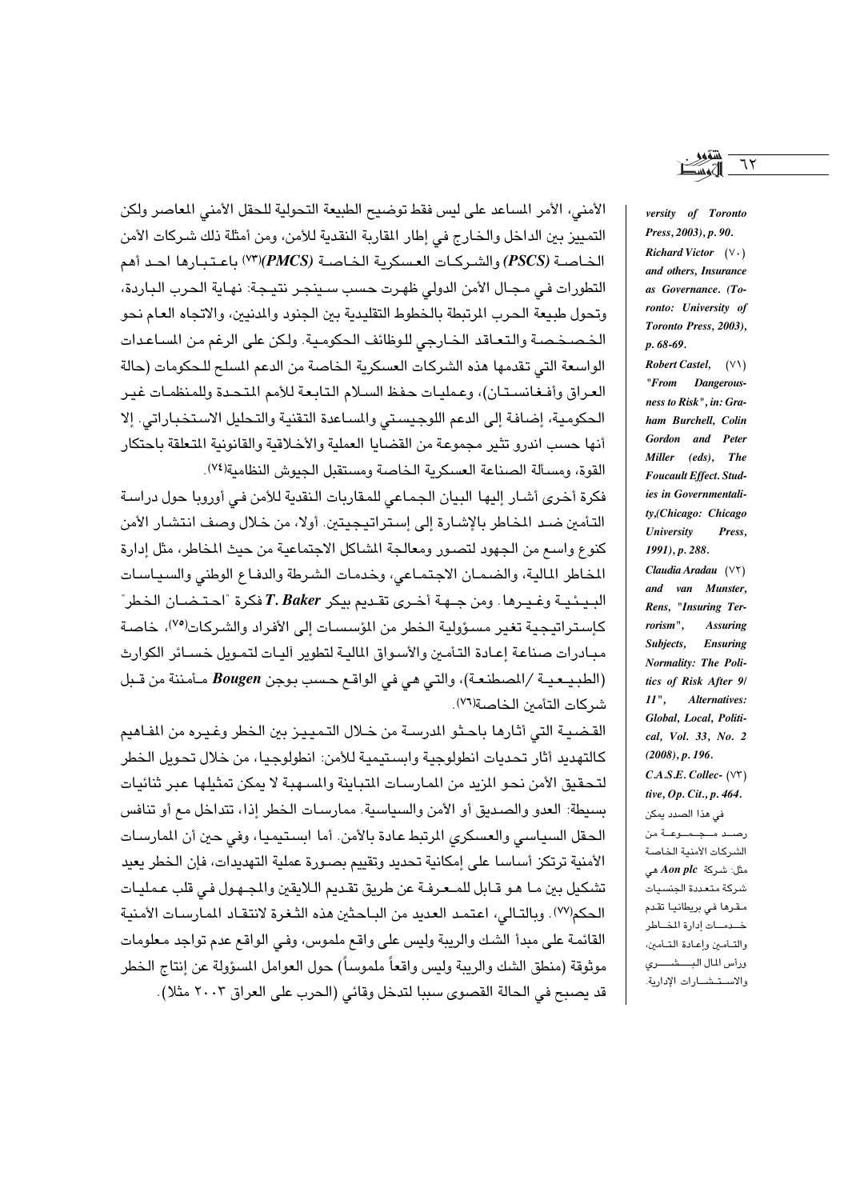الأمني، الأمر المساعد على ليس فقط توضيح الطبيعة التحولية للحقل الأمني المعاصر ولكن التمييز بين الداخل والخارج في إطار المقاربة النقدية للأمن، ومن أمثلة ذلك شركات الأمن الخاصة (*PSCS*) والشركات العسكرية الخاصة (*PMCS*)[73] باعتبارها احد أهم التطورات في مجال الأمن الدولي ظهرت حسب سينجر نتيجة: نهاية الحرب الباردة، وتحول طبيعة الحرب المرتبط بالخطوط التقليدية بين الجنود والمدنيين، والاتجاه العام نحو الخصخصة والتعاقد الخارجي للوظائف الحكومية. ولكن على الرغم من المساعدات الواسعة التي تقدمها هذه الشركات العسكرية الخاصة من الدعم المسلح للحكومات (حالة العراق وأفغانستان)، وعمليات حفظ السلام التابعة للأمم المتحدة وللمنظمات غير الحكومية، إضافة إلى الدعم اللوجيستي والمساعدة التقنية والتحليل الاستخباراتي. إلا أنها حسب اندرو تثير مجموعة من القضايا العملية والأخلاقية والقانونية المتعلقة باحتكار القوة، ومسألة الصناعة العسكرية الخاصة ومستقبل الجيوش النظامية[74].

فكرة أخرى أشار إليها البيان الجماعي للمقاربات النقدية للأمن في أوروبا حول دراسة التأمين ضد المخاطر بالإشارة إلى إستراتيجيتين. أولا، من خلال وصف انتشار الأمن كنوع واسع من الجهود لتصور ومعالجة المشاكل الاجتماعية من حيث المخاطر، مثل إدارة المخاطر المالية، والضمان الاجتماعي، وخدمات الشرطة والدفاع الوطني والسياسات البيئية وغيرها. ومن جهة أخرى تقديم بيكر ***T. Baker*** فكرة "احتضان الخطر" كإستراتيجية تغير مسؤولية الخطر من المؤسسات إلى الأفراد والشركات[75]، خاصة مبادرات صناعة إعادة التأمين والأسواق المالية لتطوير آليات لتمويل خسائر الكوارث (الطبيعية /المصطنعة)، والتي هي في الواقع حسب بوجن ***Bougen*** مأمننة من قبل شركات التأمين الخاصة[76].

القضية التي أثارها باحثو المدرسة من خلال التمييز بين الخطر وغيره من المفاهيم كالتهديد أثار تحديات انطولوجية وابستيمية للأمن: انطولوجيا، من خلال تحويل الخطر لتحقيق الأمن نحو المزيد من الممارسات المتباينة والمسهبة لا يمكن تمثيلها عبر ثنائيات بسيطة: العدو والصديق أو الأمن والسياسية. ممارسات الخطر إذا، تتداخل مع أو تنافس الحقل السياسي والعسكري المرتبط عادة بالأمن. أما ابستيميا، وفي حين أن الممارسات الأمنية ترتكز أساسا على إمكانية تحديد وتقييم بصورة عملية التهديدات، فإن الخطر يعيد تشكيل بين ما هو قابل للمعرفة عن طريق تقديم اللايقين والمجهول في قلب عمليات الحكم[77]. وبالتالي، اعتمد العديد من الباحثين هذه الثغرة لانتقاد الممارسات الأمنية القائمة على مبدأ الشك والريبة وليس على واقع ملموس، وفي الواقع عدم تواجد معلومات موثوقة (منطق الشك والريبة وليس واقعاً ملموساً) حول العوامل المسؤولة عن إنتاج الخطر قد يصبح في الحالة القصوى سببا لتدخل وقائي (الحرب على العراق ۲۰۰۳ مثلا).

---

*versity of Toronto Press, 2003), p. 90.*

(70) *Richard Victor and others, Insurance as Governance. (Toronto: University of Toronto Press, 2003), p. 68-69.*

(71) *Robert Castel, "From Dangerousness to Risk", in: Graham Burchell, Colin Gordon and Peter Miller (eds), The Foucault Effect. Studies in Governmentality,(Chicago: Chicago University Press, 1991), p. 288.*

(72) *Claudia Aradau and van Munster, Rens, "Insuring Terrorism", Assuring Subjects, Ensuring Normality: The Politics of Risk After 9/11", Alternatives: Global, Local, Political, Vol. 33, No. 2 (2008), p. 196.*

(73) *C.A.S.E. Collective, Op. Cit., p. 464.*
في هذا الصدد يمكن رصد مجموعة من الشركات الأمنية الخاصة مثل: شركة ***Aon plc*** هي شركة متعددة الجنسيات مقرها في بريطانيا تقدم خدمات إدارة المخاطر والتأمين وإعادة التأمين، ورأس المال البشري والاستشارات الإدارية.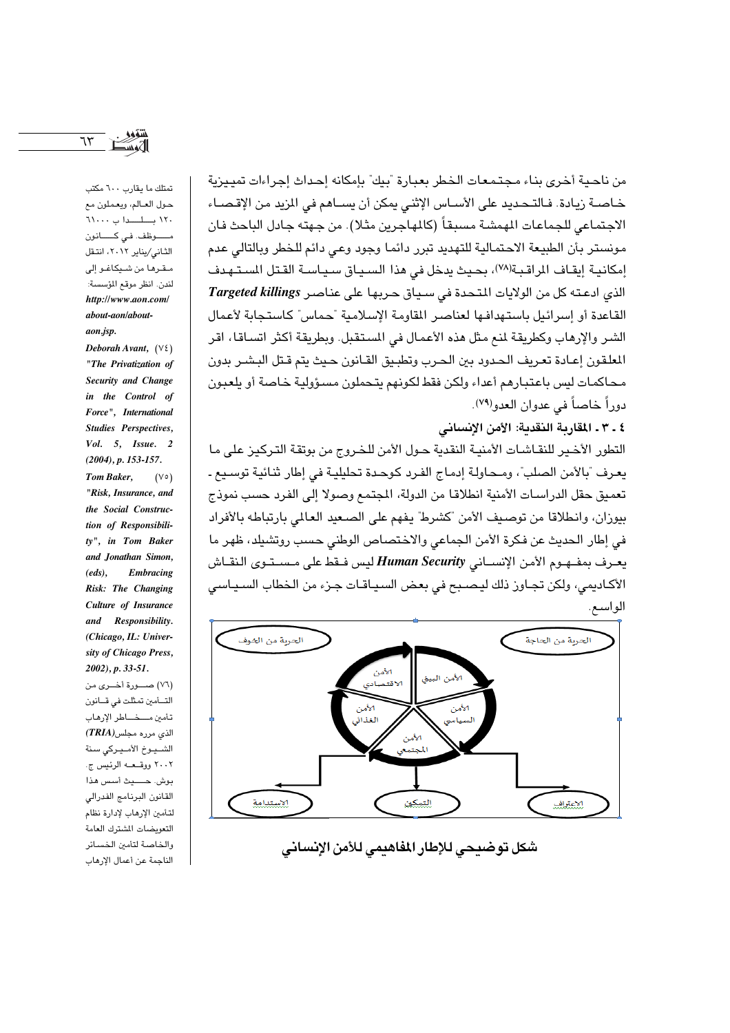من ناحية أخرى بناء مجتمعات الخطر بعبارة "بيك" بإمكانه إحداث إجراءات تمييزية خاصة زيادة. فالتحديد على الأساس الإثني يمكن أن يساهم في المزيد من الإقصاء الاجتماعي للجماعات المهمشة مسبقاً (كالمهاجرين مثلا). من جهته جادل الباحث فان مونستر بأن الطبيعة الاحتمالية للتهديد تبرر دائما وجود وعي دائم للخطر وبالتالي عدم إمكانية إيقاف المراقبة(٧٨)، بحيث يدخل في هذا السياق سياسة القتل المستهدف الذي ادعته كل من الولايات المتحدة في سياق حربها على عناصر ***Targeted killings*** القاعدة أو إسرائيل باستهدافها لعناصر المقاومة الإسلامية "حماس" كاستجابة لأعمال الشر والإرهاب وكطريقة لمنع مثل هذه الأعمال في المستقبل. وبطريقة أكثر اتساقا، اقر المعلقون إعادة تعريف الحدود بين الحرب وتطبيق القانون حيث يتم قتل البشر بدون محاكمات ليس باعتبارهم أعداء ولكن فقط لكونهم يتحملون مسؤولية خاصة أو يلعبون دوراً خاصاً في عدوان العدو(٧٩).

### ٤ ـ ٣ ـ المقاربة النقدية: الأمن الإنساني

التطور الأخير للنقاشات الأمنية النقدية حول الأمن للخروج من بوتقة التركيز على ما يعرف "بالأمن الصلب"، ومحاولة إدماج الفرد كوحدة تحليلية في إطار ثنائية توسيع ـ تعميق حقل الدراسات الأمنية انطلاقا من الدولة، المجتمع وصولا إلى الفرد حسب نموذج بيوزان، وانطلاقا من توصيف الأمن "كشرط" يفهم على الصعيد العالمي بارتباطه بالأفراد في إطار الحديث عن فكرة الأمن الجماعي والاختصاص الوطني حسب روتشيلد، ظهر ما يعرف بمفهوم الأمن الإنساني ***Human Security*** ليس فقط على مستوى النقاش الأكاديمي، ولكن تجاوز ذلك ليصبح في بعض السياقات جزء من الخطاب السياسي الواسع.

الحرية من الخوف | الحرية من الحاجة

الأمن الاقتصادي | الأمن البيئي | الأمن الغذائي | الأمن السياسي | الأمن المجتمعي

الاستدامة | التمكين | الاعتراف

**شكل توضيحي للإطار المفاهيمي للأمن الإنساني**

---

تمتلك ما يقارب ٦٠٠ مكتب حول العالم، ويعملون مع ١٢٠ بلدا بـ ٦١٠٠٠ موظف. في كانون الثاني/يناير ٢٠١٢، انتقل مقرها من شيكاغو إلى لندن. انظر موقع المؤسسة: *http://www.aon.com/about-aon/about-aon.jsp.*

(٧٤) *Deborah Avant, "The Privatization of Security and Change in the Control of Force", International Studies Perspectives, Vol. 5, Issue. 2 (2004), p. 153-157.*

(٧٥) *Tom Baker, "Risk, Insurance, and the Social Construction of Responsibility", in Tom Baker and Jonathan Simon, (eds), Embracing Risk: The Changing Culture of Insurance and Responsibility. (Chicago, IL: University of Chicago Press, 2002), p. 33-51.*

(٧٦) صورة أخرى من التأمين تمثلت في قانون تأمين مخاطر الإرهاب الذي مرره مجلس (***TRIA***) الشيوخ الأميركي سنة ٢٠٠٢ ووقعه الرئيس ج. بوش. حيث أسس هذا القانون البرنامج الفدرالي لتأمين الإرهاب لإدارة نظام التعويضات المشترك العامة والخاصة لتأمين الخسائر الناجمة عن أعمال الإرهاب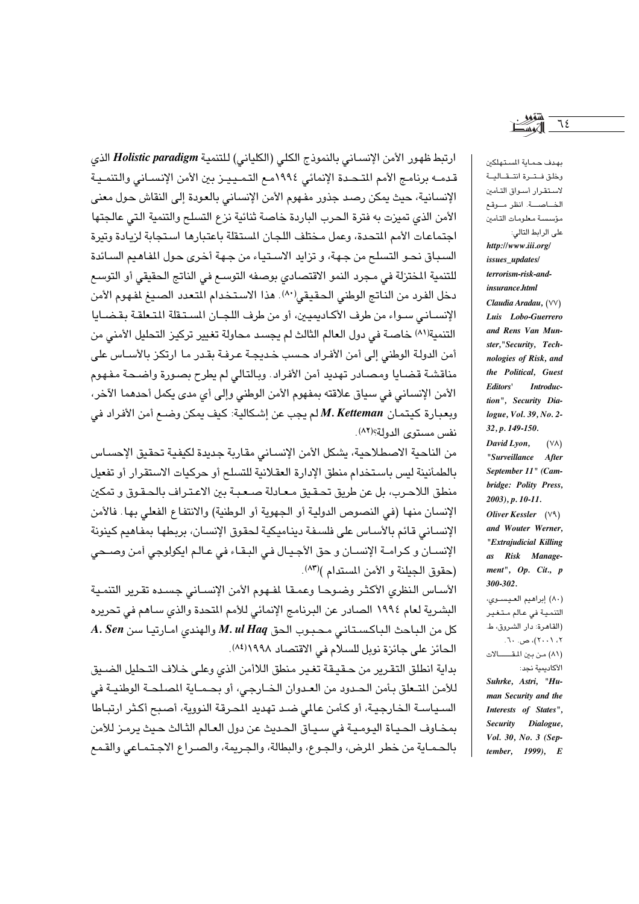ارتبط ظهور الأمن الإنساني بالنموذج الكلي (الكلياني) للتنمية ***Holistic paradigm*** الذي قدمه برنامج الأمم المتحدة الإنمائي ١٩٩٤مع التمييز بين الأمن الإنساني والتنمية الإنسانية، حيث يمكن رصد جذور مفهوم الأمن الإنساني بالعودة إلى النقاش حول معنى الأمن الذي تميزت به فترة الحرب الباردة خاصة ثنائية نزع التسلح والتنمية التي عالجتها اجتماعات الأمم المتحدة، وعمل مختلف اللجان المستقلة باعتبارها استجابة لزيادة وتيرة السباق نحو التسلح من جهة، و تزايد الاستياء من جهة أخرى حول المفاهيم السائدة للتنمية المختزلة في مجرد النمو الاقتصادي بوصفه التوسع في الناتج الحقيقي أو التوسع دخل الفرد من الناتج الوطني الحقيقي[٨٠]. هذا الاستخدام المتعدد الصيغ لمفهوم الأمن الإنساني سواء من طرف الآكاديميين، أو من طرف اللجان المستقلة المتعلقة بقضايا التنمية[٨١] خاصة في دول العالم الثالث لم يجسد محاولة تغيير تركيز التحليل الأمني من أمن الدولة الوطني إلى أمن الأفراد حسب خديجة عرفة بقدر ما ارتكز بالأساس على مناقشة قضايا ومصادر تهديد أمن الأفراد. وبالتالي لم يطرح بصورة واضحة مفهوم الأمن الإنساني في سياق علاقته بمفهوم الأمن الوطني وإلى أي مدى يكمل أحدهما الآخر، وبعبارة كيتمان ***M. Ketteman*** لم يجب عن إشكالية: كيف يمكن وضع أمن الأفراد في نفس مستوى الدولة؟[٨٢].

من الناحية الاصطلاحية، يشكل الأمن الإنساني مقاربة جديدة لكيفية تحقيق الإحساس بالطمأنينة ليس باستخدام منطق الإدارة العقلانية للتسلح أو حركيات الاستقرار أو تفعيل منطق اللاحرب، بل عن طريق تحقيق معادلة صعبة بين الاعتراف بالحقوق و تمكين الإنسان منها (في النصوص الدولية أو الجهوية أو الوطنية) والانتفاع الفعلي بها. فالأمن الإنساني قائم بالأساس على فلسفة ديناميكية لحقوق الإنسان، بربطها بمفاهيم كينونة الإنسان و كرامة الإنسان و حق الأجيال في البقاء في عالم ايكولوجي آمن وصحي (حقوق الجيلنة و الأمن المستدام )[٨٣].

الأساس النظري الأكثر وضوحا وعمقا لمفهوم الأمن الإنساني جسده تقرير التنمية البشرية لعام ١٩٩٤ الصادر عن البرنامج الإنمائي للأمم المتحدة والذي ساهم في تحريره كل من الباحث الباكستاني محبوب الحق ***M. ul Haq*** والهندي امارتيا سن ***A. Sen*** الحائز على جائزة نوبل للسلام في الاقتصاد ١٩٩٨[٨٤].

بداية انطلق التقرير من حقيقة تغير منطق اللاأمن الذي وعلى خلاف التحليل الضيق للأمن المتعلق بأمن الحدود من العدوان الخارجي، أو بحماية المصلحة الوطنية في السياسة الخارجية، أو كأمن عالمي ضد تهديد المحرقة النووية، أصبح أكثر ارتباطا بمخاوف الحياة اليومية في سياق الحديث عن دول العالم الثالث حيث يرمز للأمن بالحماية من خطر المرض، والجوع، والبطالة، والجريمة، والصراع الاجتماعي والقمع

---

بهدف حماية المستهلكين وخلق فترة انتقالية لاستقرار أسواق التأمين الخاصة. انظر موقع مؤسسة معلومات التأمين على الرابط التالي: *http://www.iii.org/issues_updates/terrorism-risk-and-insurance.html*

(٧٧) ***Claudia Aradau, Luis Lobo-Guerrero and Rens Van Munster,"Security, Technologies of Risk, and the Political, Guest Editors' Introduction", Security Dialogue, Vol. 39, No. 2-32, p. 149-150.***

(٧٨) ***David Lyon, "Surveillance After September 11" (Cambridge: Polity Press, 2003), p. 10-11.***

(٧٩) ***Oliver Kessler and Wouter Werner, "Extrajudicial Killing as Risk Management", Op. Cit., p 300-302.***

(٨٠) إبراهيم العيسوي، التنمية في عالم متغير (القاهرة: دار الشروق، ط. ٢، ٢٠٠١)، ص. ٦٠.

(٨١) من بين المقالات الاكاديمية نجد: ***Suhrke, Astri, "Human Security and the Interests of States", Security Dialogue, Vol. 30, No. 3 (September, 1999), E***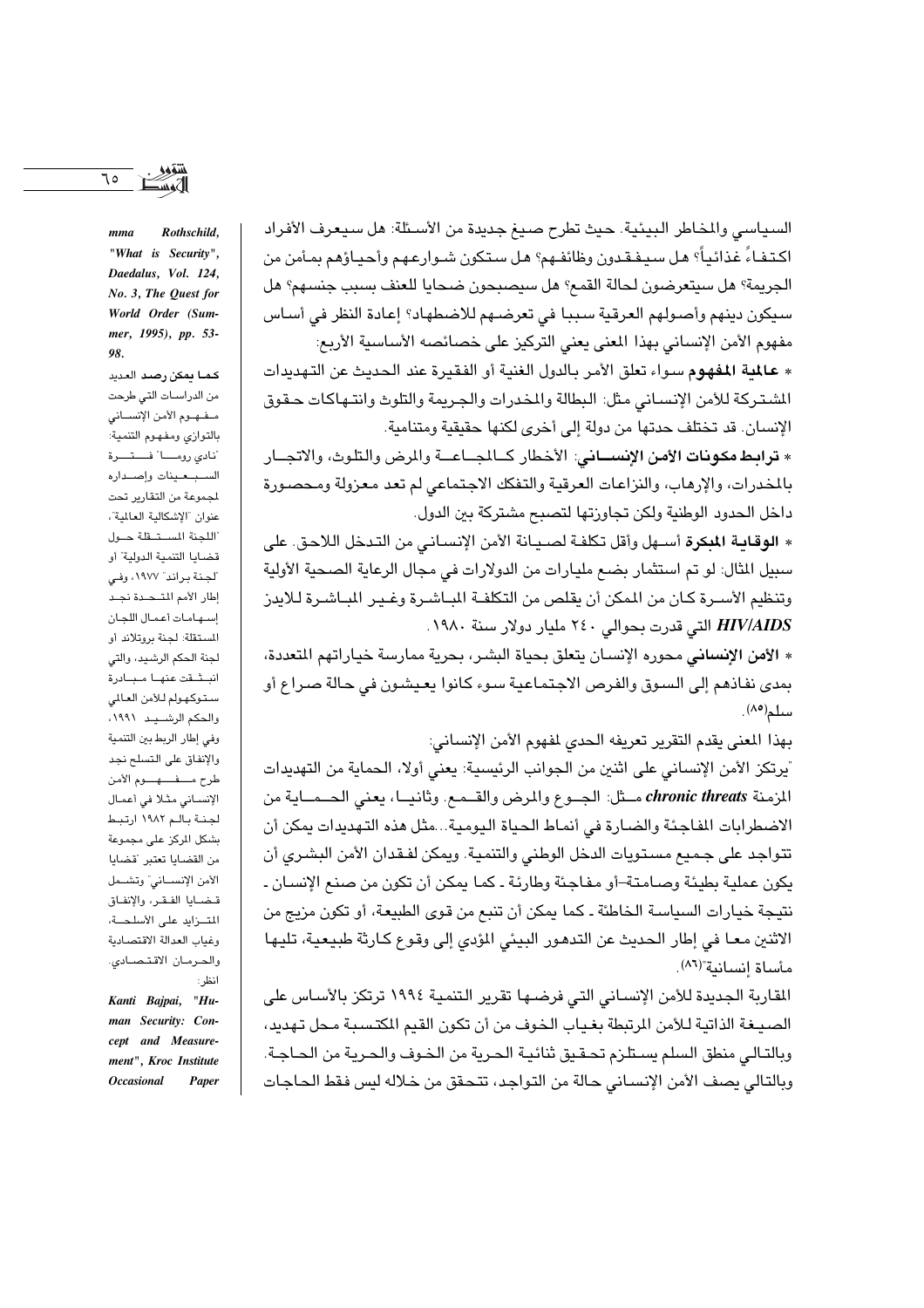السياسي والمخاطر البيئية. حيث تطرح صيغ جديدة من الأسئلة: هل سيعرف الأفراد اكتفاءً غذائياً؟ هل سيفقدون وظائفهم؟ هل ستكون شوارعهم وأحياؤهم بمأمن من الجريمة؟ هل سيتعرضون لحالة القمع؟ هل سيصبحون ضحايا للعنف بسبب جنسهم؟ هل سيكون دينهم وأصولهم العرقية سببا في تعرضهم للاضطهاد؟ إعادة النظر في أساس مفهوم الأمن الإنساني بهذا المعنى يعني التركيز على خصائصه الأساسية الأربع:

* **عالمية المفهوم** سواء تعلق الأمر بالدول الغنية أو الفقيرة عند الحديث عن التهديدات المشتركة للأمن الإنساني مثل: البطالة والمخدرات والجريمة والتلوث وانتهاكات حقوق الإنسان. قد تختلف حدتها من دولة إلى أخرى لكنها حقيقية ومتنامية.

* **ترابط مكونات الأمن الإنساني**: الأخطار كالمجاعة والمرض والتلوث، والاتجار بالمخدرات، والإرهاب، والنزاعات العرقية والتفكك الاجتماعي لم تعد معزولة ومحصورة داخل الحدود الوطنية ولكن تجاوزتها لتصبح مشتركة بين الدول.

* **الوقاية المبكرة** أسهل وأقل تكلفة لصيانة الأمن الإنساني من التدخل اللاحق. على سبيل المثال: لو تم استثمار بضع مليارات من الدولارات في مجال الرعاية الصحية الأولية وتنظيم الأسرة كان من الممكن أن يقلص من التكلفة المباشرة وغير المباشرة للايدز ***HIV/AIDS*** التي قدرت بحوالي ٢٤٠ مليار دولار سنة ١٩٨٠.

* **الأمن الإنساني** محوره الإنسان يتعلق بحياة البشر، بحرية ممارسة خياراتهم المتعددة، بمدى نفاذهم إلى السوق والفرص الاجتماعية سوء كانوا يعيشون في حالة صراع أو سلم(٨٥).

بهذا المعنى يقدم التقرير تعريفه الحدي لمفهوم الأمن الإنساني:

"يرتكز الأمن الإنساني على اثنين من الجوانب الرئيسية: يعني أولا، الحماية من التهديدات المزمنة ***chronic threats*** مثل: الجوع والمرض والقمع. وثانيا، يعني الحماية من الاضطرابات المفاجئة والضارة في أنماط الحياة اليومية...مثل هذه التهديدات يمكن أن تتواجد على جميع مستويات الدخل الوطني والتنمية. ويمكن لفقدان الأمن البشري أن يكون عملية بطيئة وصامتة–أو مفاجئة وطارئة ـ كما يمكن أن تكون من صنع الإنسان ـ نتيجة خيارات السياسة الخاطئة ـ كما يمكن أن تنبع من قوى الطبيعة، أو تكون مزيج من الاثنين معا في إطار الحديث عن التدهور البيئي المؤدي إلى وقوع كارثة طبيعية، تليها مأساة إنسانية"(٨٦).

المقاربة الجديدة للأمن الإنساني التي فرضها تقرير التنمية ١٩٩٤ ترتكز بالأساس على الصيغة الذاتية للأمن المرتبطة بغياب الخوف من أن تكون القيم المكتسبة محل تهديد، وبالتالي منطق السلم يستلزم تحقيق ثنائية الحرية من الخوف والحرية من الحاجة. وبالتالي يصف الأمن الإنساني حالة من التواجد، تتحقق من خلاله ليس فقط الحاجات

---

*mma Rothschild, "What is Security", Daedalus, Vol. 124, No. 3, The Quest for World Order (Summer, 1995), pp. 53-98.*

**كما يمكن رصد** العديد من الدراسات التي طرحت مفهوم الأمن الإنساني بالتوازي ومفهوم التنمية: "نادي روما" فسترة السبعينات وإصداره لمجموعة من التقارير تحت عنوان "الإشكالية العالمية"، "اللجنة المستقلة حول قضايا التنمية الدولية" أو "لجنة براندت" ١٩٧٧، وفي إطار الأمم المتحدة نجد إسهامات أعمال اللجان المستقلة: لجنة بروتلاند أو لجنة الحكم الرشيد، والتي انبثقت عنها مبادرة ستوكهولم للأمن العالمي والحكم الرشيد ١٩٩١، وفي إطار الربط بين التنمية والإنفاق على التسلح نجد طرح مفهوم الأمن الإنساني مثلا في أعمال لجنة الأمم ١٩٨٢ ارتبط بشكل المركز على مجموعة من القضايا تعتبر "قضايا الأمن الإنساني" وتشمل قضايا الفقر، والإنفاق المتزايد على الأسلحة، وغياب العدالة الاقتصادية والحرمان الاقتصادي. انظر:

*Kanti Bajpai, "Human Security: Concept and Measurement", Kroc Institute Occasional Paper*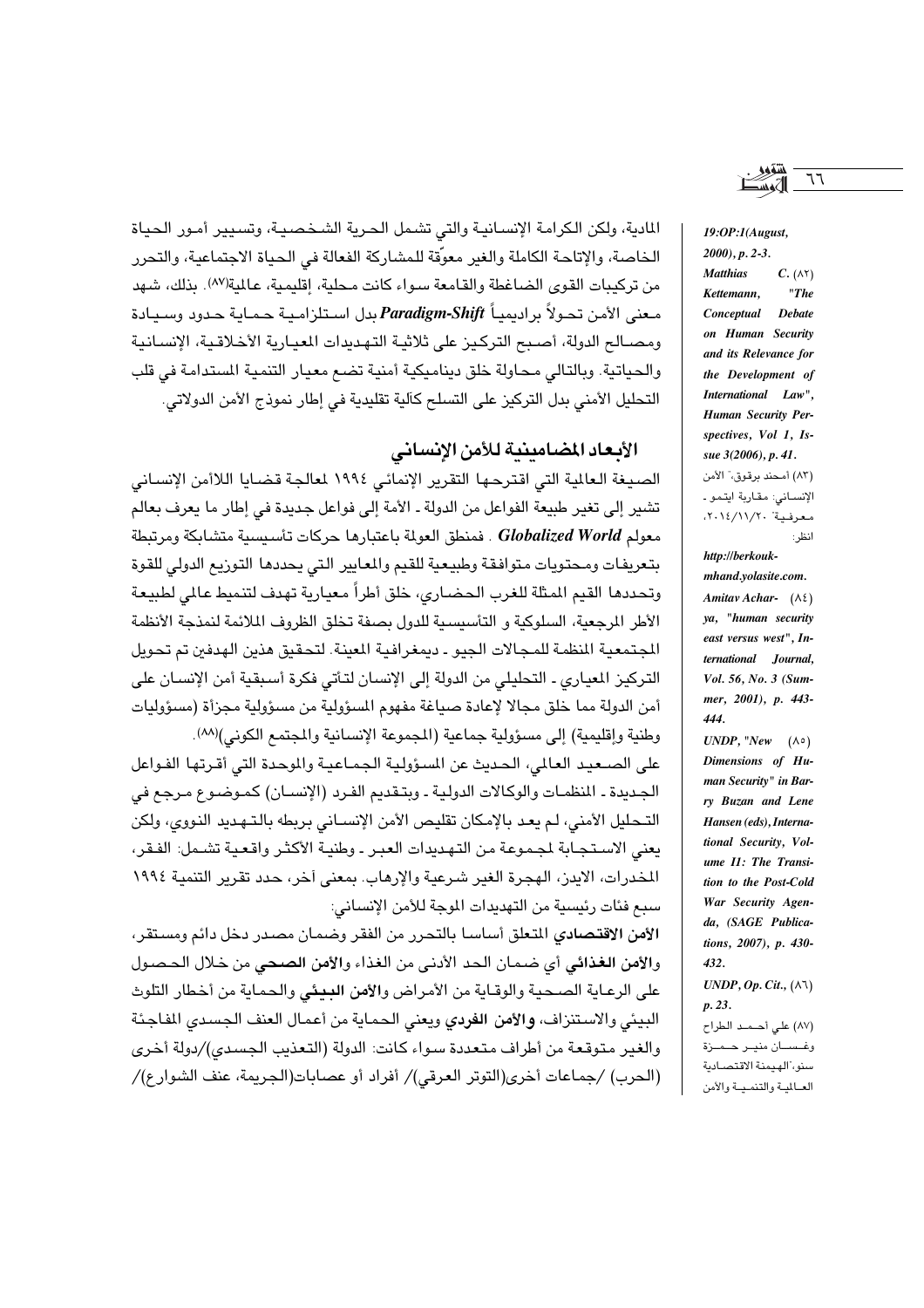المادية، ولكن الكرامة الإنسانية والتي تشمل الحرية الشخصية، وتسيير أمور الحياة الخاصة، والإتاحة الكاملة والغير معوّقة للمشاركة الفعالة في الحياة الاجتماعية، والتحرر من تركيبات القوى الضاغطة والقامعة سواء كانت محلية، إقليمية، عالمية(٨٧). بذلك، شهد معنى الأمن تحولاً براديمياً ***Paradigm-Shift*** بدل استلزامية حماية حدود وسيادة ومصالح الدولة، أصبح التركيز على ثلاثية التهديدات المعيارية الأخلاقية، الإنسانية والحياتية. وبالتالي محاولة خلق ديناميكية أمنية تضع معيار التنمية المستدامة في قلب التحليل الأمني بدل التركيز على التسلح كآلية تقليدية في إطار نموذج الأمن الدولاتي.

## الأبعاد المضامينية للأمن الإنساني

الصيغة العالمية التي اقترحها التقرير الإنمائي ١٩٩٤ لمعالجة قضايا اللاأمن الإنساني تشير إلى تغير طبيعة الفواعل من الدولة ـ الأمة إلى فواعل جديدة في إطار ما يعرف بعالم معولم ***Globalized World*** . فمنطق العولمة باعتبارها حركات تأسيسية متشابكة ومرتبطة بتعريفات ومحتويات متوافقة وطبيعية للقيم والمعايير التي يحددها التوزيع الدولي للقوة وتحددها القيم الممثلة للغرب الحضاري، خلق أطراً معيارية تهدف لتنميط عالمي لطبيعة الأطر المرجعية، السلوكية و التأسيسية للدول بصفة تخلق الظروف الملائمة لنمذجة الأنظمة المجتمعية المنظمة للمجالات الجيو ـ ديمغرافية المعينة. لتحقيق هذين الهدفين تم تحويل التركيز المعياري ـ التحليلي من الدولة إلى الإنسان لتأتي فكرة أسبقية أمن الإنسان على أمن الدولة مما خلق مجالا لإعادة صياغة مفهوم المسؤولية من مسؤولية مجزأة (مسؤوليات وطنية وإقليمية) إلى مسؤولية جماعية (المجموعة الإنسانية والمجتمع الكوني)(٨٨).

على الصعيد العالمي، الحديث عن المسؤولية الجماعية والموحدة التي أقرتها الفواعل الجديدة ـ المنظمات والوكالات الدولية ـ وبتقديم الفرد (الإنسان) كموضوع مرجع في التحليل الأمني، لم يعد بالإمكان تقليص الأمن الإنساني بربطه بالتهديد النووي، ولكن يعني الاستجابة لمجموعة من التهديدات العبر ـ وطنية الأكثر واقعية تشمل: الفقر، المخدرات، الايدز، الهجرة الغير شرعية والإرهاب. بمعنى آخر، حدد تقرير التنمية ١٩٩٤ سبع فئات رئيسية من التهديدات الموجة للأمن الإنساني:

**الأمن الاقتصادي** المتعلق أساسا بالتحرر من الفقر وضمان مصدر دخل دائم ومستقر، و**الأمن الغذائي** أي ضمان الحد الأدنى من الغذاء و**الأمن الصحي** من خلال الحصول على الرعاية الصحية والوقاية من الأمراض و**الأمن البيئي** والحماية من أخطار التلوث البيئي والاستنزاف، و**الأمن الفردي** ويعني الحماية من أعمال العنف الجسدي المفاجئة والغير متوقعة من أطراف متعددة سواء كانت: الدولة (التعذيب الجسدي)/دولة أخرى (الحرب) /جماعات أخرى(التوتر العرقي)/ أفراد أو عصابات(الجريمة، عنف الشوارع)/

---

*19:OP:1(August, 2000), p. 2-3.*

(٨٢) ***Matthias C. Kettemann, "The Conceptual Debate on Human Security and its Relevance for the Development of International Law", Human Security Perspectives, Vol 1, Issue 3(2006), p. 41.***

(٨٣) أمحند برقوق،" الأمن الإنساني: مقاربة ايتمو ـ معرفية" ٢٠١٤/١١/٢٠، انظر: ***http://berkoukmhand.yolasite.com.***

(٨٤) ***Amitav Acharya, "human security east versus west", International Journal, Vol. 56, No. 3 (Summer, 2001), p. 443-444.***

(٨٥) ***UNDP, "New Dimensions of Human Security" in Barry Buzan and Lene Hansen (eds), International Security, Volume II: The Transition to the Post-Cold War Security Agenda, (SAGE Publications, 2007), p. 430-432.***

(٨٦) ***UNDP, Op. Cit., p. 23.***

(٨٧) علي أحمد الطراح وغسان منير حمزة سنو،"الهيمنة الاقتصادية العالمية والتنمية والأمن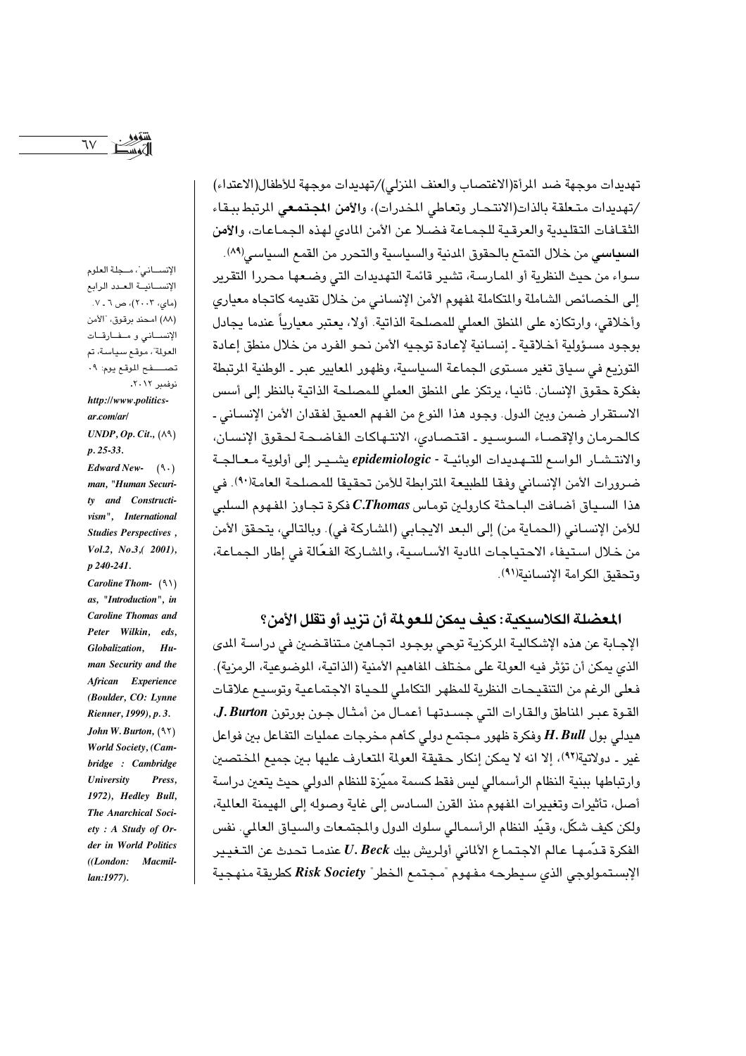تهديدات موجهة ضد المرأة(الاغتصاب والعنف المنزلي)/تهديدات موجهة للأطفال(الاعتداء) /تهديدات متعلقة بالذات(الانتحار وتعاطي المخدرات)، **والأمن المجتمعي** المرتبط ببقاء الثقافات التقليدية والعرقية للجماعة فضلا عن الأمن المادي لهذه الجماعات، **والأمن السياسي** من خلال التمتع بالحقوق المدنية والسياسية والتحرر من القمع السياسي(٨٩).

سواء من حيث النظرية أو الممارسة، تشير قائمة التهديدات التي وضعها محررا التقرير إلى الخصائص الشاملة والمتكاملة لمفهوم الأمن الإنساني من خلال تقديمه كاتجاه معياري وأخلاقي، وارتكازه على المنطق العملي للمصلحة الذاتية. أولا، يعتبر معيارياً عندما يجادل بوجود مسؤولية أخلاقية ـ إنسانية لإعادة توجيه الأمن نحو الفرد من خلال منطق إعادة التوزيع في سياق تغير مستوى الجماعة السياسية، وظهور المعايير عبر ـ الوطنية المرتبطة بفكرة حقوق الإنسان. ثانيا، يرتكز على المنطق العملي للمصلحة الذاتية بالنظر إلى أسس الاستقرار ضمن وبين الدول. وجود هذا النوع من الفهم العميق لفقدان الأمن الإنساني ـ كالحرمان والإقصاء السوسيو ـ اقتصادي، الانتهاكات الفاضحة لحقوق الإنسان، والانتشار الواسع للتهديدات الوبائية - *epidemiologic* يشير إلى أولوية معالجة ضرورات الأمن الإنساني وفقا للطبيعة المترابطة للأمن تحقيقا للمصلحة العامة(٩٠). في هذا السياق أضافت الباحثة كارولين توماس *C.Thomas* فكرة تجاوز المفهوم السلبي للأمن الإنساني (الحماية من) إلى البعد الايجابي (المشاركة في). وبالتالي، يتحقق الأمن من خلال استيفاء الاحتياجات المادية الأساسية، والمشاركة الفعّالة في إطار الجماعة، وتحقيق الكرامة الإنسانية(٩١).

## المعضلة الكلاسيكية: كيف يمكن للعولمة أن تزيد أو تقلل الأمن؟

الإجابة عن هذه الإشكالية المركزية توحي بوجود اتجاهين متناقضين في دراسة المدى الذي يمكن أن تؤثر فيه العولمة على مختلف المفاهيم الأمنية (الذاتية، الموضوعية، الرمزية). فعلى الرغم من التنقيحات النظرية للمظهر التكاملي للحياة الاجتماعية وتوسيع علاقات القوة عبر المناطق والقارات التي جسدتها أعمال من أمثال جون بورتون *J. Burton*، هيدلي بول *H. Bull* وفكرة ظهور مجتمع دولي كأهم مخرجات عمليات التفاعل بين فواعل غير ـ دولاتية(٩٢)، إلا انه لا يمكن إنكار حقيقة العولمة المتعارف عليها بين جميع المختصين وارتباطها ببنية النظام الرأسمالي ليس فقط كسمة مميّزة للنظام الدولي حيث يتعين دراسة أصل، تأثيرات وتغييرات المفهوم منذ القرن السادس إلى غاية وصوله إلى الهيمنة العالمية، ولكن كيف شكّل، وقيّد النظام الرأسمالي سلوك الدول والمجتمعات والسياق العالمي. نفس الفكرة قدّمها عالم الاجتماع الألماني أولريش بيك *U. Beck* عندما تحدث عن التغيير الإبستمولوجي الذي سيطرحه مفهوم "مجتمع الخطر" *Risk Society* كطريقة منهجية

---

الإنساني"، مجلة العلوم الإنسانية العدد الرابع (ماي، ٢٠٠٣)، ص ٦ ـ ٧.

(٨٨) امحند برقوق، "الأمن الإنساني و مفارقات العولمة"، موقع سياسة، تم تصفح الموقع يوم: ٠٩ نوفمبر ٢٠١٢. *http://www.politics-ar.com/ar/*

(٨٩) *UNDP, Op. Cit., p. 25-33.*

(٩٠) *Edward Newman, "Human Security and Constructivism", International Studies Perspectives , Vol.2, No.3,( 2001), p 240-241.*

(٩١) *Caroline Thomas, "Introduction", in Caroline Thomas and Peter Wilkin, eds, Globalization, Human Security and the African Experience (Boulder, CO: Lynne Rienner, 1999), p. 3.*

(٩٢) *John W. Burton, World Society, (Cambridge : Cambridge University Press, 1972), Hedley Bull, The Anarchical Society : A Study of Order in World Politics ((London: Macmillan:1977).*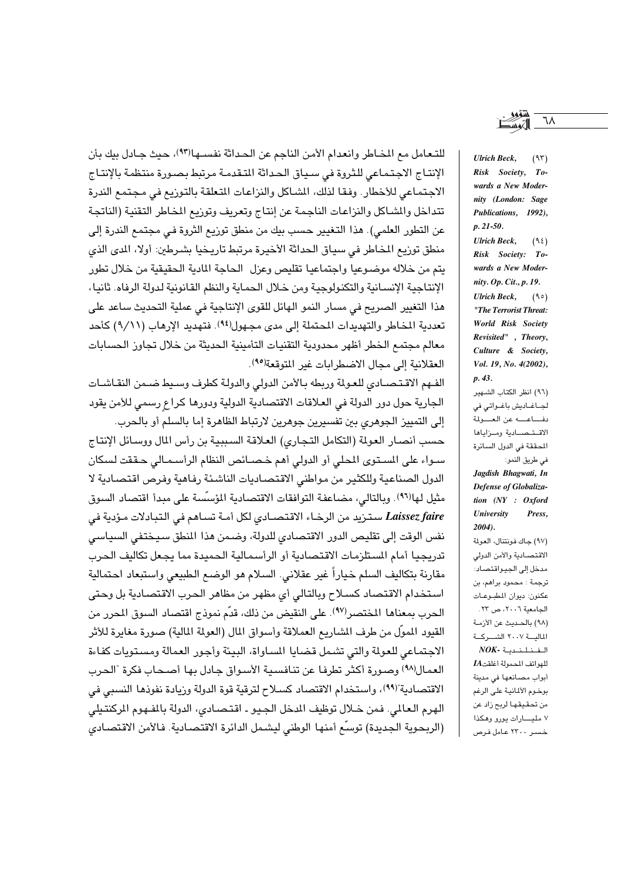للتعامل مع المخاطر وانعدام الأمن الناجم عن الحداثة نفسها(٩٣)، حيث جادل بيك بأن الإنتاج الاجتماعي للثروة في سياق الحداثة المتقدمة مرتبط بصورة منتظمة بالإنتاج الاجتماعي للأخطار. وفقا لذلك، المشاكل والنزاعات المتعلقة بالتوزيع في مجتمع الندرة تتداخل والمشاكل والنزاعات الناجمة عن إنتاج وتعريف وتوزيع المخاطر التقنية (الناتجة عن التطور العلمي). هذا التغيير حسب بيك من منطق توزيع الثروة في مجتمع الندرة إلى منطق توزيع المخاطر في سياق الحداثة الأخيرة مرتبط تاريخيا بشرطين: أولا، المدى الذي يتم من خلاله موضوعيا واجتماعيا تقليص وعزل الحاجة المادية الحقيقية من خلال تطور الإنتاجية الإنسانية والتكنولوجية ومن خلال الحماية والنظم القانونية لدولة الرفاه. ثانيا، هذا التغيير الصريح في مسار النمو الهائل للقوى الإنتاجية في عملية التحديث ساعد على تعددية المخاطر والتهديدات المحتملة إلى مدى مجهول(٩٤). فتهديد الإرهاب (٩/١١) كأحد معالم مجتمع الخطر أظهر محدودية التقنيات التأمينية الحديثة من خلال تجاوز الحسابات العقلانية إلى مجال الاضطرابات غير المتوقعة(٩٥).

الفهم الاقتصادي للعولمة وربطه بالأمن الدولي والدولة كطرف وسيط ضمن النقاشات الجارية حول دور الدولة في العلاقات الاقتصادية الدولية ودورها كراعٍ رسمي للأمن يقود إلى التمييز الجوهري بين تفسيرين جوهرين لارتباط الظاهرة إما بالسلم أو بالحرب.

حسب أنصار العولمة (التكامل التجاري) العلاقة السببية بن رأس المال ووسائل الإنتاج سواء على المستوى المحلي أو الدولي أهم خصائص النظام الرأسمالي حققت لسكان الدول الصناعية وللكثير من مواطني الاقتصاديات الناشئة رفاهية وفرص اقتصادية لا مثيل لها(٩٦). وبالتالي، مضاعفة التوافقات الاقتصادية المؤسّسة على مبدأ اقتصاد السوق ***Laissez faire*** ستزيد من الرخاء الاقتصادي لكل أمة تساهم في التبادلات مؤدية في نفس الوقت إلى تقليص الدور الاقتصادي للدولة، وضمن هذا المنطق سيختفي السياسي تدريجيا أمام المستلزمات الاقتصادية أو الرأسمالية الحميدة مما يجعل تكاليف الحرب مقارنة بتكاليف السلم خياراً غير عقلاني. السلام هو الوضع الطبيعي واستبعاد احتمالية استخدام الاقتصاد كسلاح وبالتالي أي مظهر من مظاهر الحرب الاقتصادية بل وحتى الحرب بمعناها المختصر(٩٧). على النقيض من ذلك، قدّم نموذج اقتصاد السوق المحرر من القيود المموّل من طرف المشاريع العملاقة وأسواق المال (العولمة المالية) صورة مغايرة للأثر الاجتماعي للعولمة والتي تشمل قضايا المساواة، البيئة وأجور العمالة ومستويات كفاءة العمال(٩٨) وصورة أكثر تطرفا عن تنافسية الأسواق جادل بها أصحاب فكرة "الحرب الاقتصادية"(٩٩)، واستخدام الاقتصاد كسلاح لترقية قوة الدولة وزيادة نفوذها النسبي في الهرم العالمي. فمن خلال توظيف المدخل الجيو ـ اقتصادي، الدولة بالمفهوم المركنتيلي (الربحوية الجديدة) توسّع أمنها الوطني ليشمل الدائرة الاقتصادية. فالأمن الاقتصادي

---

(٩٣) *Ulrich Beck, Risk Society, Towards a New Modernity (London: Sage Publications, 1992), p. 21-50.*

(٩٤) *Ulrich Beck, Risk Society: Towards a New Modernity. Op. Cit., p. 19.*

(٩٥) *Ulrich Beck, "The Terrorist Threat: World Risk Society Revisited" , Theory, Culture & Society, Vol. 19, No. 4(2002), p. 43.*

(٩٦) انظر الكتاب الشهير لجاغديش باغواتي في دفاعه عن العولمة الاقتصادية ومزاياها المحققة في الدول السائرة في طريق النمو: *Jagdish Bhagwati, In Defense of Globalization (NY : Oxford University Press, 2004).*

(٩٧) جاك فونتنال، العولمة الاقتصادية والأمن الدولي مدخل إلى الجيواقتصاد: ترجمة : محمود براهم، بن عكنون: ديوان المطبوعات الجامعية ٢٠٠٦، ص ٢٣.

(٩٨) بالحديث عن الأزمة المالية ٢٠٠٧ الشركة الفنلندية *NOK- IA* للهواتف المحمولة أغلقت أبواب مصانعها في مدينة بوخوم الألمانية على الرغم من تحقيقها لربح زاد عن ٧ مليارات يورو وهكذا خسر ٢٣٠٠ عامل فرص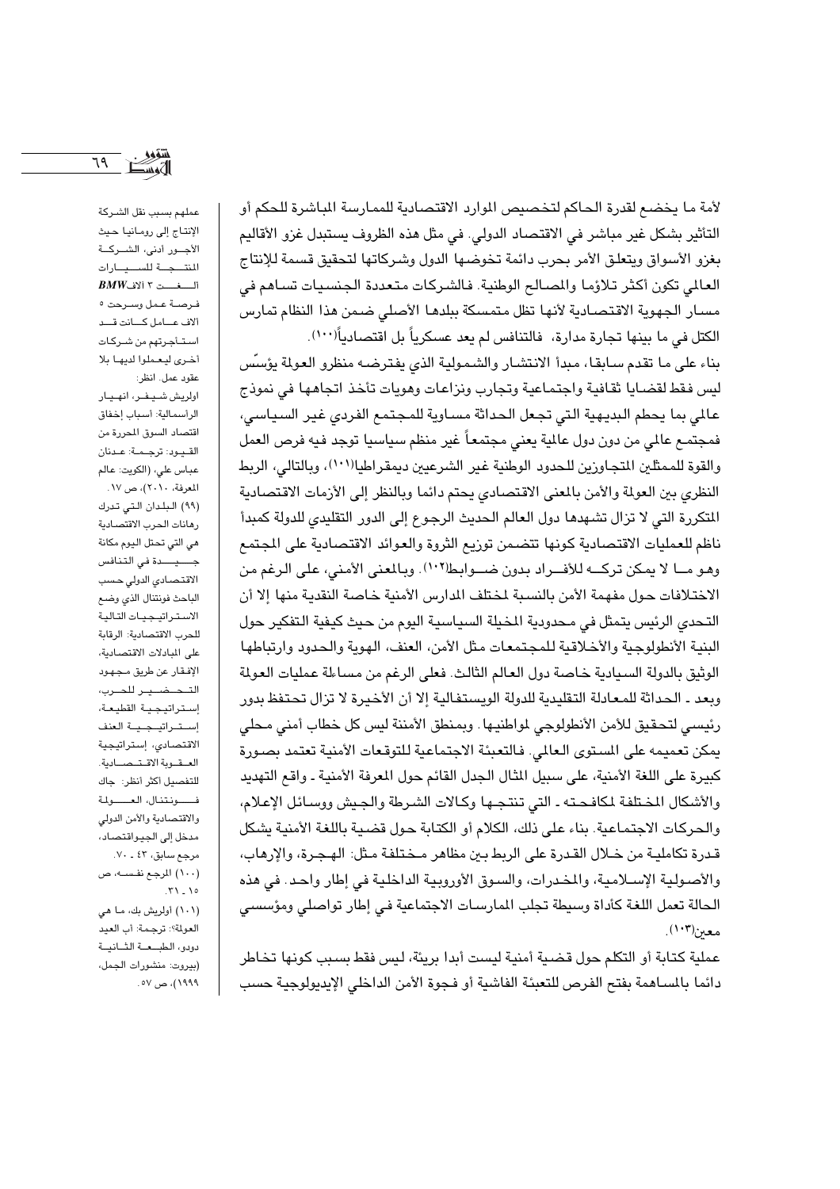لأمة ما يخضع لقدرة الحاكم لتخصيص الموارد الاقتصادية للممارسة المباشرة للحكم أو التأثير بشكل غير مباشر في الاقتصاد الدولي. في مثل هذه الظروف يستبدل غزو الأقاليم بغزو الأسواق ويتعلق الأمر بحرب دائمة تخوضها الدول وشركاتها لتحقيق قسمة للإنتاج العالمي تكون أكثر تلاؤما والمصالح الوطنية. فالشركات متعددة الجنسيات تساهم في مسار الجهوية الاقتصادية لأنها تظل متمسكة ببلدها الأصلي ضمن هذا النظام تمارس الكتل في ما بينها تجارة مدارة، فالتنافس لم يعد عسكرياً بل اقتصادياً(١٠٠).

بناء على ما تقدم سابقا، مبدأ الانتشار والشمولية الذي يفترضه منظور العولمة يؤسِّس ليس فقط لقضايا ثقافية واجتماعية وتجارب ونزاعات وهويات تأخذ اتجاهها في نموذج عالمي بما يحطم البديهية التي تجعل الحداثة مساوية للمجتمع الفردي غير السياسي، فمجتمع عالمي من دون دول عالمية يعني مجتمعاً غير منظم سياسيا توجد فيه فرص العمل والقوة للممثلين المتجاوزين للحدود الوطنية غير الشرعيين ديمقراطيا(١٠١)، وبالتالي، الربط النظري بين العولمة والأمن بالمعنى الاقتصادي يحتم دائما وبالنظر إلى الأزمات الاقتصادية المتكررة التي لا تزال تشهدها دول العالم الحديث الرجوع إلى الدور التقليدي للدولة كمبدأ ناظم للعمليات الاقتصادية كونها تتضمن توزيع الثروة والعوائد الاقتصادية على المجتمع وهو ما لا يمكن تركه للأفراد بدون ضوابط(١٠٢). وبالمعنى الأمني، على الرغم من الاختلافات حول مفهمة الأمن بالنسبة لمختلف المدارس الأمنية خاصة النقدية منها إلا أن التحدي الرئيس يتمثل في محدودية المخيلة السياسية اليوم من حيث كيفية التفكير حول البنية الأنطولوجية والأخلاقية للمجتمعات مثل الأمن، العنف، الهوية والحدود وارتباطها الوثيق بالدولة السيادية خاصة دول العالم الثالث. فعلى الرغم من مساءلة عمليات العولمة وبعد ـ الحداثة للمعادلة التقليدية للدولة الويستفالية إلا أن الأخيرة لا تزال تحتفظ بدور رئيسي لتحقيق للأمن الأنطولوجي لمواطنيها. وبمنطق الأمننة ليس كل خطاب أمني محلي يمكن تعميمه على المستوى العالمي. فالتعبئة الاجتماعية للتوقعات الأمنية تعتمد بصورة كبيرة على اللغة الأمنية، على سبيل المثال الجدل القائم حول المعرفة الأمنية ـ واقع التهديد والأشكال المختلفة لمكافحته ـ التي تنتجها وكالات الشرطة والجيش ووسائل الإعلام، والحركات الاجتماعية. بناء على ذلك، الكلام أو الكتابة حول قضية باللغة الأمنية يشكل قدرة تكاملية من خلال القدرة على الربط بين مظاهر مختلفة مثل: الهجرة، والإرهاب، والأصولية الإسلامية، والمخدرات، والسوق الأوروبية الداخلية في إطار واحد. في هذه الحالة تعمل اللغة كأداة وسيطة تجلب الممارسات الاجتماعية في إطار تواصلي ومؤسسي معين(١٠٣).

عملية كتابة أو التكلم حول قضية أمنية ليست أبدا بريئة، ليس فقط بسبب كونها تخاطر دائما بالمساهمة بفتح الفرص للتعبئة الفاشية أو فجوة الأمن الداخلي الإيديولوجية حسب

---

عملهم بسبب نقل الشركة الإنتاج إلى رومانيا حيث الأجور أدنى، الشركة المنتجة للسيارات الـ٣ الاف BMW فرصة عمل وسرحت ٥ الاف عامل كانت قد استأجرتهم من شركات أخرى ليعملوا لديها بلا عقود عمل. انظر: اولريش شيفر، انهيار الرأسمالية: أسباب إخفاق اقتصاد السوق المحررة من القيود، ترجمة: عدنان عباس علي، (الكويت: عالم المعرفة، ٢٠١٠)، ص ١٧.

(٩٩) البلدان التي تدرك رهانات الحرب الاقتصادية هي التي تحتل اليوم مكانة جيدة في التنافس الاقتصادي الدولي حسب الباحث فونتنال الذي وضع الاستراتيجيات التالية للحرب الاقتصادية: الرقابة على المبادلات الاقتصادية، الإفقار عن طريق مجهود التحضير للحرب، إستراتيجية القطيعة، إستراتيجية العنف الاقتصادي، إستراتيجية العقوبة الاقتصادية. للتفصيل أكثر أنظر: جاك فونتنال، العولمة والاقتصادية والأمن الدولي مدخل إلى الجيواقتصاد، مرجع سابق، ٤٣ ـ ٧٠.

(١٠٠) المرجع نفسه، ص ١٥ ـ ٣١.

(١٠١) أولريش بك، ما هي العولمة؟، ترجمة: أب العيد دودو، الطبعة الثانية (بيروت: منشورات الجمل، ١٩٩٩)، ص ٥٧.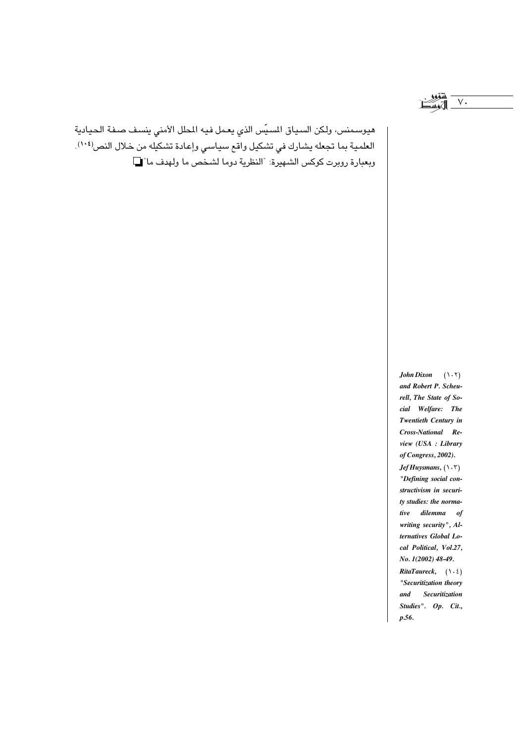هيوسمنس، ولكن السياق المسيّس الذي يعمل فيه المحلل الأمني ينسف صفة الحيادية العلمية بما تجعله يشارك في تشكيل واقع سياسي وإعادة تشكيله من خلال النص(١٠٤).
وبعبارة روبرت كوكس الشهيرة: "النظرية دوما لشخص ما ولهدف ما" ❑

(١٠٢) *John Dixon and Robert P. Scheurell, The State of Social Welfare: The Twentieth Century in Cross-National Review (USA : Library of Congress, 2002).*

(١٠٣) *Jef Huysmans, "Defining social constructivism in security studies: the normative dilemma of writing security", Alternatives Global Local Political, Vol.27, No. 1(2002) 48-49.*

(١٠٤) *RitaTaureck, "Securitization theory and Securitization Studies". Op. Cit., p.56.*